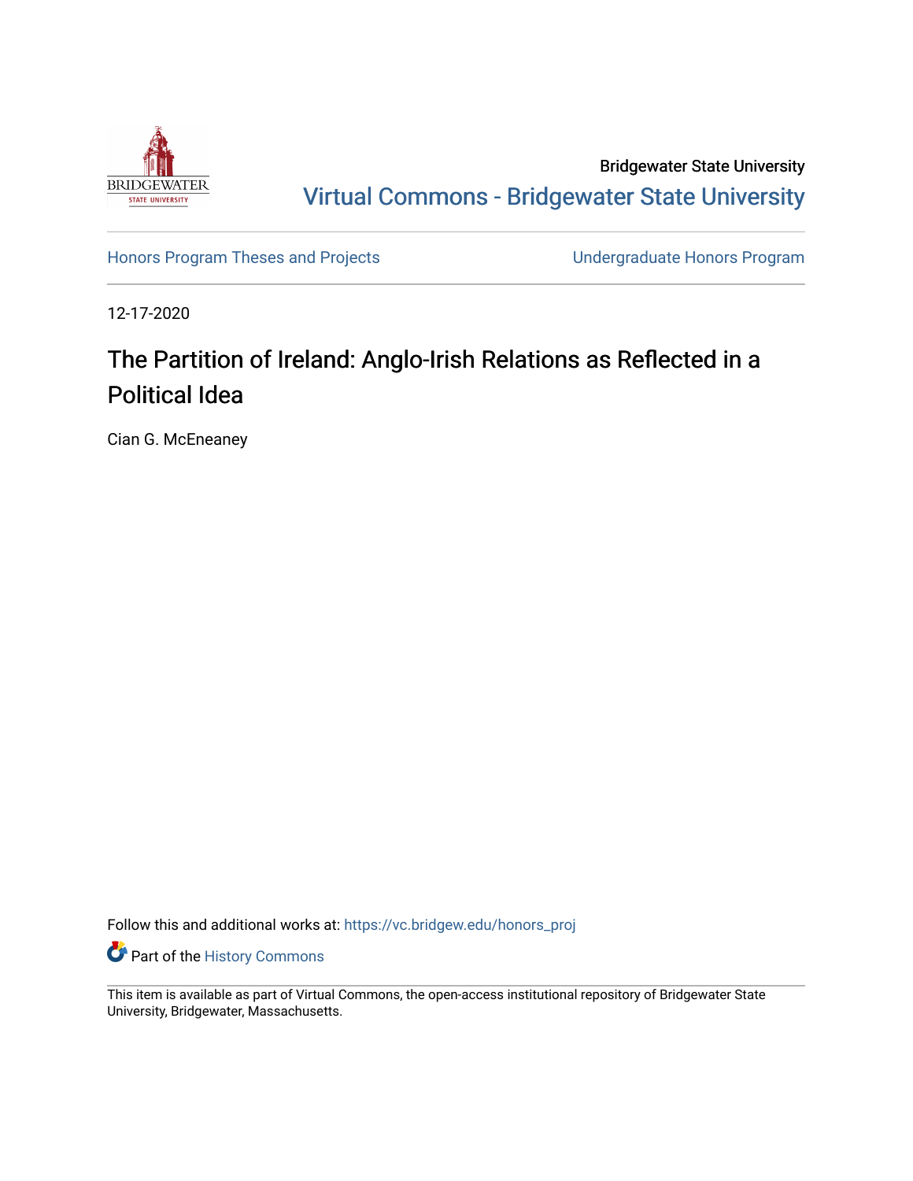Bridgewater State University

Virtual Commons - Bridgewater State University

Honors Program Theses and Projects | Undergraduate Honors Program

12-17-2020

# The Partition of Ireland: Anglo-Irish Relations as Reflected in a Political Idea

Cian G. McEneaney

Follow this and additional works at: https://vc.bridgew.edu/honors_proj

Part of the History Commons

This item is available as part of Virtual Commons, the open-access institutional repository of Bridgewater State University, Bridgewater, Massachusetts.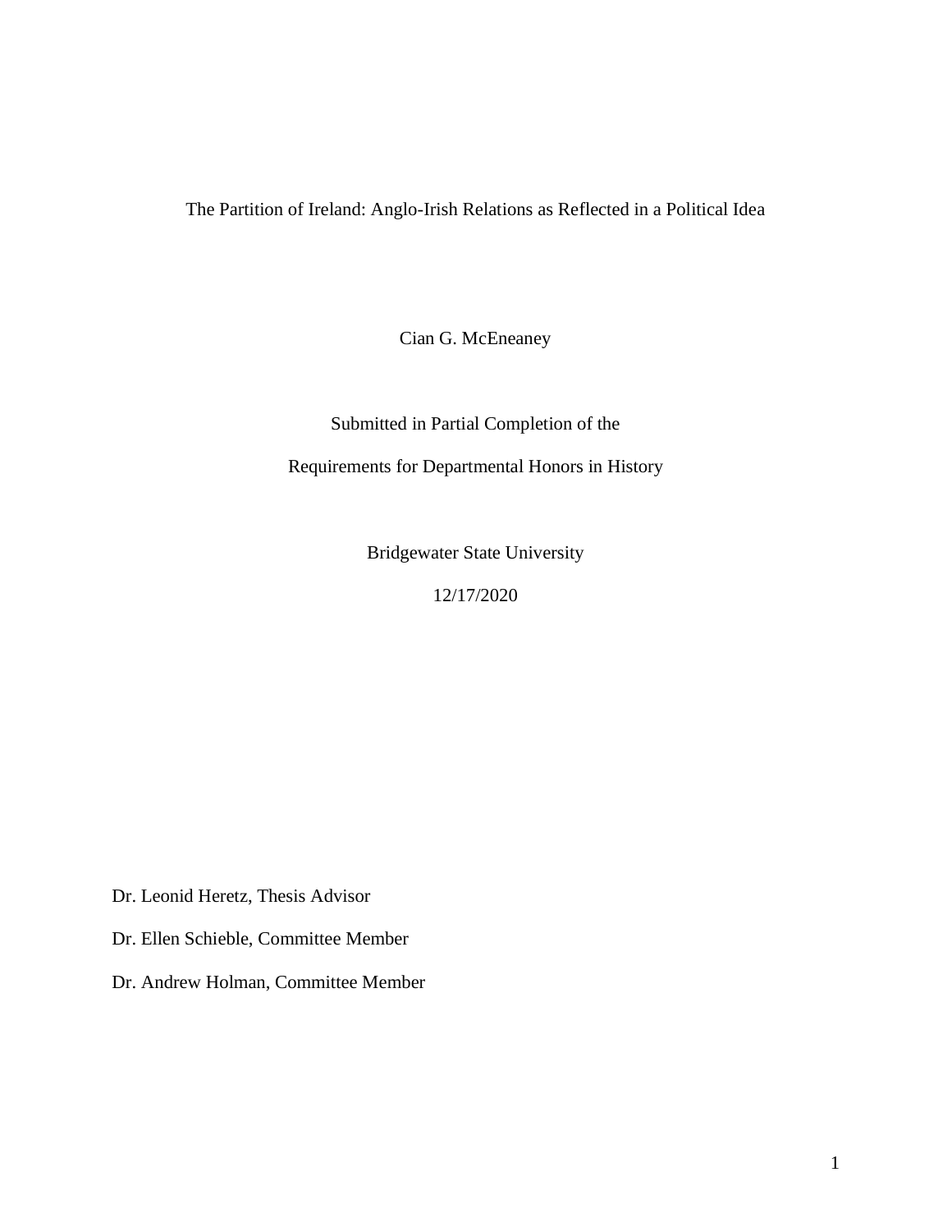# The Partition of Ireland: Anglo-Irish Relations as Reflected in a Political Idea

Cian G. McEneaney

Submitted in Partial Completion of the

Requirements for Departmental Honors in History

Bridgewater State University

12/17/2020

Dr. Leonid Heretz, Thesis Advisor

Dr. Ellen Schieble, Committee Member

Dr. Andrew Holman, Committee Member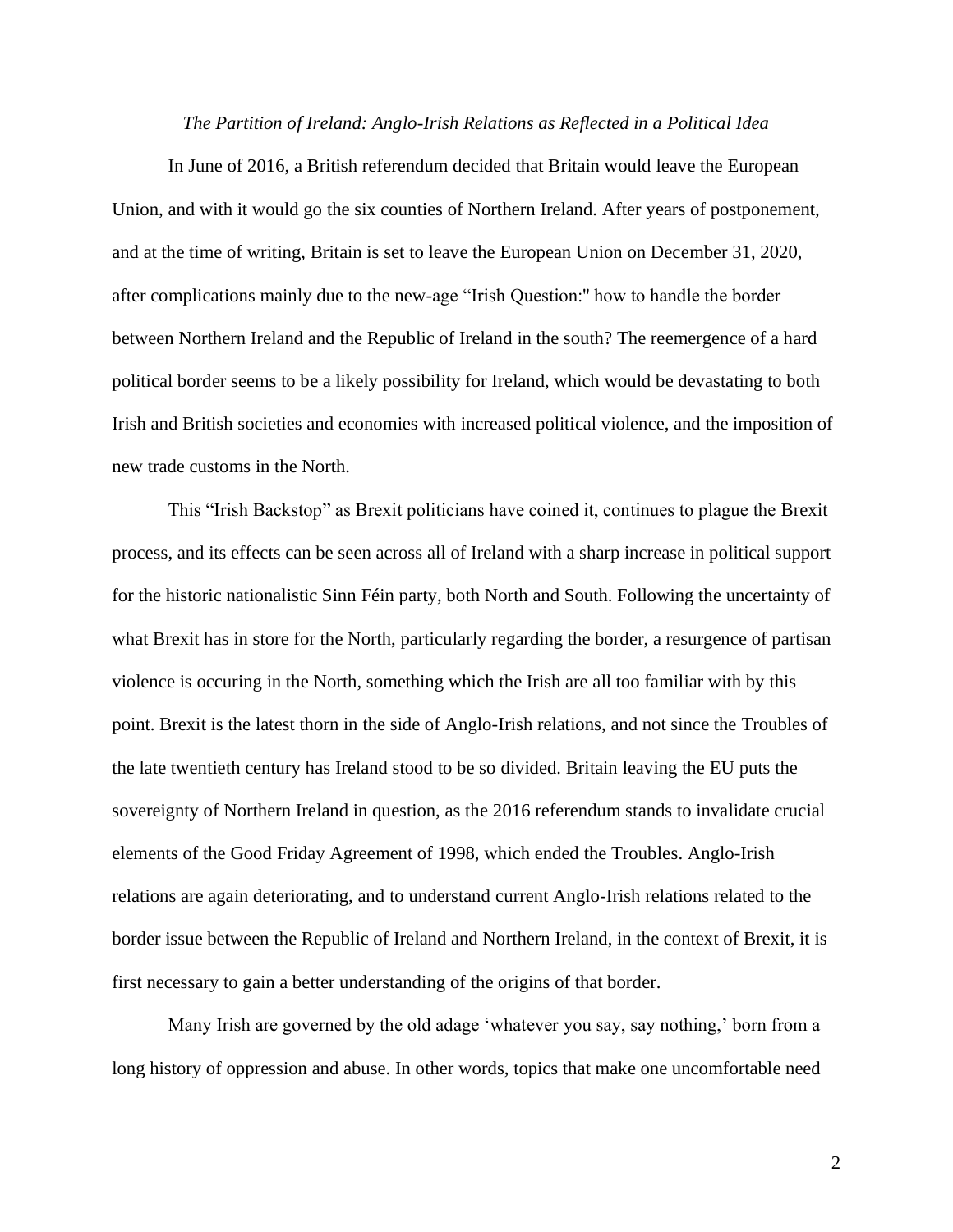*The Partition of Ireland: Anglo-Irish Relations as Reflected in a Political Idea*

In June of 2016, a British referendum decided that Britain would leave the European Union, and with it would go the six counties of Northern Ireland. After years of postponement, and at the time of writing, Britain is set to leave the European Union on December 31, 2020, after complications mainly due to the new-age "Irish Question:" how to handle the border between Northern Ireland and the Republic of Ireland in the south? The reemergence of a hard political border seems to be a likely possibility for Ireland, which would be devastating to both Irish and British societies and economies with increased political violence, and the imposition of new trade customs in the North.

This "Irish Backstop" as Brexit politicians have coined it, continues to plague the Brexit process, and its effects can be seen across all of Ireland with a sharp increase in political support for the historic nationalistic Sinn Féin party, both North and South. Following the uncertainty of what Brexit has in store for the North, particularly regarding the border, a resurgence of partisan violence is occuring in the North, something which the Irish are all too familiar with by this point. Brexit is the latest thorn in the side of Anglo-Irish relations, and not since the Troubles of the late twentieth century has Ireland stood to be so divided. Britain leaving the EU puts the sovereignty of Northern Ireland in question, as the 2016 referendum stands to invalidate crucial elements of the Good Friday Agreement of 1998, which ended the Troubles. Anglo-Irish relations are again deteriorating, and to understand current Anglo-Irish relations related to the border issue between the Republic of Ireland and Northern Ireland, in the context of Brexit, it is first necessary to gain a better understanding of the origins of that border.

Many Irish are governed by the old adage 'whatever you say, say nothing,' born from a long history of oppression and abuse. In other words, topics that make one uncomfortable need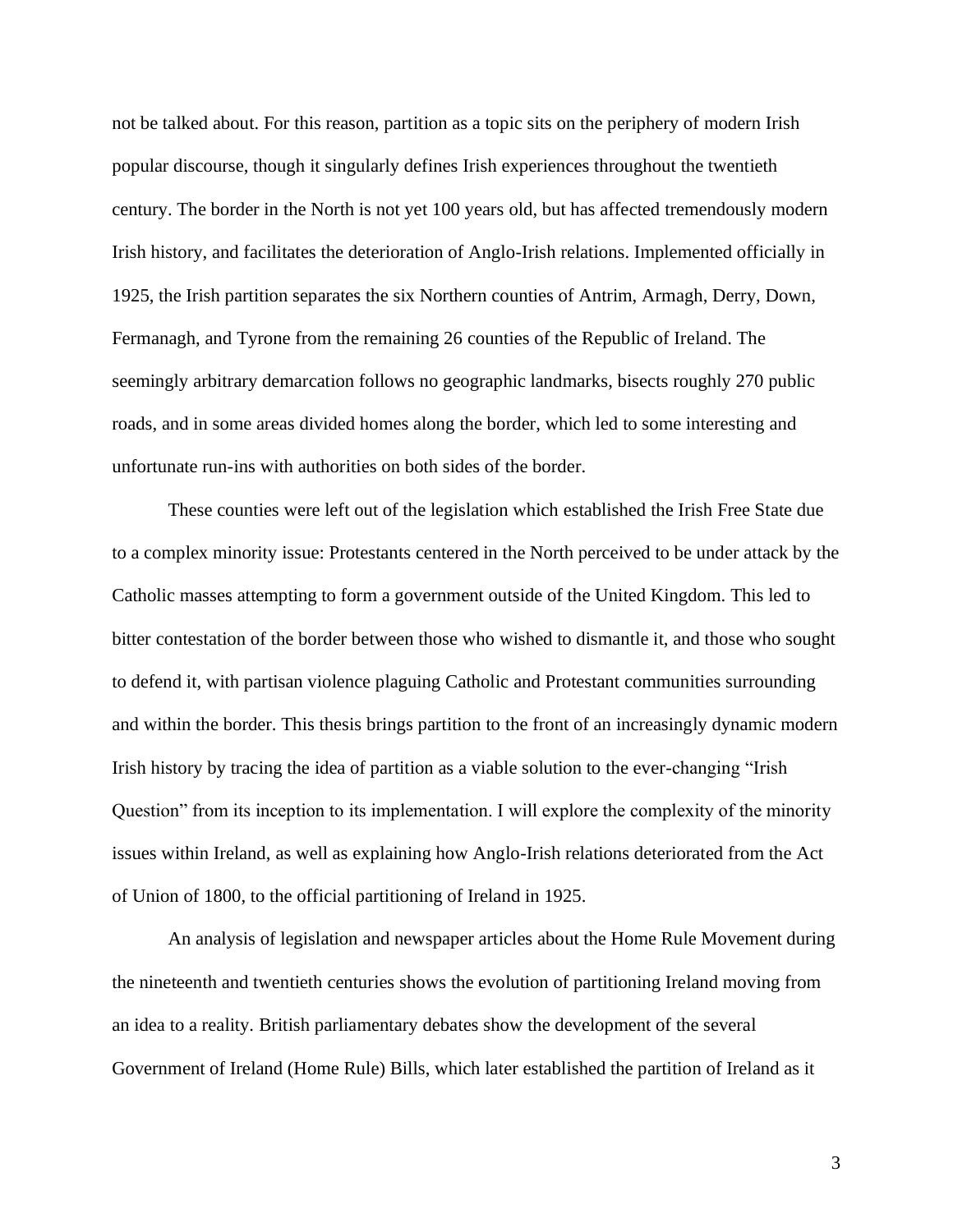not be talked about. For this reason, partition as a topic sits on the periphery of modern Irish popular discourse, though it singularly defines Irish experiences throughout the twentieth century. The border in the North is not yet 100 years old, but has affected tremendously modern Irish history, and facilitates the deterioration of Anglo-Irish relations. Implemented officially in 1925, the Irish partition separates the six Northern counties of Antrim, Armagh, Derry, Down, Fermanagh, and Tyrone from the remaining 26 counties of the Republic of Ireland. The seemingly arbitrary demarcation follows no geographic landmarks, bisects roughly 270 public roads, and in some areas divided homes along the border, which led to some interesting and unfortunate run-ins with authorities on both sides of the border.

These counties were left out of the legislation which established the Irish Free State due to a complex minority issue: Protestants centered in the North perceived to be under attack by the Catholic masses attempting to form a government outside of the United Kingdom. This led to bitter contestation of the border between those who wished to dismantle it, and those who sought to defend it, with partisan violence plaguing Catholic and Protestant communities surrounding and within the border. This thesis brings partition to the front of an increasingly dynamic modern Irish history by tracing the idea of partition as a viable solution to the ever-changing "Irish Question" from its inception to its implementation. I will explore the complexity of the minority issues within Ireland, as well as explaining how Anglo-Irish relations deteriorated from the Act of Union of 1800, to the official partitioning of Ireland in 1925.

An analysis of legislation and newspaper articles about the Home Rule Movement during the nineteenth and twentieth centuries shows the evolution of partitioning Ireland moving from an idea to a reality. British parliamentary debates show the development of the several Government of Ireland (Home Rule) Bills, which later established the partition of Ireland as it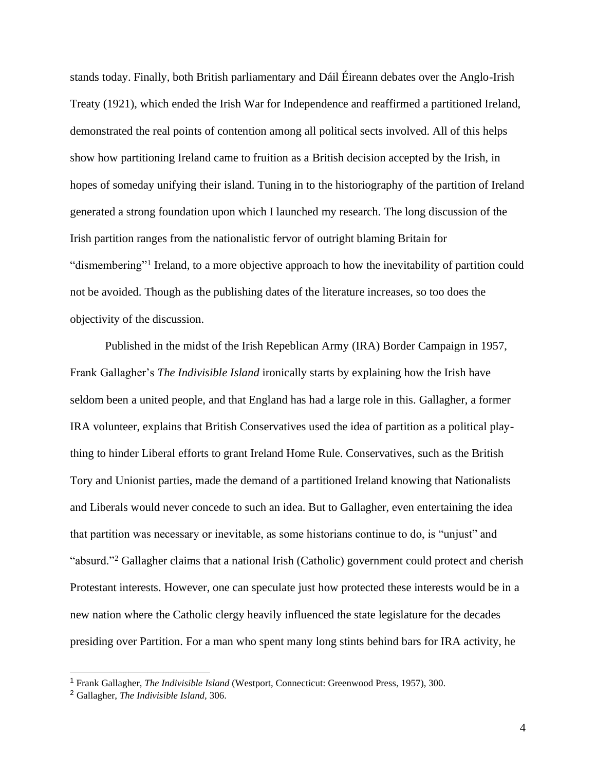stands today. Finally, both British parliamentary and Dáil Éireann debates over the Anglo-Irish Treaty (1921), which ended the Irish War for Independence and reaffirmed a partitioned Ireland, demonstrated the real points of contention among all political sects involved. All of this helps show how partitioning Ireland came to fruition as a British decision accepted by the Irish, in hopes of someday unifying their island. Tuning in to the historiography of the partition of Ireland generated a strong foundation upon which I launched my research. The long discussion of the Irish partition ranges from the nationalistic fervor of outright blaming Britain for "dismembering"[1] Ireland, to a more objective approach to how the inevitability of partition could not be avoided. Though as the publishing dates of the literature increases, so too does the objectivity of the discussion.

Published in the midst of the Irish Repeblican Army (IRA) Border Campaign in 1957, Frank Gallagher's *The Indivisible Island* ironically starts by explaining how the Irish have seldom been a united people, and that England has had a large role in this. Gallagher, a former IRA volunteer, explains that British Conservatives used the idea of partition as a political play-thing to hinder Liberal efforts to grant Ireland Home Rule. Conservatives, such as the British Tory and Unionist parties, made the demand of a partitioned Ireland knowing that Nationalists and Liberals would never concede to such an idea. But to Gallagher, even entertaining the idea that partition was necessary or inevitable, as some historians continue to do, is "unjust" and "absurd."[2] Gallagher claims that a national Irish (Catholic) government could protect and cherish Protestant interests. However, one can speculate just how protected these interests would be in a new nation where the Catholic clergy heavily influenced the state legislature for the decades presiding over Partition. For a man who spent many long stints behind bars for IRA activity, he

[1] Frank Gallagher, *The Indivisible Island* (Westport, Connecticut: Greenwood Press, 1957), 300.

[2] Gallagher, *The Indivisible Island*, 306.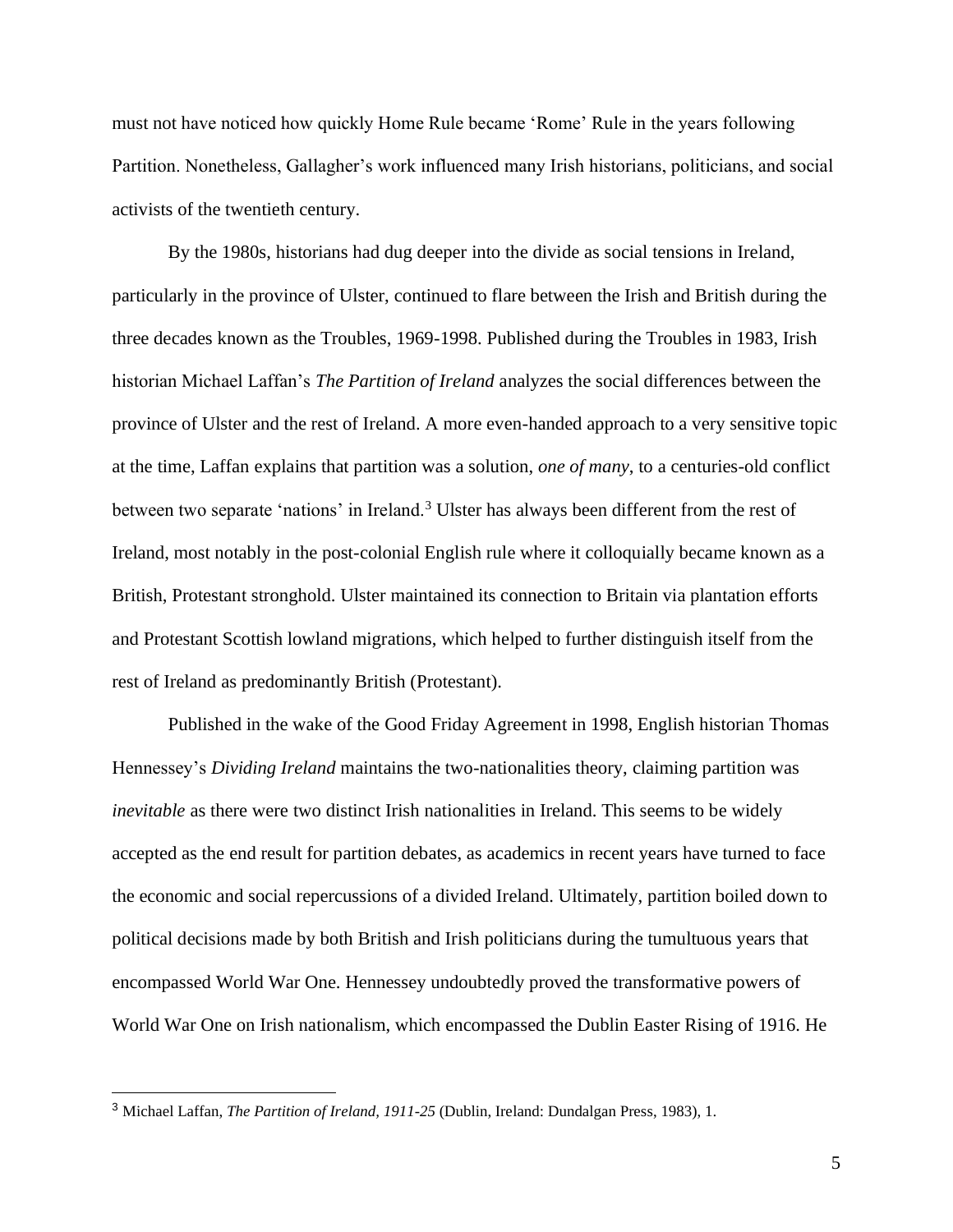must not have noticed how quickly Home Rule became 'Rome' Rule in the years following Partition. Nonetheless, Gallagher's work influenced many Irish historians, politicians, and social activists of the twentieth century.

By the 1980s, historians had dug deeper into the divide as social tensions in Ireland, particularly in the province of Ulster, continued to flare between the Irish and British during the three decades known as the Troubles, 1969-1998. Published during the Troubles in 1983, Irish historian Michael Laffan's *The Partition of Ireland* analyzes the social differences between the province of Ulster and the rest of Ireland. A more even-handed approach to a very sensitive topic at the time, Laffan explains that partition was a solution, *one of many*, to a centuries-old conflict between two separate 'nations' in Ireland.[3] Ulster has always been different from the rest of Ireland, most notably in the post-colonial English rule where it colloquially became known as a British, Protestant stronghold. Ulster maintained its connection to Britain via plantation efforts and Protestant Scottish lowland migrations, which helped to further distinguish itself from the rest of Ireland as predominantly British (Protestant).

Published in the wake of the Good Friday Agreement in 1998, English historian Thomas Hennessey's *Dividing Ireland* maintains the two-nationalities theory, claiming partition was *inevitable* as there were two distinct Irish nationalities in Ireland. This seems to be widely accepted as the end result for partition debates, as academics in recent years have turned to face the economic and social repercussions of a divided Ireland. Ultimately, partition boiled down to political decisions made by both British and Irish politicians during the tumultuous years that encompassed World War One. Hennessey undoubtedly proved the transformative powers of World War One on Irish nationalism, which encompassed the Dublin Easter Rising of 1916. He

[3] Michael Laffan, *The Partition of Ireland, 1911-25* (Dublin, Ireland: Dundalgan Press, 1983), 1.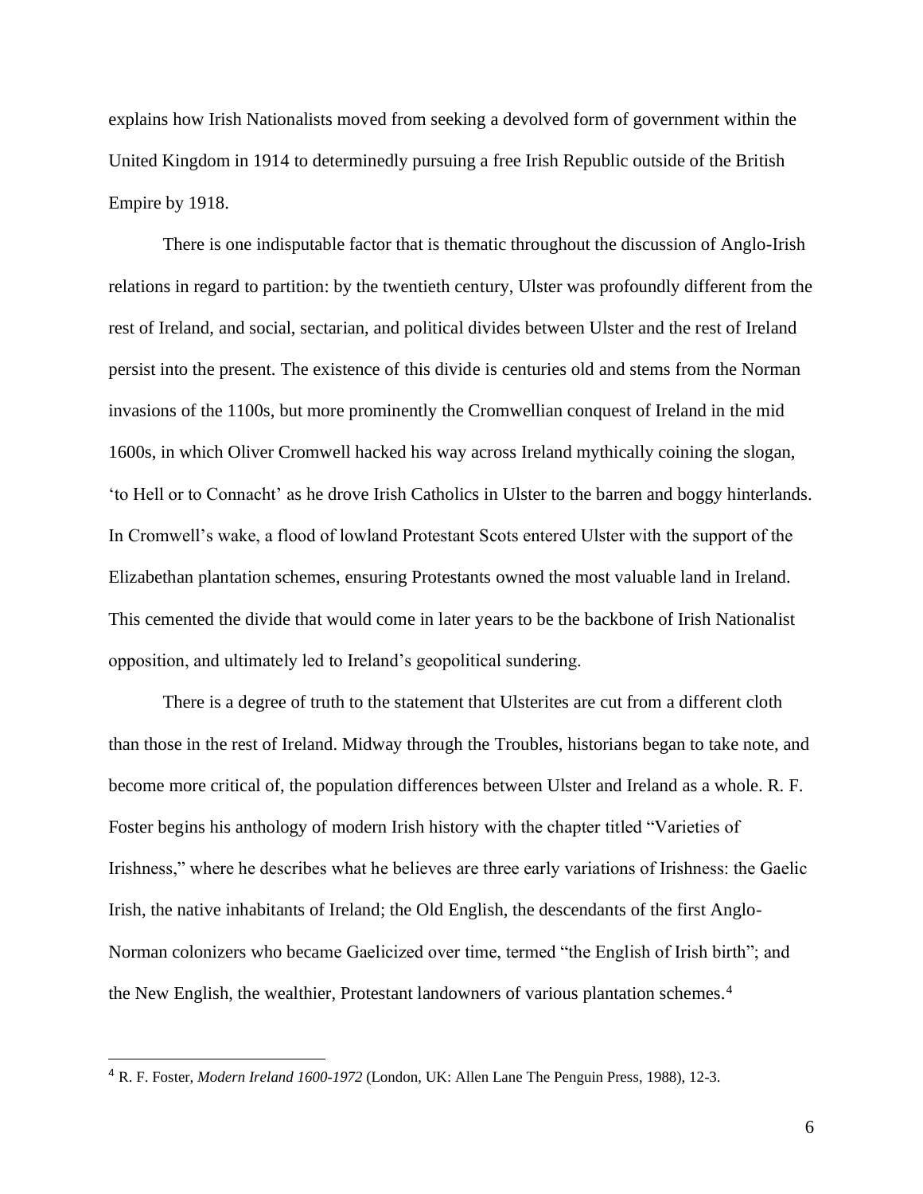explains how Irish Nationalists moved from seeking a devolved form of government within the United Kingdom in 1914 to determinedly pursuing a free Irish Republic outside of the British Empire by 1918.

There is one indisputable factor that is thematic throughout the discussion of Anglo-Irish relations in regard to partition: by the twentieth century, Ulster was profoundly different from the rest of Ireland, and social, sectarian, and political divides between Ulster and the rest of Ireland persist into the present. The existence of this divide is centuries old and stems from the Norman invasions of the 1100s, but more prominently the Cromwellian conquest of Ireland in the mid 1600s, in which Oliver Cromwell hacked his way across Ireland mythically coining the slogan, 'to Hell or to Connacht' as he drove Irish Catholics in Ulster to the barren and boggy hinterlands. In Cromwell's wake, a flood of lowland Protestant Scots entered Ulster with the support of the Elizabethan plantation schemes, ensuring Protestants owned the most valuable land in Ireland. This cemented the divide that would come in later years to be the backbone of Irish Nationalist opposition, and ultimately led to Ireland's geopolitical sundering.

There is a degree of truth to the statement that Ulsterites are cut from a different cloth than those in the rest of Ireland. Midway through the Troubles, historians began to take note, and become more critical of, the population differences between Ulster and Ireland as a whole. R. F. Foster begins his anthology of modern Irish history with the chapter titled "Varieties of Irishness," where he describes what he believes are three early variations of Irishness: the Gaelic Irish, the native inhabitants of Ireland; the Old English, the descendants of the first Anglo-Norman colonizers who became Gaelicized over time, termed "the English of Irish birth"; and the New English, the wealthier, Protestant landowners of various plantation schemes.[4]

---

[4] R. F. Foster, *Modern Ireland 1600-1972* (London, UK: Allen Lane The Penguin Press, 1988), 12-3.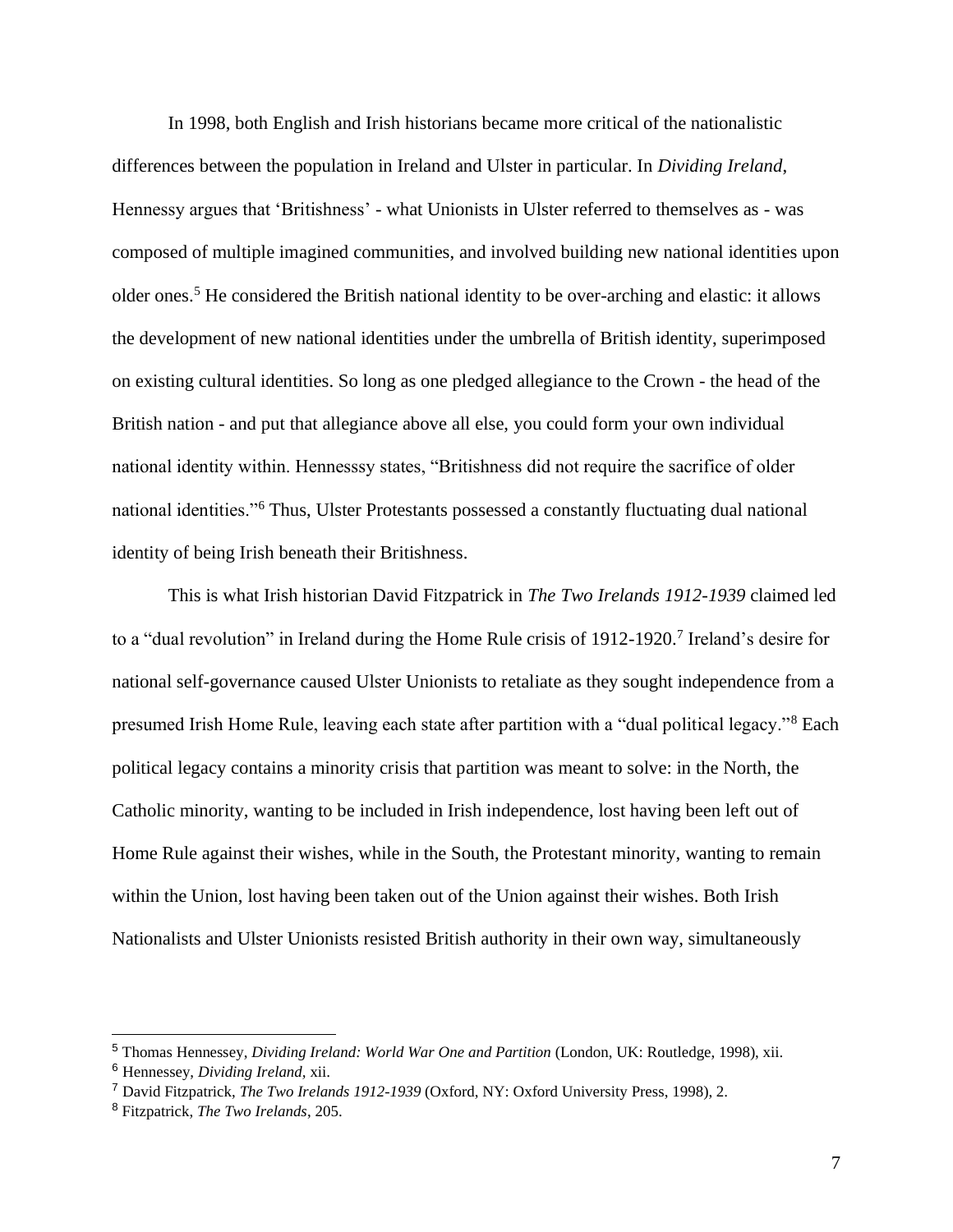In 1998, both English and Irish historians became more critical of the nationalistic differences between the population in Ireland and Ulster in particular. In *Dividing Ireland*, Hennessy argues that 'Britishness' - what Unionists in Ulster referred to themselves as - was composed of multiple imagined communities, and involved building new national identities upon older ones.[5] He considered the British national identity to be over-arching and elastic: it allows the development of new national identities under the umbrella of British identity, superimposed on existing cultural identities. So long as one pledged allegiance to the Crown - the head of the British nation - and put that allegiance above all else, you could form your own individual national identity within. Hennesssy states, "Britishness did not require the sacrifice of older national identities."[6] Thus, Ulster Protestants possessed a constantly fluctuating dual national identity of being Irish beneath their Britishness.

This is what Irish historian David Fitzpatrick in *The Two Irelands 1912-1939* claimed led to a "dual revolution" in Ireland during the Home Rule crisis of 1912-1920.[7] Ireland's desire for national self-governance caused Ulster Unionists to retaliate as they sought independence from a presumed Irish Home Rule, leaving each state after partition with a "dual political legacy."[8] Each political legacy contains a minority crisis that partition was meant to solve: in the North, the Catholic minority, wanting to be included in Irish independence, lost having been left out of Home Rule against their wishes, while in the South, the Protestant minority, wanting to remain within the Union, lost having been taken out of the Union against their wishes. Both Irish Nationalists and Ulster Unionists resisted British authority in their own way, simultaneously

---

[5] Thomas Hennessey, *Dividing Ireland: World War One and Partition* (London, UK: Routledge, 1998), xii.

[6] Hennessey, *Dividing Ireland*, xii.

[7] David Fitzpatrick, *The Two Irelands 1912-1939* (Oxford, NY: Oxford University Press, 1998), 2.

[8] Fitzpatrick, *The Two Irelands*, 205.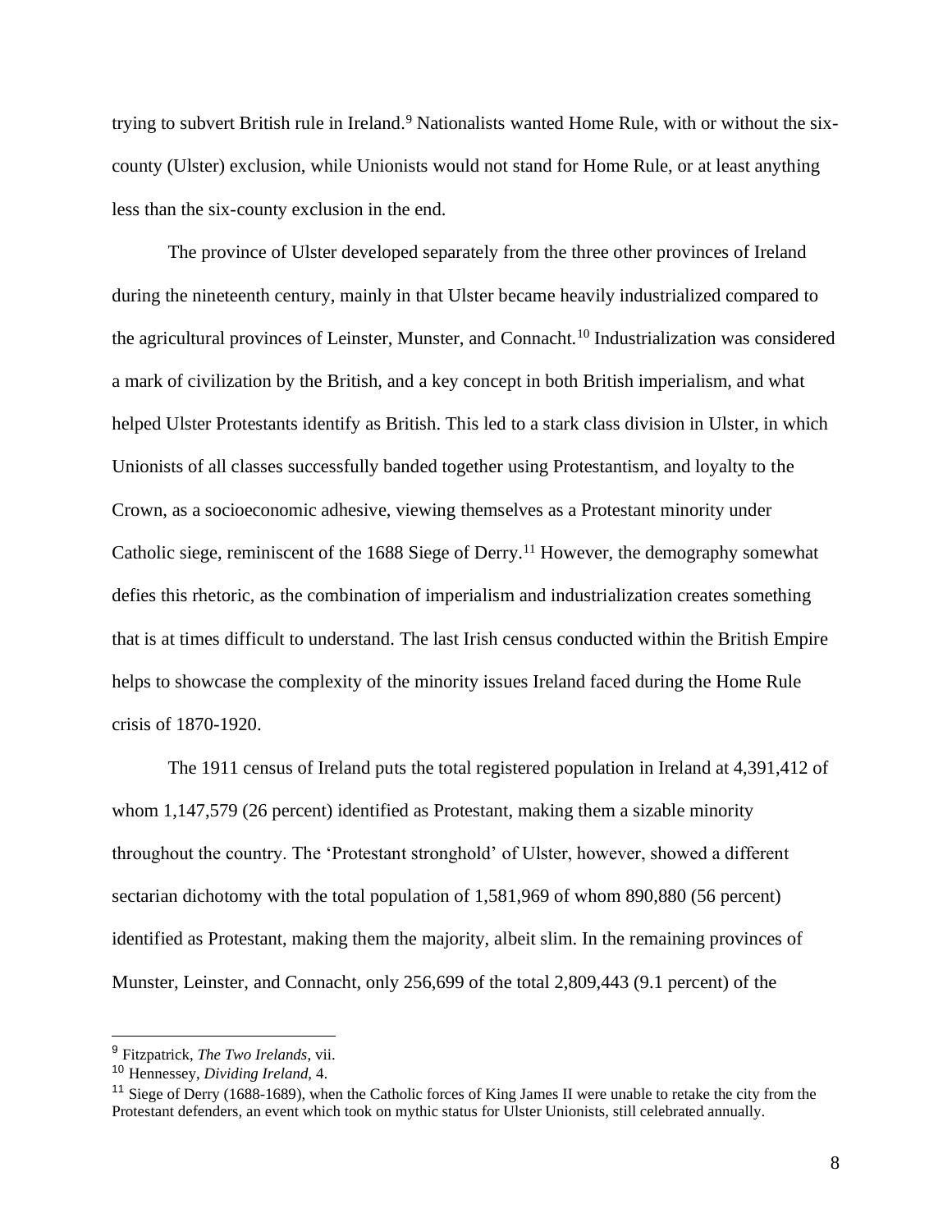trying to subvert British rule in Ireland.[9] Nationalists wanted Home Rule, with or without the six-county (Ulster) exclusion, while Unionists would not stand for Home Rule, or at least anything less than the six-county exclusion in the end.

The province of Ulster developed separately from the three other provinces of Ireland during the nineteenth century, mainly in that Ulster became heavily industrialized compared to the agricultural provinces of Leinster, Munster, and Connacht.[10] Industrialization was considered a mark of civilization by the British, and a key concept in both British imperialism, and what helped Ulster Protestants identify as British. This led to a stark class division in Ulster, in which Unionists of all classes successfully banded together using Protestantism, and loyalty to the Crown, as a socioeconomic adhesive, viewing themselves as a Protestant minority under Catholic siege, reminiscent of the 1688 Siege of Derry.[11] However, the demography somewhat defies this rhetoric, as the combination of imperialism and industrialization creates something that is at times difficult to understand. The last Irish census conducted within the British Empire helps to showcase the complexity of the minority issues Ireland faced during the Home Rule crisis of 1870-1920.

The 1911 census of Ireland puts the total registered population in Ireland at 4,391,412 of whom 1,147,579 (26 percent) identified as Protestant, making them a sizable minority throughout the country. The 'Protestant stronghold' of Ulster, however, showed a different sectarian dichotomy with the total population of 1,581,969 of whom 890,880 (56 percent) identified as Protestant, making them the majority, albeit slim. In the remaining provinces of Munster, Leinster, and Connacht, only 256,699 of the total 2,809,443 (9.1 percent) of the

---

[9] Fitzpatrick, *The Two Irelands*, vii.

[10] Hennessey, *Dividing Ireland*, 4.

[11] Siege of Derry (1688-1689), when the Catholic forces of King James II were unable to retake the city from the Protestant defenders, an event which took on mythic status for Ulster Unionists, still celebrated annually.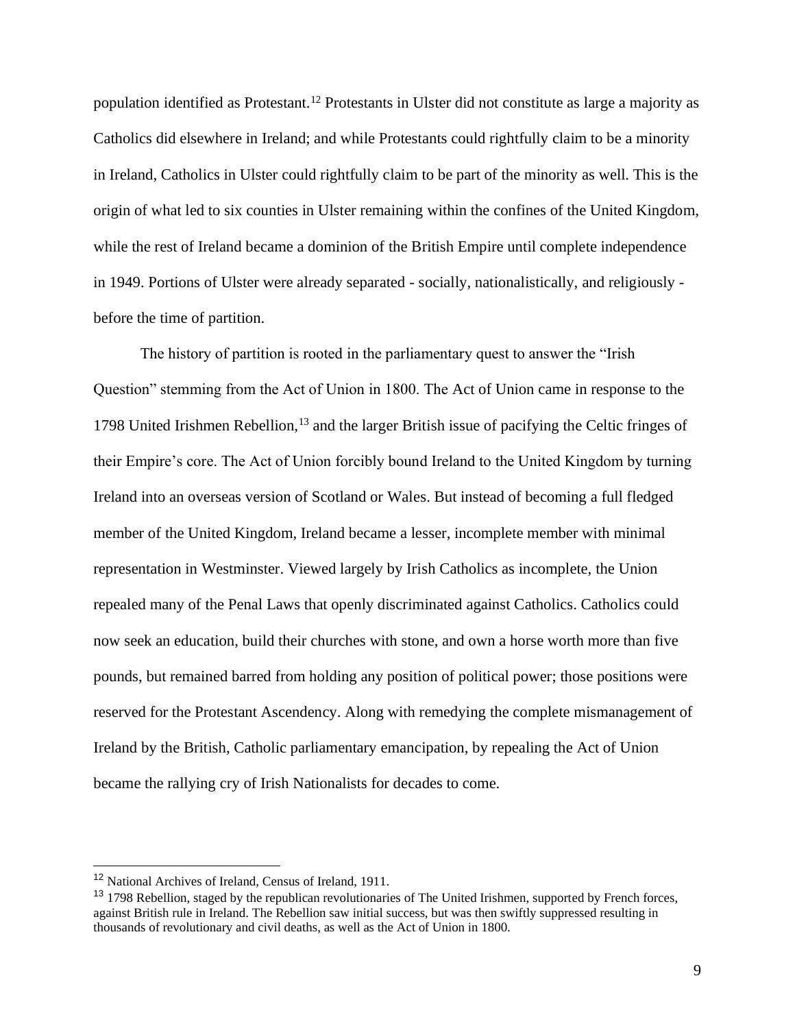population identified as Protestant.[12] Protestants in Ulster did not constitute as large a majority as Catholics did elsewhere in Ireland; and while Protestants could rightfully claim to be a minority in Ireland, Catholics in Ulster could rightfully claim to be part of the minority as well. This is the origin of what led to six counties in Ulster remaining within the confines of the United Kingdom, while the rest of Ireland became a dominion of the British Empire until complete independence in 1949. Portions of Ulster were already separated - socially, nationalistically, and religiously - before the time of partition.

The history of partition is rooted in the parliamentary quest to answer the "Irish Question" stemming from the Act of Union in 1800. The Act of Union came in response to the 1798 United Irishmen Rebellion,[13] and the larger British issue of pacifying the Celtic fringes of their Empire's core. The Act of Union forcibly bound Ireland to the United Kingdom by turning Ireland into an overseas version of Scotland or Wales. But instead of becoming a full fledged member of the United Kingdom, Ireland became a lesser, incomplete member with minimal representation in Westminster. Viewed largely by Irish Catholics as incomplete, the Union repealed many of the Penal Laws that openly discriminated against Catholics. Catholics could now seek an education, build their churches with stone, and own a horse worth more than five pounds, but remained barred from holding any position of political power; those positions were reserved for the Protestant Ascendency. Along with remedying the complete mismanagement of Ireland by the British, Catholic parliamentary emancipation, by repealing the Act of Union became the rallying cry of Irish Nationalists for decades to come.

---

[12] National Archives of Ireland, Census of Ireland, 1911.

[13] 1798 Rebellion, staged by the republican revolutionaries of The United Irishmen, supported by French forces, against British rule in Ireland. The Rebellion saw initial success, but was then swiftly suppressed resulting in thousands of revolutionary and civil deaths, as well as the Act of Union in 1800.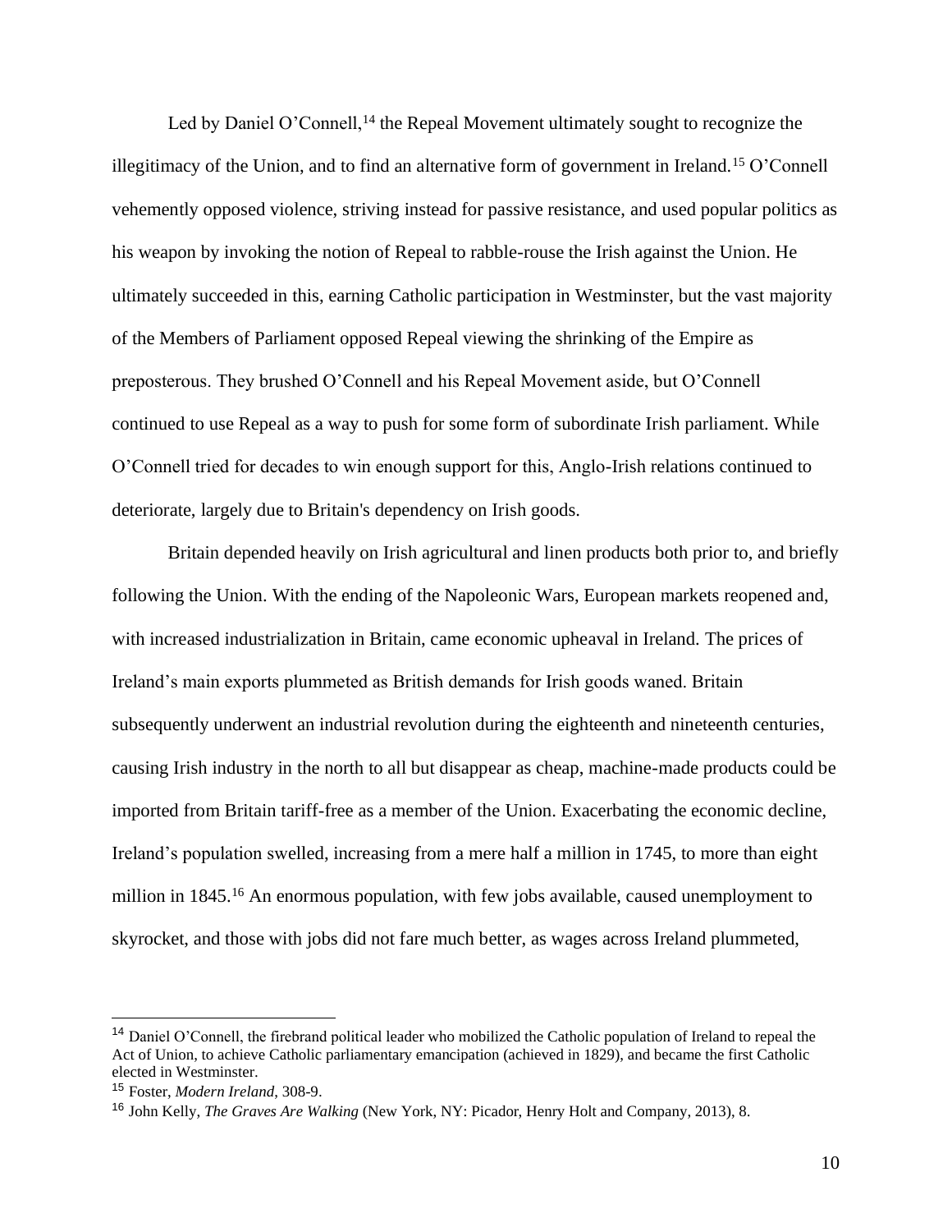Led by Daniel O'Connell,[14] the Repeal Movement ultimately sought to recognize the illegitimacy of the Union, and to find an alternative form of government in Ireland.[15] O'Connell vehemently opposed violence, striving instead for passive resistance, and used popular politics as his weapon by invoking the notion of Repeal to rabble-rouse the Irish against the Union. He ultimately succeeded in this, earning Catholic participation in Westminster, but the vast majority of the Members of Parliament opposed Repeal viewing the shrinking of the Empire as preposterous. They brushed O'Connell and his Repeal Movement aside, but O'Connell continued to use Repeal as a way to push for some form of subordinate Irish parliament. While O'Connell tried for decades to win enough support for this, Anglo-Irish relations continued to deteriorate, largely due to Britain's dependency on Irish goods.

Britain depended heavily on Irish agricultural and linen products both prior to, and briefly following the Union. With the ending of the Napoleonic Wars, European markets reopened and, with increased industrialization in Britain, came economic upheaval in Ireland. The prices of Ireland's main exports plummeted as British demands for Irish goods waned. Britain subsequently underwent an industrial revolution during the eighteenth and nineteenth centuries, causing Irish industry in the north to all but disappear as cheap, machine-made products could be imported from Britain tariff-free as a member of the Union. Exacerbating the economic decline, Ireland's population swelled, increasing from a mere half a million in 1745, to more than eight million in 1845.[16] An enormous population, with few jobs available, caused unemployment to skyrocket, and those with jobs did not fare much better, as wages across Ireland plummeted,

---

[14] Daniel O'Connell, the firebrand political leader who mobilized the Catholic population of Ireland to repeal the Act of Union, to achieve Catholic parliamentary emancipation (achieved in 1829), and became the first Catholic elected in Westminster.

[15] Foster, *Modern Ireland,* 308-9.

[16] John Kelly, *The Graves Are Walking* (New York, NY: Picador, Henry Holt and Company, 2013), 8.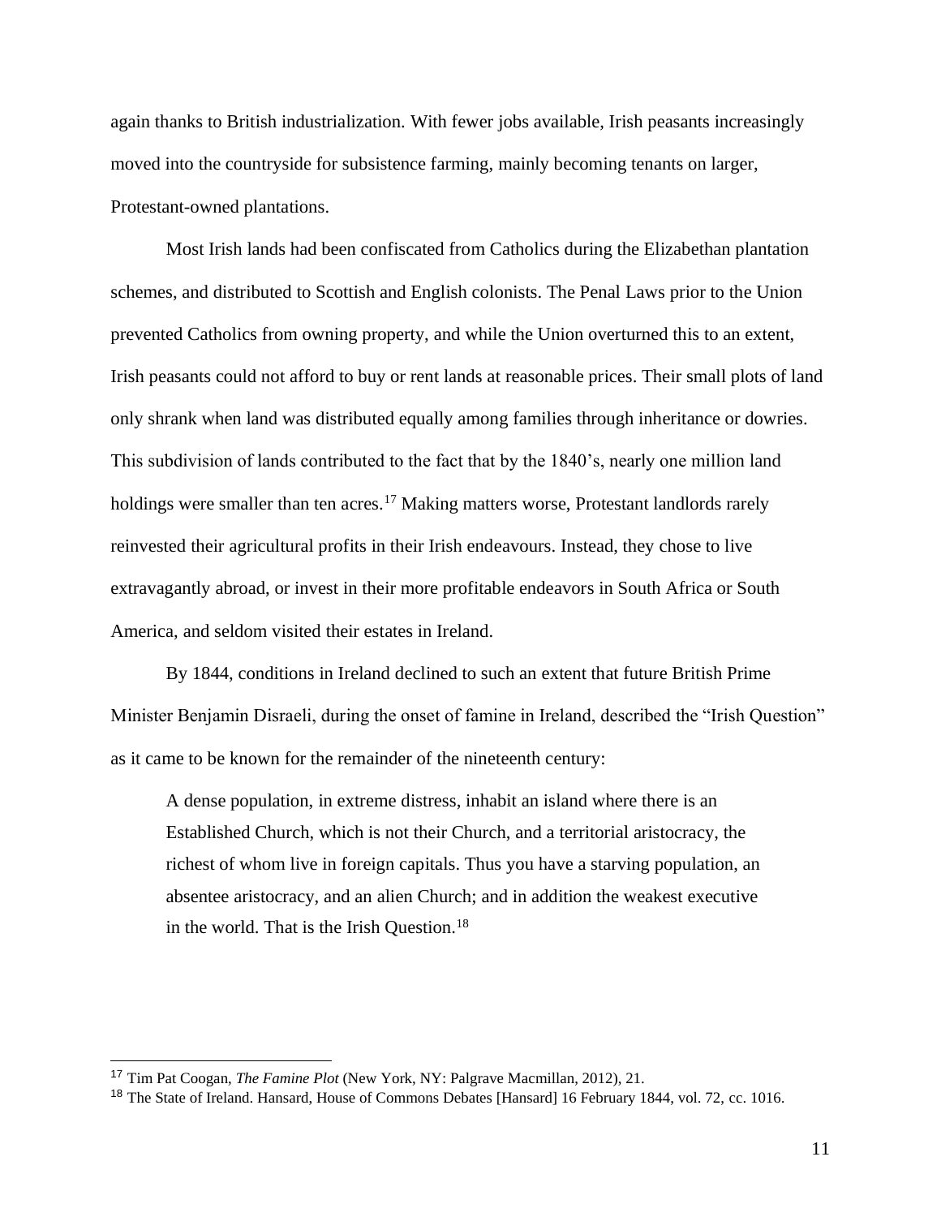again thanks to British industrialization. With fewer jobs available, Irish peasants increasingly moved into the countryside for subsistence farming, mainly becoming tenants on larger, Protestant-owned plantations.

Most Irish lands had been confiscated from Catholics during the Elizabethan plantation schemes, and distributed to Scottish and English colonists. The Penal Laws prior to the Union prevented Catholics from owning property, and while the Union overturned this to an extent, Irish peasants could not afford to buy or rent lands at reasonable prices. Their small plots of land only shrank when land was distributed equally among families through inheritance or dowries. This subdivision of lands contributed to the fact that by the 1840's, nearly one million land holdings were smaller than ten acres.[17] Making matters worse, Protestant landlords rarely reinvested their agricultural profits in their Irish endeavours. Instead, they chose to live extravagantly abroad, or invest in their more profitable endeavors in South Africa or South America, and seldom visited their estates in Ireland.

By 1844, conditions in Ireland declined to such an extent that future British Prime Minister Benjamin Disraeli, during the onset of famine in Ireland, described the "Irish Question" as it came to be known for the remainder of the nineteenth century:

> A dense population, in extreme distress, inhabit an island where there is an Established Church, which is not their Church, and a territorial aristocracy, the richest of whom live in foreign capitals. Thus you have a starving population, an absentee aristocracy, and an alien Church; and in addition the weakest executive in the world. That is the Irish Question.[18]

---

[17] Tim Pat Coogan, *The Famine Plot* (New York, NY: Palgrave Macmillan, 2012), 21.

[18] The State of Ireland. Hansard, House of Commons Debates [Hansard] 16 February 1844, vol. 72, cc. 1016.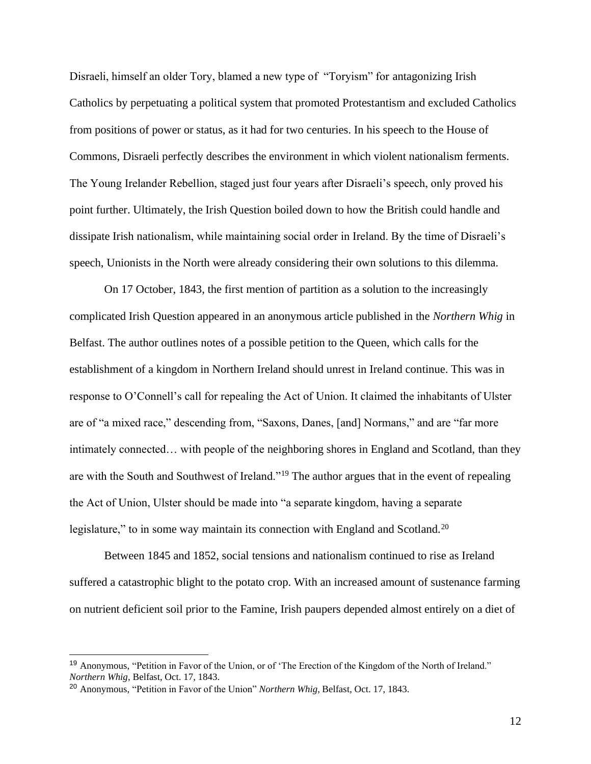Disraeli, himself an older Tory, blamed a new type of "Toryism" for antagonizing Irish Catholics by perpetuating a political system that promoted Protestantism and excluded Catholics from positions of power or status, as it had for two centuries. In his speech to the House of Commons, Disraeli perfectly describes the environment in which violent nationalism ferments. The Young Irelander Rebellion, staged just four years after Disraeli's speech, only proved his point further. Ultimately, the Irish Question boiled down to how the British could handle and dissipate Irish nationalism, while maintaining social order in Ireland. By the time of Disraeli's speech, Unionists in the North were already considering their own solutions to this dilemma.

On 17 October, 1843, the first mention of partition as a solution to the increasingly complicated Irish Question appeared in an anonymous article published in the *Northern Whig* in Belfast. The author outlines notes of a possible petition to the Queen, which calls for the establishment of a kingdom in Northern Ireland should unrest in Ireland continue. This was in response to O'Connell's call for repealing the Act of Union. It claimed the inhabitants of Ulster are of "a mixed race," descending from, "Saxons, Danes, [and] Normans," and are "far more intimately connected… with people of the neighboring shores in England and Scotland, than they are with the South and Southwest of Ireland."[19] The author argues that in the event of repealing the Act of Union, Ulster should be made into "a separate kingdom, having a separate legislature," to in some way maintain its connection with England and Scotland.[20]

Between 1845 and 1852, social tensions and nationalism continued to rise as Ireland suffered a catastrophic blight to the potato crop. With an increased amount of sustenance farming on nutrient deficient soil prior to the Famine, Irish paupers depended almost entirely on a diet of

---

[19] Anonymous, "Petition in Favor of the Union, or of 'The Erection of the Kingdom of the North of Ireland." *Northern Whig*, Belfast, Oct. 17, 1843.

[20] Anonymous, "Petition in Favor of the Union" *Northern Whig*, Belfast, Oct. 17, 1843.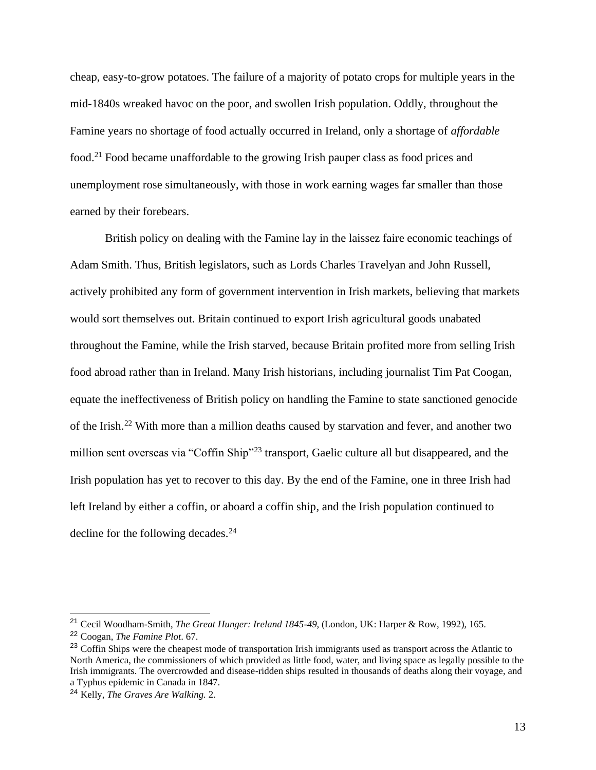cheap, easy-to-grow potatoes. The failure of a majority of potato crops for multiple years in the mid-1840s wreaked havoc on the poor, and swollen Irish population. Oddly, throughout the Famine years no shortage of food actually occurred in Ireland, only a shortage of *affordable* food.[21] Food became unaffordable to the growing Irish pauper class as food prices and unemployment rose simultaneously, with those in work earning wages far smaller than those earned by their forebears.

British policy on dealing with the Famine lay in the laissez faire economic teachings of Adam Smith. Thus, British legislators, such as Lords Charles Travelyan and John Russell, actively prohibited any form of government intervention in Irish markets, believing that markets would sort themselves out. Britain continued to export Irish agricultural goods unabated throughout the Famine, while the Irish starved, because Britain profited more from selling Irish food abroad rather than in Ireland. Many Irish historians, including journalist Tim Pat Coogan, equate the ineffectiveness of British policy on handling the Famine to state sanctioned genocide of the Irish.[22] With more than a million deaths caused by starvation and fever, and another two million sent overseas via "Coffin Ship"[23] transport, Gaelic culture all but disappeared, and the Irish population has yet to recover to this day. By the end of the Famine, one in three Irish had left Ireland by either a coffin, or aboard a coffin ship, and the Irish population continued to decline for the following decades.[24]

---

[21] Cecil Woodham-Smith, *The Great Hunger: Ireland 1845-49*, (London, UK: Harper & Row, 1992), 165.

[22] Coogan, *The Famine Plot*. 67.

[23] Coffin Ships were the cheapest mode of transportation Irish immigrants used as transport across the Atlantic to North America, the commissioners of which provided as little food, water, and living space as legally possible to the Irish immigrants. The overcrowded and disease-ridden ships resulted in thousands of deaths along their voyage, and a Typhus epidemic in Canada in 1847.

[24] Kelly, *The Graves Are Walking.* 2.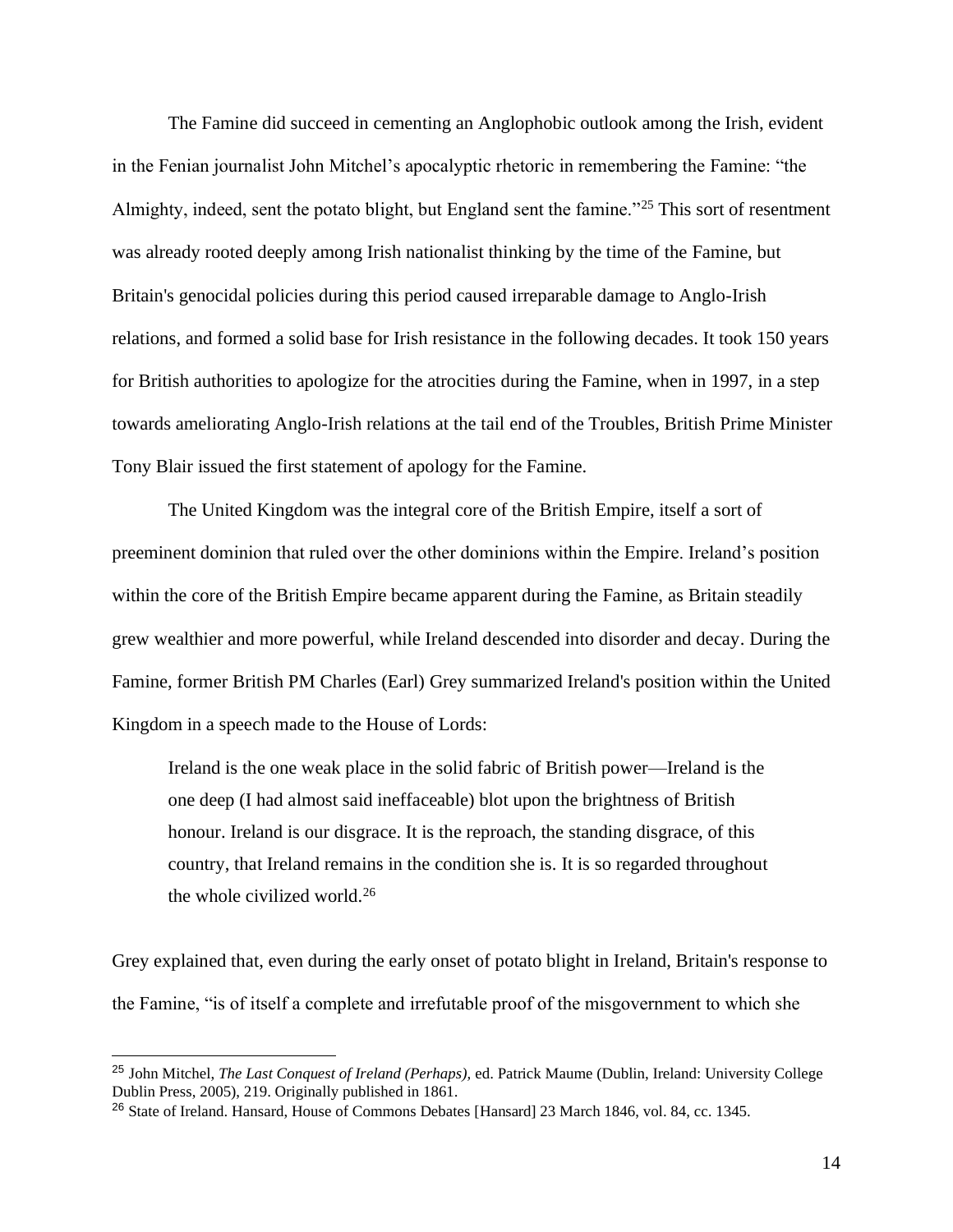The Famine did succeed in cementing an Anglophobic outlook among the Irish, evident in the Fenian journalist John Mitchel's apocalyptic rhetoric in remembering the Famine: "the Almighty, indeed, sent the potato blight, but England sent the famine."[25] This sort of resentment was already rooted deeply among Irish nationalist thinking by the time of the Famine, but Britain's genocidal policies during this period caused irreparable damage to Anglo-Irish relations, and formed a solid base for Irish resistance in the following decades. It took 150 years for British authorities to apologize for the atrocities during the Famine, when in 1997, in a step towards ameliorating Anglo-Irish relations at the tail end of the Troubles, British Prime Minister Tony Blair issued the first statement of apology for the Famine.

The United Kingdom was the integral core of the British Empire, itself a sort of preeminent dominion that ruled over the other dominions within the Empire. Ireland's position within the core of the British Empire became apparent during the Famine, as Britain steadily grew wealthier and more powerful, while Ireland descended into disorder and decay. During the Famine, former British PM Charles (Earl) Grey summarized Ireland's position within the United Kingdom in a speech made to the House of Lords:

> Ireland is the one weak place in the solid fabric of British power—Ireland is the one deep (I had almost said ineffaceable) blot upon the brightness of British honour. Ireland is our disgrace. It is the reproach, the standing disgrace, of this country, that Ireland remains in the condition she is. It is so regarded throughout the whole civilized world.[26]

Grey explained that, even during the early onset of potato blight in Ireland, Britain's response to the Famine, "is of itself a complete and irrefutable proof of the misgovernment to which she

---

[25] John Mitchel, *The Last Conquest of Ireland (Perhaps)*, ed. Patrick Maume (Dublin, Ireland: University College Dublin Press, 2005), 219. Originally published in 1861.

[26] State of Ireland. Hansard, House of Commons Debates [Hansard] 23 March 1846, vol. 84, cc. 1345.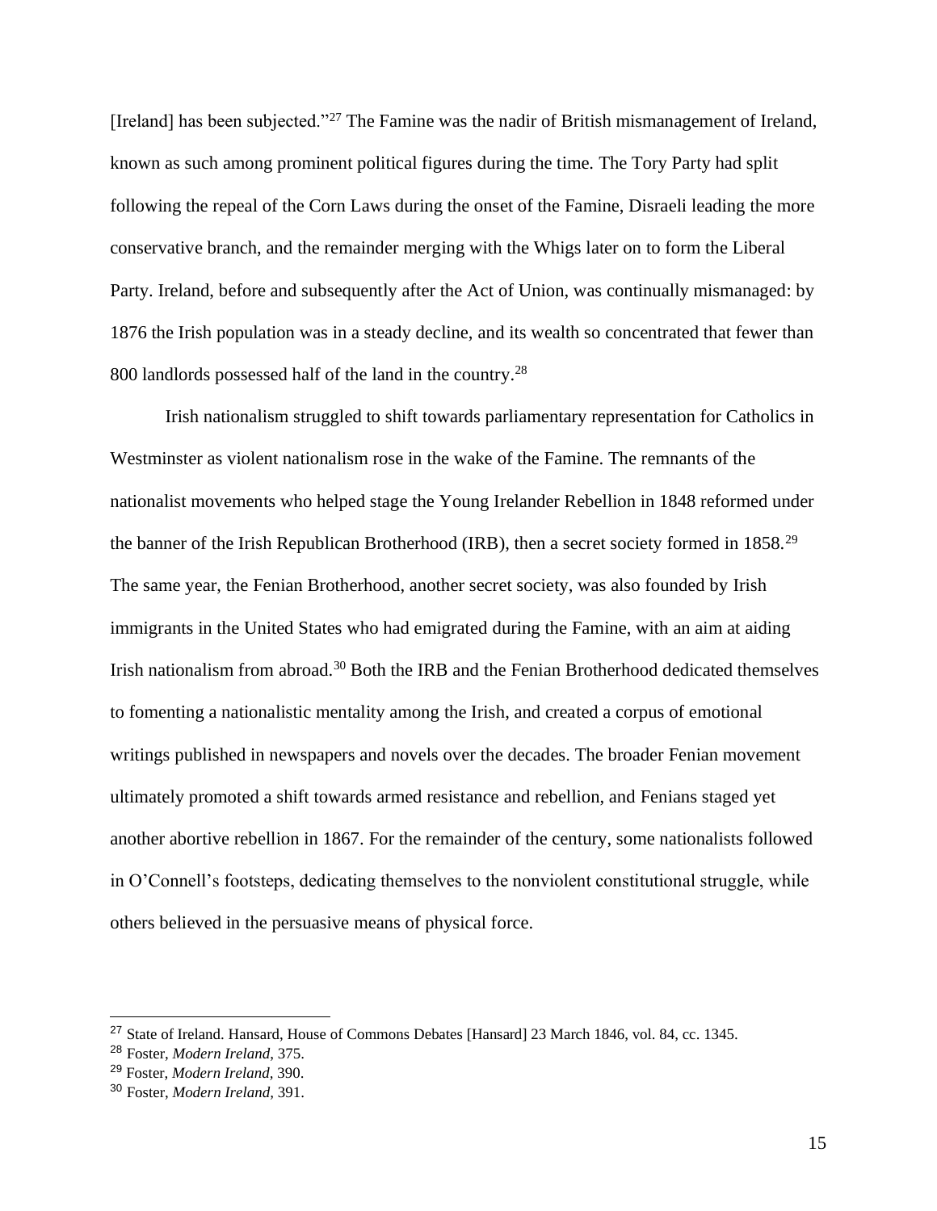[Ireland] has been subjected."[27] The Famine was the nadir of British mismanagement of Ireland, known as such among prominent political figures during the time. The Tory Party had split following the repeal of the Corn Laws during the onset of the Famine, Disraeli leading the more conservative branch, and the remainder merging with the Whigs later on to form the Liberal Party. Ireland, before and subsequently after the Act of Union, was continually mismanaged: by 1876 the Irish population was in a steady decline, and its wealth so concentrated that fewer than 800 landlords possessed half of the land in the country.[28]

Irish nationalism struggled to shift towards parliamentary representation for Catholics in Westminster as violent nationalism rose in the wake of the Famine. The remnants of the nationalist movements who helped stage the Young Irelander Rebellion in 1848 reformed under the banner of the Irish Republican Brotherhood (IRB), then a secret society formed in 1858.[29] The same year, the Fenian Brotherhood, another secret society, was also founded by Irish immigrants in the United States who had emigrated during the Famine, with an aim at aiding Irish nationalism from abroad.[30] Both the IRB and the Fenian Brotherhood dedicated themselves to fomenting a nationalistic mentality among the Irish, and created a corpus of emotional writings published in newspapers and novels over the decades. The broader Fenian movement ultimately promoted a shift towards armed resistance and rebellion, and Fenians staged yet another abortive rebellion in 1867. For the remainder of the century, some nationalists followed in O'Connell's footsteps, dedicating themselves to the nonviolent constitutional struggle, while others believed in the persuasive means of physical force.

---

[27] State of Ireland. Hansard, House of Commons Debates [Hansard] 23 March 1846, vol. 84, cc. 1345.

[28] Foster, *Modern Ireland*, 375.

[29] Foster, *Modern Ireland*, 390.

[30] Foster, *Modern Ireland*, 391.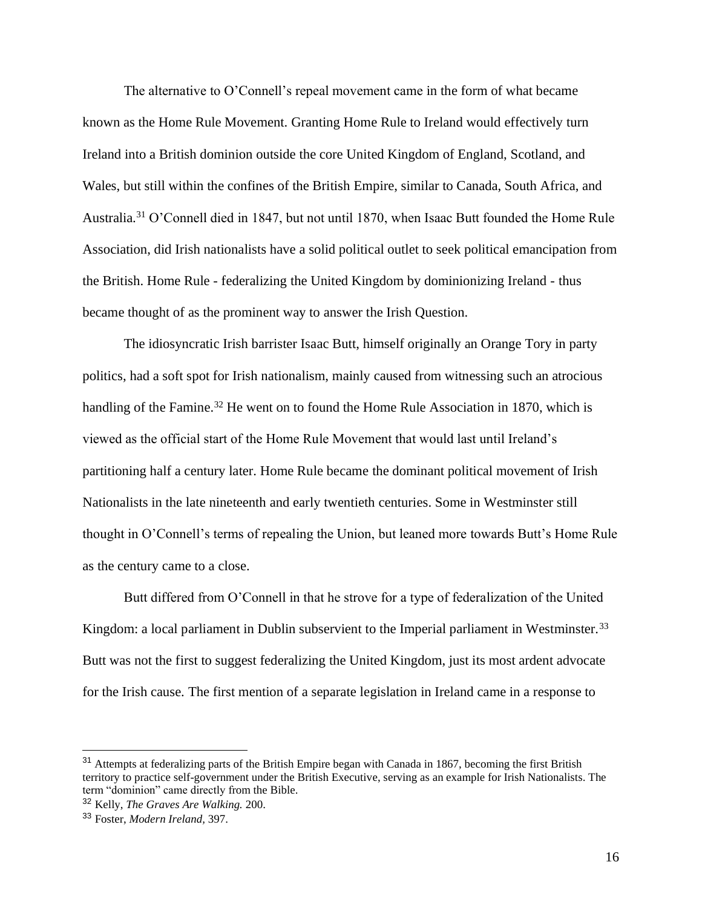The alternative to O'Connell's repeal movement came in the form of what became known as the Home Rule Movement. Granting Home Rule to Ireland would effectively turn Ireland into a British dominion outside the core United Kingdom of England, Scotland, and Wales, but still within the confines of the British Empire, similar to Canada, South Africa, and Australia.[31] O'Connell died in 1847, but not until 1870, when Isaac Butt founded the Home Rule Association, did Irish nationalists have a solid political outlet to seek political emancipation from the British. Home Rule - federalizing the United Kingdom by dominionizing Ireland - thus became thought of as the prominent way to answer the Irish Question.

The idiosyncratic Irish barrister Isaac Butt, himself originally an Orange Tory in party politics, had a soft spot for Irish nationalism, mainly caused from witnessing such an atrocious handling of the Famine.[32] He went on to found the Home Rule Association in 1870, which is viewed as the official start of the Home Rule Movement that would last until Ireland's partitioning half a century later. Home Rule became the dominant political movement of Irish Nationalists in the late nineteenth and early twentieth centuries. Some in Westminster still thought in O'Connell's terms of repealing the Union, but leaned more towards Butt's Home Rule as the century came to a close.

Butt differed from O'Connell in that he strove for a type of federalization of the United Kingdom: a local parliament in Dublin subservient to the Imperial parliament in Westminster.[33] Butt was not the first to suggest federalizing the United Kingdom, just its most ardent advocate for the Irish cause. The first mention of a separate legislation in Ireland came in a response to

---

[31] Attempts at federalizing parts of the British Empire began with Canada in 1867, becoming the first British territory to practice self-government under the British Executive, serving as an example for Irish Nationalists. The term "dominion" came directly from the Bible.

[32] Kelly, *The Graves Are Walking.* 200.

[33] Foster, *Modern Ireland,* 397.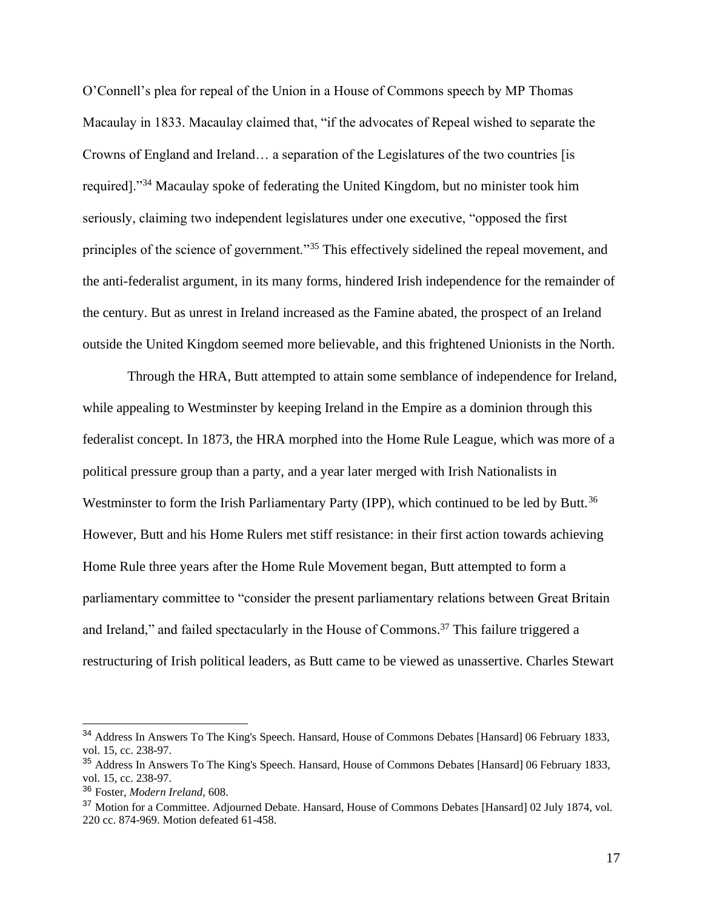O'Connell's plea for repeal of the Union in a House of Commons speech by MP Thomas Macaulay in 1833. Macaulay claimed that, "if the advocates of Repeal wished to separate the Crowns of England and Ireland… a separation of the Legislatures of the two countries [is required]."[34] Macaulay spoke of federating the United Kingdom, but no minister took him seriously, claiming two independent legislatures under one executive, "opposed the first principles of the science of government."[35] This effectively sidelined the repeal movement, and the anti-federalist argument, in its many forms, hindered Irish independence for the remainder of the century. But as unrest in Ireland increased as the Famine abated, the prospect of an Ireland outside the United Kingdom seemed more believable, and this frightened Unionists in the North.

Through the HRA, Butt attempted to attain some semblance of independence for Ireland, while appealing to Westminster by keeping Ireland in the Empire as a dominion through this federalist concept. In 1873, the HRA morphed into the Home Rule League, which was more of a political pressure group than a party, and a year later merged with Irish Nationalists in Westminster to form the Irish Parliamentary Party (IPP), which continued to be led by Butt.[36] However, Butt and his Home Rulers met stiff resistance: in their first action towards achieving Home Rule three years after the Home Rule Movement began, Butt attempted to form a parliamentary committee to "consider the present parliamentary relations between Great Britain and Ireland," and failed spectacularly in the House of Commons.[37] This failure triggered a restructuring of Irish political leaders, as Butt came to be viewed as unassertive. Charles Stewart

[34] Address In Answers To The King's Speech. Hansard, House of Commons Debates [Hansard] 06 February 1833, vol. 15, cc. 238-97.

[35] Address In Answers To The King's Speech. Hansard, House of Commons Debates [Hansard] 06 February 1833, vol. 15, cc. 238-97.

[36] Foster, *Modern Ireland*, 608.

[37] Motion for a Committee. Adjourned Debate. Hansard, House of Commons Debates [Hansard] 02 July 1874, vol. 220 cc. 874-969. Motion defeated 61-458.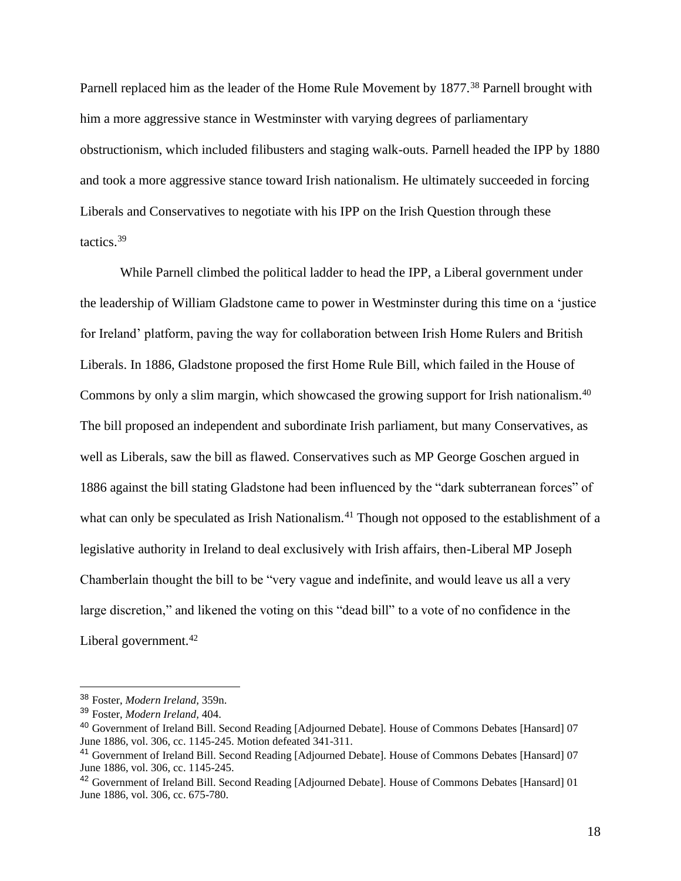Parnell replaced him as the leader of the Home Rule Movement by 1877.[38] Parnell brought with him a more aggressive stance in Westminster with varying degrees of parliamentary obstructionism, which included filibusters and staging walk-outs. Parnell headed the IPP by 1880 and took a more aggressive stance toward Irish nationalism. He ultimately succeeded in forcing Liberals and Conservatives to negotiate with his IPP on the Irish Question through these tactics.[39]

While Parnell climbed the political ladder to head the IPP, a Liberal government under the leadership of William Gladstone came to power in Westminster during this time on a 'justice for Ireland' platform, paving the way for collaboration between Irish Home Rulers and British Liberals. In 1886, Gladstone proposed the first Home Rule Bill, which failed in the House of Commons by only a slim margin, which showcased the growing support for Irish nationalism.[40] The bill proposed an independent and subordinate Irish parliament, but many Conservatives, as well as Liberals, saw the bill as flawed. Conservatives such as MP George Goschen argued in 1886 against the bill stating Gladstone had been influenced by the "dark subterranean forces" of what can only be speculated as Irish Nationalism.[41] Though not opposed to the establishment of a legislative authority in Ireland to deal exclusively with Irish affairs, then-Liberal MP Joseph Chamberlain thought the bill to be "very vague and indefinite, and would leave us all a very large discretion," and likened the voting on this "dead bill" to a vote of no confidence in the Liberal government.[42]

---

[38] Foster, *Modern Ireland,* 359n.

[39] Foster, *Modern Ireland,* 404.

[40] Government of Ireland Bill. Second Reading [Adjourned Debate]. House of Commons Debates [Hansard] 07 June 1886, vol. 306, cc. 1145-245. Motion defeated 341-311.

[41] Government of Ireland Bill. Second Reading [Adjourned Debate]. House of Commons Debates [Hansard] 07 June 1886, vol. 306, cc. 1145-245.

[42] Government of Ireland Bill. Second Reading [Adjourned Debate]. House of Commons Debates [Hansard] 01 June 1886, vol. 306, cc. 675-780.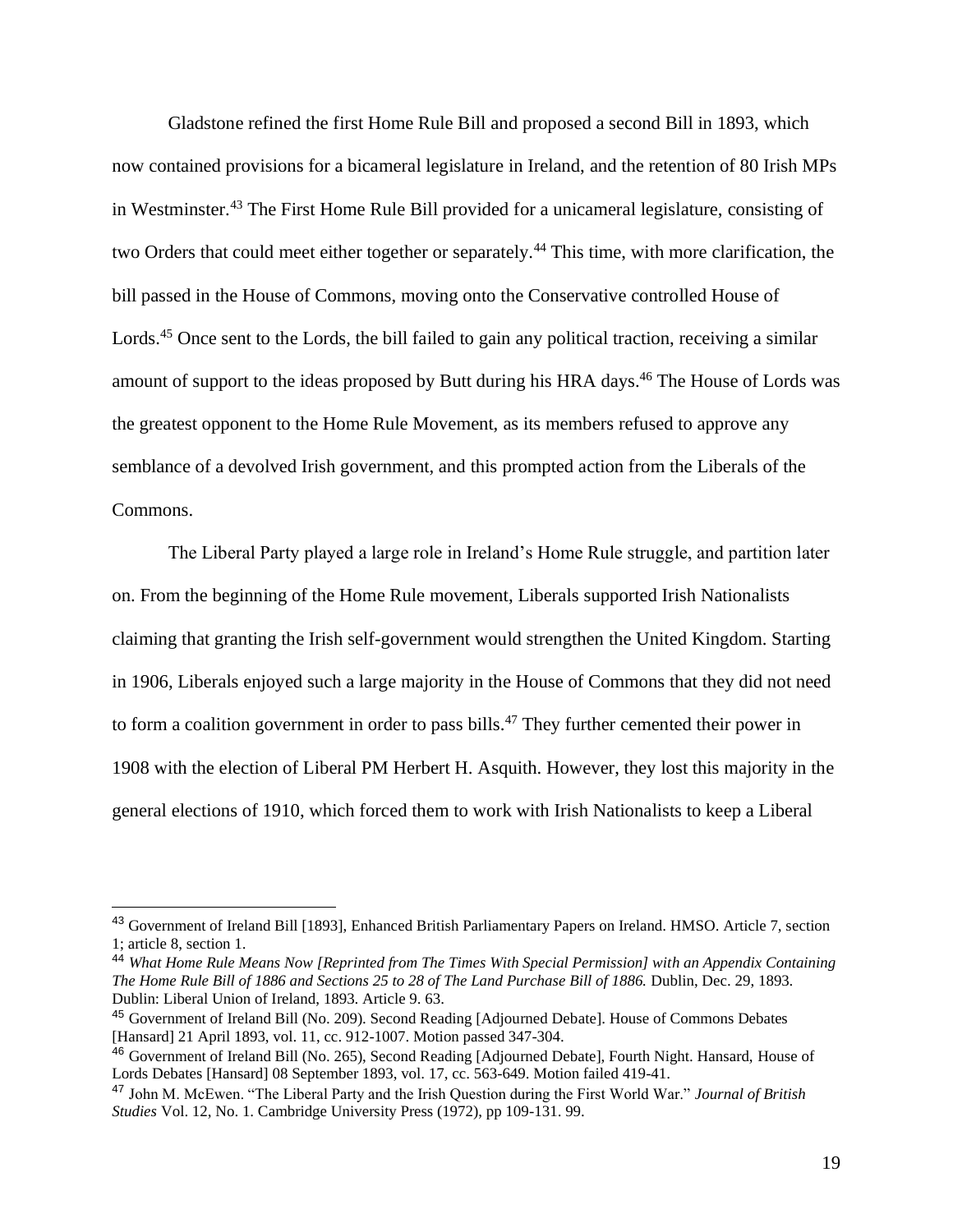Gladstone refined the first Home Rule Bill and proposed a second Bill in 1893, which now contained provisions for a bicameral legislature in Ireland, and the retention of 80 Irish MPs in Westminster.[43] The First Home Rule Bill provided for a unicameral legislature, consisting of two Orders that could meet either together or separately.[44] This time, with more clarification, the bill passed in the House of Commons, moving onto the Conservative controlled House of Lords.[45] Once sent to the Lords, the bill failed to gain any political traction, receiving a similar amount of support to the ideas proposed by Butt during his HRA days.[46] The House of Lords was the greatest opponent to the Home Rule Movement, as its members refused to approve any semblance of a devolved Irish government, and this prompted action from the Liberals of the Commons.

The Liberal Party played a large role in Ireland's Home Rule struggle, and partition later on. From the beginning of the Home Rule movement, Liberals supported Irish Nationalists claiming that granting the Irish self-government would strengthen the United Kingdom. Starting in 1906, Liberals enjoyed such a large majority in the House of Commons that they did not need to form a coalition government in order to pass bills.[47] They further cemented their power in 1908 with the election of Liberal PM Herbert H. Asquith. However, they lost this majority in the general elections of 1910, which forced them to work with Irish Nationalists to keep a Liberal

---

[43] Government of Ireland Bill [1893], Enhanced British Parliamentary Papers on Ireland. HMSO. Article 7, section 1; article 8, section 1.

[44] *What Home Rule Means Now [Reprinted from The Times With Special Permission] with an Appendix Containing The Home Rule Bill of 1886 and Sections 25 to 28 of The Land Purchase Bill of 1886.* Dublin, Dec. 29, 1893. Dublin: Liberal Union of Ireland, 1893. Article 9. 63.

[45] Government of Ireland Bill (No. 209). Second Reading [Adjourned Debate]. House of Commons Debates [Hansard] 21 April 1893, vol. 11, cc. 912-1007. Motion passed 347-304.

[46] Government of Ireland Bill (No. 265), Second Reading [Adjourned Debate], Fourth Night. Hansard, House of Lords Debates [Hansard] 08 September 1893, vol. 17, cc. 563-649. Motion failed 419-41.

[47] John M. McEwen. "The Liberal Party and the Irish Question during the First World War." *Journal of British Studies* Vol. 12, No. 1. Cambridge University Press (1972), pp 109-131. 99.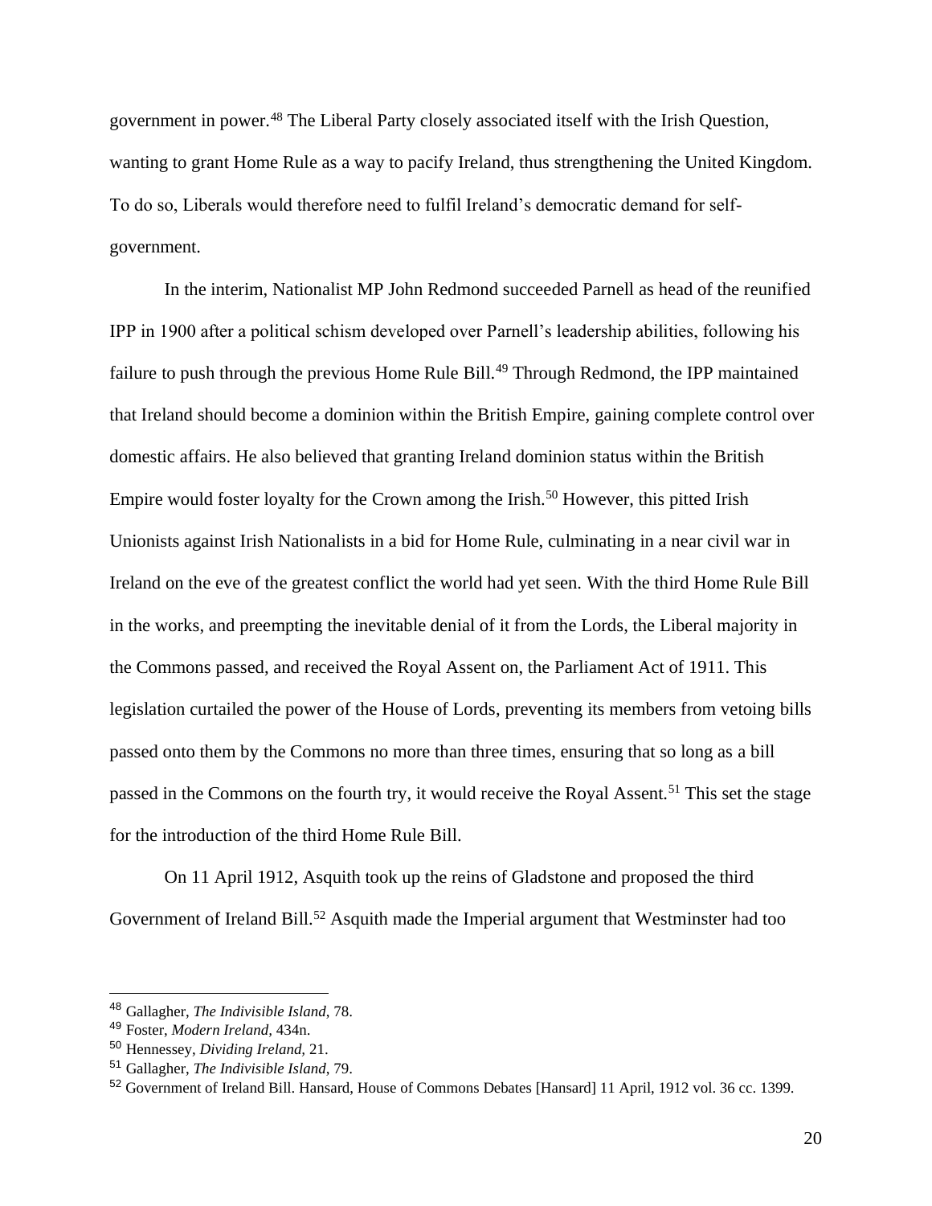government in power.[48] The Liberal Party closely associated itself with the Irish Question, wanting to grant Home Rule as a way to pacify Ireland, thus strengthening the United Kingdom. To do so, Liberals would therefore need to fulfil Ireland's democratic demand for self-government.

In the interim, Nationalist MP John Redmond succeeded Parnell as head of the reunified IPP in 1900 after a political schism developed over Parnell's leadership abilities, following his failure to push through the previous Home Rule Bill.[49] Through Redmond, the IPP maintained that Ireland should become a dominion within the British Empire, gaining complete control over domestic affairs. He also believed that granting Ireland dominion status within the British Empire would foster loyalty for the Crown among the Irish.[50] However, this pitted Irish Unionists against Irish Nationalists in a bid for Home Rule, culminating in a near civil war in Ireland on the eve of the greatest conflict the world had yet seen. With the third Home Rule Bill in the works, and preempting the inevitable denial of it from the Lords, the Liberal majority in the Commons passed, and received the Royal Assent on, the Parliament Act of 1911. This legislation curtailed the power of the House of Lords, preventing its members from vetoing bills passed onto them by the Commons no more than three times, ensuring that so long as a bill passed in the Commons on the fourth try, it would receive the Royal Assent.[51] This set the stage for the introduction of the third Home Rule Bill.

On 11 April 1912, Asquith took up the reins of Gladstone and proposed the third Government of Ireland Bill.[52] Asquith made the Imperial argument that Westminster had too

---

[48] Gallagher, *The Indivisible Island*, 78.
[49] Foster, *Modern Ireland*, 434n.
[50] Hennessey, *Dividing Ireland*, 21.
[51] Gallagher, *The Indivisible Island*, 79.
[52] Government of Ireland Bill. Hansard, House of Commons Debates [Hansard] 11 April, 1912 vol. 36 cc. 1399.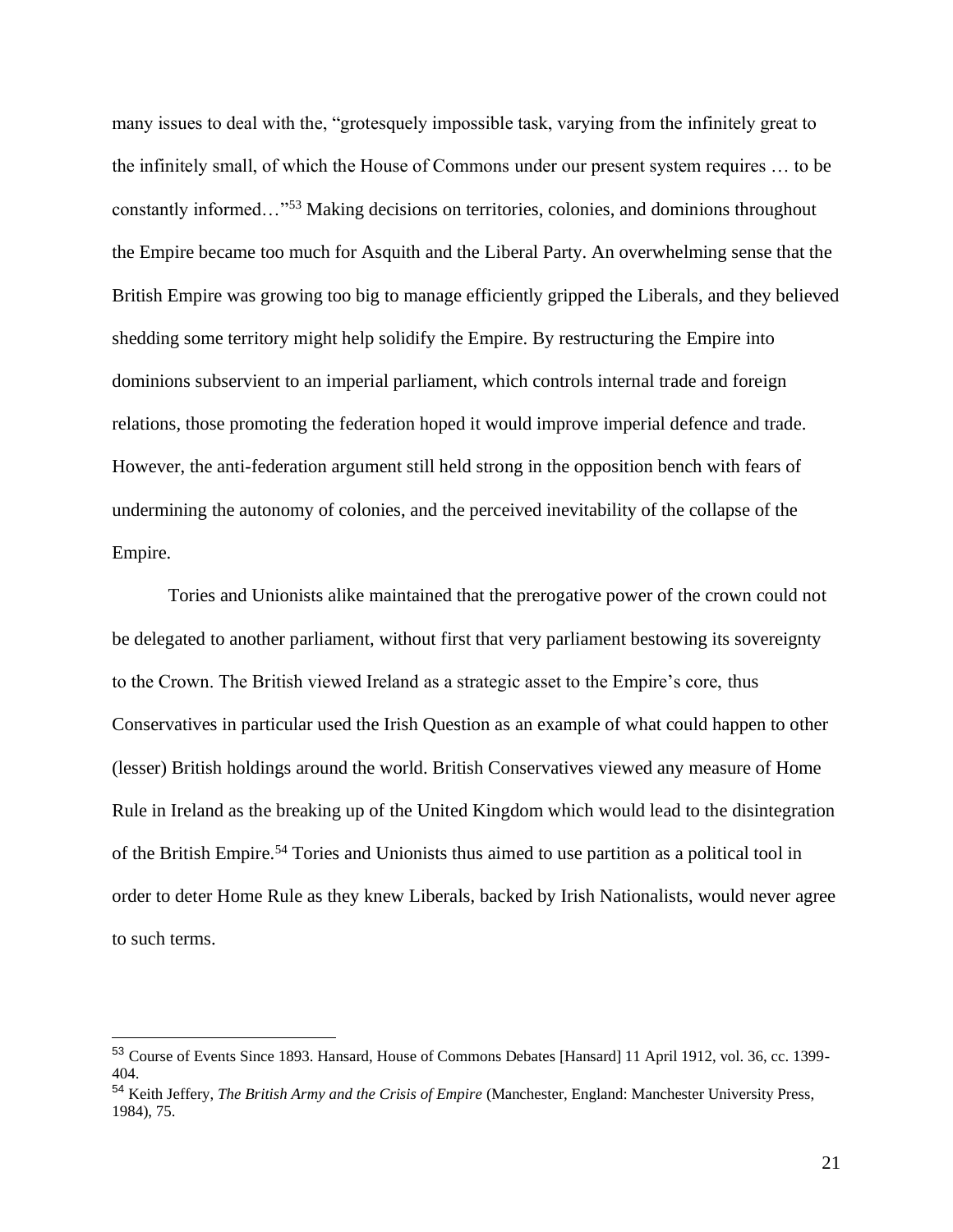many issues to deal with the, "grotesquely impossible task, varying from the infinitely great to the infinitely small, of which the House of Commons under our present system requires … to be constantly informed…"[53] Making decisions on territories, colonies, and dominions throughout the Empire became too much for Asquith and the Liberal Party. An overwhelming sense that the British Empire was growing too big to manage efficiently gripped the Liberals, and they believed shedding some territory might help solidify the Empire. By restructuring the Empire into dominions subservient to an imperial parliament, which controls internal trade and foreign relations, those promoting the federation hoped it would improve imperial defence and trade. However, the anti-federation argument still held strong in the opposition bench with fears of undermining the autonomy of colonies, and the perceived inevitability of the collapse of the Empire.

Tories and Unionists alike maintained that the prerogative power of the crown could not be delegated to another parliament, without first that very parliament bestowing its sovereignty to the Crown. The British viewed Ireland as a strategic asset to the Empire's core, thus Conservatives in particular used the Irish Question as an example of what could happen to other (lesser) British holdings around the world. British Conservatives viewed any measure of Home Rule in Ireland as the breaking up of the United Kingdom which would lead to the disintegration of the British Empire.[54] Tories and Unionists thus aimed to use partition as a political tool in order to deter Home Rule as they knew Liberals, backed by Irish Nationalists, would never agree to such terms.

---

[53] Course of Events Since 1893. Hansard, House of Commons Debates [Hansard] 11 April 1912, vol. 36, cc. 1399-404.

[54] Keith Jeffery, *The British Army and the Crisis of Empire* (Manchester, England: Manchester University Press, 1984), 75.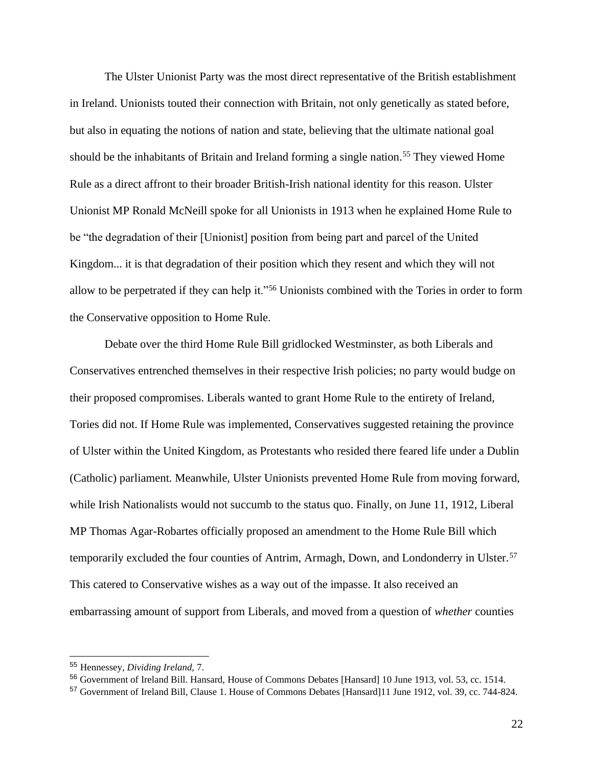The Ulster Unionist Party was the most direct representative of the British establishment in Ireland. Unionists touted their connection with Britain, not only genetically as stated before, but also in equating the notions of nation and state, believing that the ultimate national goal should be the inhabitants of Britain and Ireland forming a single nation.[55] They viewed Home Rule as a direct affront to their broader British-Irish national identity for this reason. Ulster Unionist MP Ronald McNeill spoke for all Unionists in 1913 when he explained Home Rule to be "the degradation of their [Unionist] position from being part and parcel of the United Kingdom... it is that degradation of their position which they resent and which they will not allow to be perpetrated if they can help it."[56] Unionists combined with the Tories in order to form the Conservative opposition to Home Rule.

Debate over the third Home Rule Bill gridlocked Westminster, as both Liberals and Conservatives entrenched themselves in their respective Irish policies; no party would budge on their proposed compromises. Liberals wanted to grant Home Rule to the entirety of Ireland, Tories did not. If Home Rule was implemented, Conservatives suggested retaining the province of Ulster within the United Kingdom, as Protestants who resided there feared life under a Dublin (Catholic) parliament. Meanwhile, Ulster Unionists prevented Home Rule from moving forward, while Irish Nationalists would not succumb to the status quo. Finally, on June 11, 1912, Liberal MP Thomas Agar-Robartes officially proposed an amendment to the Home Rule Bill which temporarily excluded the four counties of Antrim, Armagh, Down, and Londonderry in Ulster.[57] This catered to Conservative wishes as a way out of the impasse. It also received an embarrassing amount of support from Liberals, and moved from a question of *whether* counties

---

[55] Hennessey, *Dividing Ireland,* 7.

[56] Government of Ireland Bill. Hansard, House of Commons Debates [Hansard] 10 June 1913, vol. 53, cc. 1514.

[57] Government of Ireland Bill, Clause 1. House of Commons Debates [Hansard]11 June 1912, vol. 39, cc. 744-824.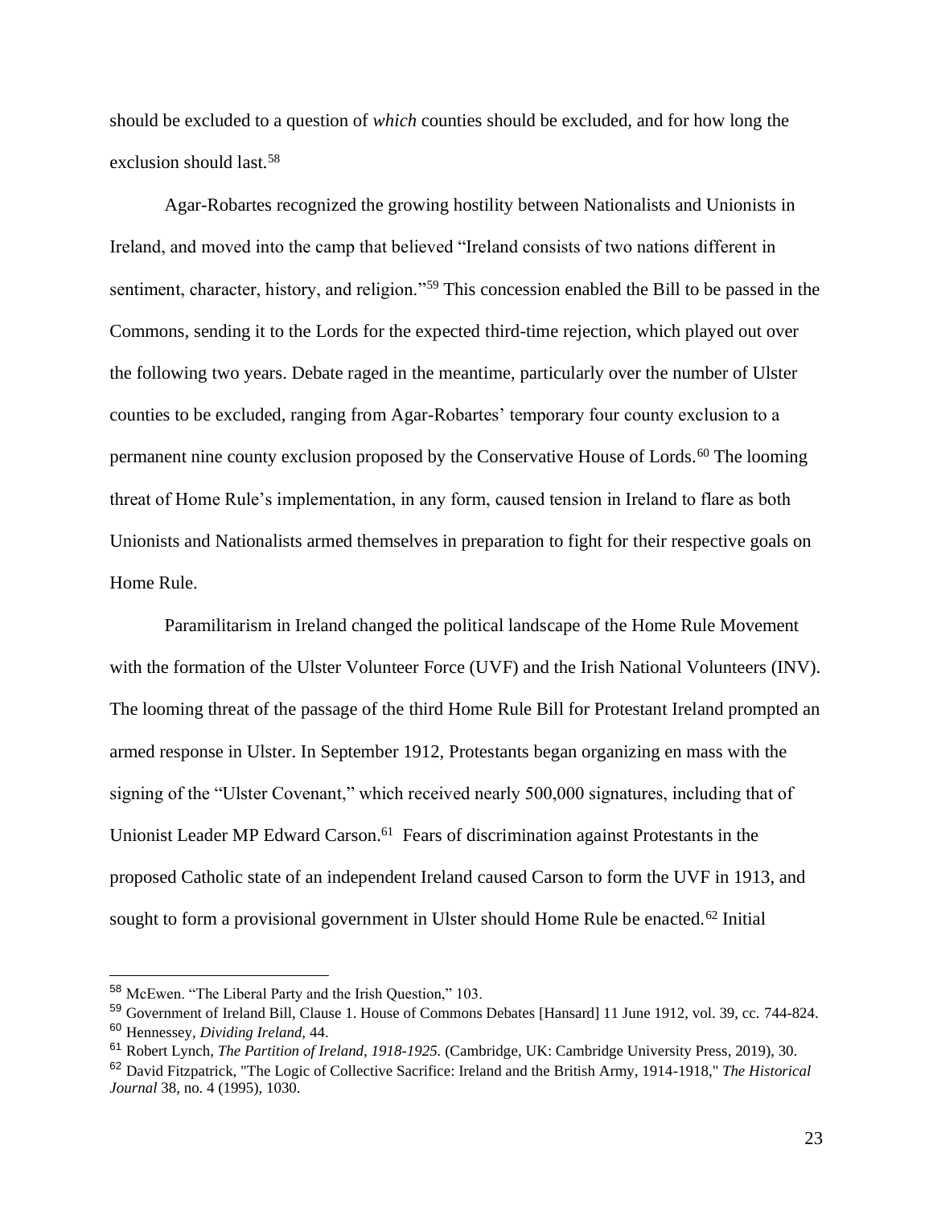should be excluded to a question of *which* counties should be excluded, and for how long the exclusion should last.[58]

Agar-Robartes recognized the growing hostility between Nationalists and Unionists in Ireland, and moved into the camp that believed "Ireland consists of two nations different in sentiment, character, history, and religion."[59] This concession enabled the Bill to be passed in the Commons, sending it to the Lords for the expected third-time rejection, which played out over the following two years. Debate raged in the meantime, particularly over the number of Ulster counties to be excluded, ranging from Agar-Robartes' temporary four county exclusion to a permanent nine county exclusion proposed by the Conservative House of Lords.[60] The looming threat of Home Rule's implementation, in any form, caused tension in Ireland to flare as both Unionists and Nationalists armed themselves in preparation to fight for their respective goals on Home Rule.

Paramilitarism in Ireland changed the political landscape of the Home Rule Movement with the formation of the Ulster Volunteer Force (UVF) and the Irish National Volunteers (INV). The looming threat of the passage of the third Home Rule Bill for Protestant Ireland prompted an armed response in Ulster. In September 1912, Protestants began organizing en mass with the signing of the "Ulster Covenant," which received nearly 500,000 signatures, including that of Unionist Leader MP Edward Carson.[61] Fears of discrimination against Protestants in the proposed Catholic state of an independent Ireland caused Carson to form the UVF in 1913, and sought to form a provisional government in Ulster should Home Rule be enacted.[62] Initial

---

[58] McEwen. "The Liberal Party and the Irish Question," 103.

[59] Government of Ireland Bill, Clause 1. House of Commons Debates [Hansard] 11 June 1912, vol. 39, cc. 744-824.

[60] Hennessey, *Dividing Ireland,* 44.

[61] Robert Lynch, *The Partition of Ireland, 1918-1925.* (Cambridge, UK: Cambridge University Press, 2019), 30.

[62] David Fitzpatrick, "The Logic of Collective Sacrifice: Ireland and the British Army, 1914-1918," *The Historical Journal* 38, no. 4 (1995), 1030.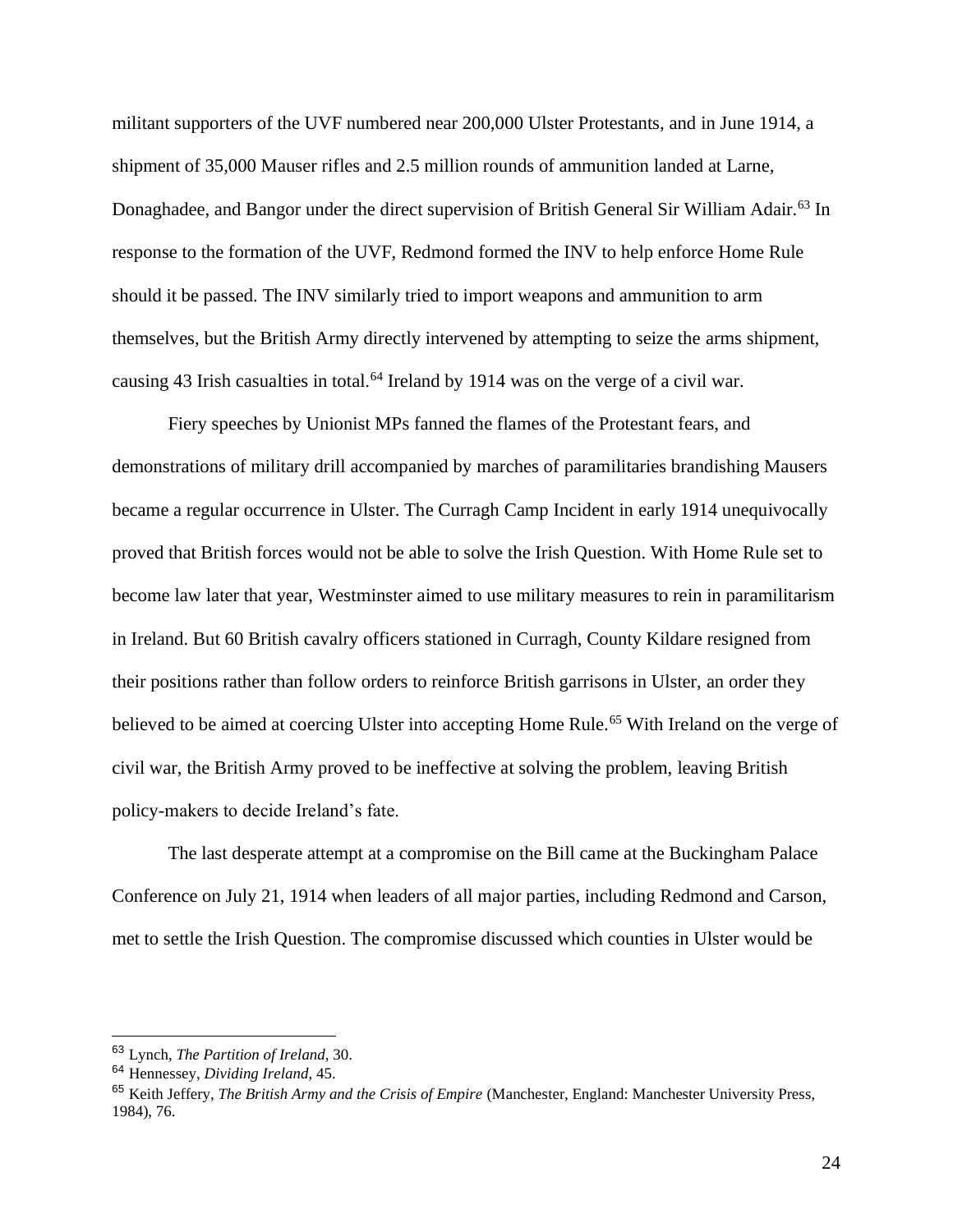militant supporters of the UVF numbered near 200,000 Ulster Protestants, and in June 1914, a shipment of 35,000 Mauser rifles and 2.5 million rounds of ammunition landed at Larne, Donaghadee, and Bangor under the direct supervision of British General Sir William Adair.[63] In response to the formation of the UVF, Redmond formed the INV to help enforce Home Rule should it be passed. The INV similarly tried to import weapons and ammunition to arm themselves, but the British Army directly intervened by attempting to seize the arms shipment, causing 43 Irish casualties in total.[64] Ireland by 1914 was on the verge of a civil war.

Fiery speeches by Unionist MPs fanned the flames of the Protestant fears, and demonstrations of military drill accompanied by marches of paramilitaries brandishing Mausers became a regular occurrence in Ulster. The Curragh Camp Incident in early 1914 unequivocally proved that British forces would not be able to solve the Irish Question. With Home Rule set to become law later that year, Westminster aimed to use military measures to rein in paramilitarism in Ireland. But 60 British cavalry officers stationed in Curragh, County Kildare resigned from their positions rather than follow orders to reinforce British garrisons in Ulster, an order they believed to be aimed at coercing Ulster into accepting Home Rule.[65] With Ireland on the verge of civil war, the British Army proved to be ineffective at solving the problem, leaving British policy-makers to decide Ireland's fate.

The last desperate attempt at a compromise on the Bill came at the Buckingham Palace Conference on July 21, 1914 when leaders of all major parties, including Redmond and Carson, met to settle the Irish Question. The compromise discussed which counties in Ulster would be

---

[63] Lynch, *The Partition of Ireland*, 30.

[64] Hennessey, *Dividing Ireland*, 45.

[65] Keith Jeffery, *The British Army and the Crisis of Empire* (Manchester, England: Manchester University Press, 1984), 76.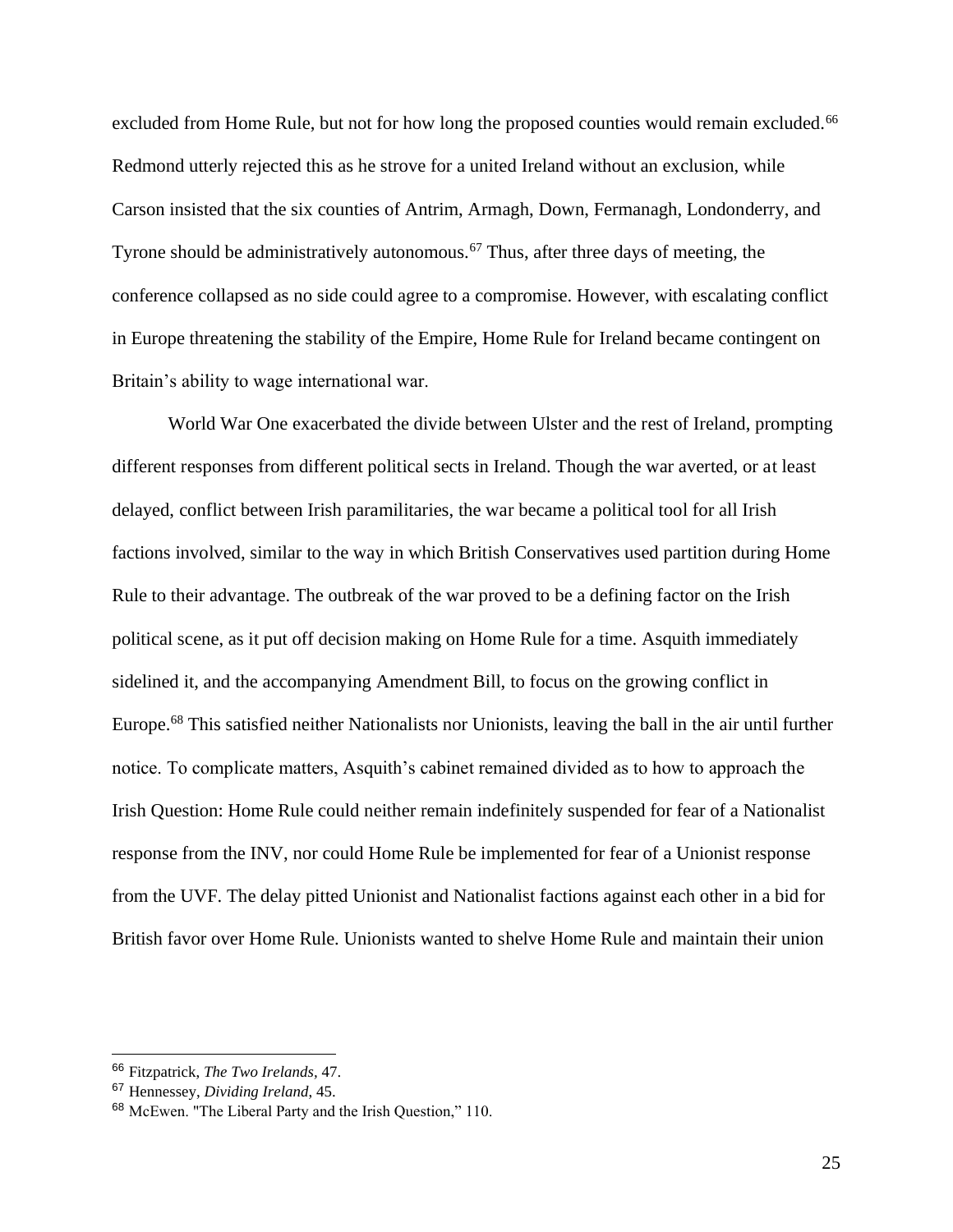excluded from Home Rule, but not for how long the proposed counties would remain excluded.[66] Redmond utterly rejected this as he strove for a united Ireland without an exclusion, while Carson insisted that the six counties of Antrim, Armagh, Down, Fermanagh, Londonderry, and Tyrone should be administratively autonomous.[67] Thus, after three days of meeting, the conference collapsed as no side could agree to a compromise. However, with escalating conflict in Europe threatening the stability of the Empire, Home Rule for Ireland became contingent on Britain's ability to wage international war.

World War One exacerbated the divide between Ulster and the rest of Ireland, prompting different responses from different political sects in Ireland. Though the war averted, or at least delayed, conflict between Irish paramilitaries, the war became a political tool for all Irish factions involved, similar to the way in which British Conservatives used partition during Home Rule to their advantage. The outbreak of the war proved to be a defining factor on the Irish political scene, as it put off decision making on Home Rule for a time. Asquith immediately sidelined it, and the accompanying Amendment Bill, to focus on the growing conflict in Europe.[68] This satisfied neither Nationalists nor Unionists, leaving the ball in the air until further notice. To complicate matters, Asquith's cabinet remained divided as to how to approach the Irish Question: Home Rule could neither remain indefinitely suspended for fear of a Nationalist response from the INV, nor could Home Rule be implemented for fear of a Unionist response from the UVF. The delay pitted Unionist and Nationalist factions against each other in a bid for British favor over Home Rule. Unionists wanted to shelve Home Rule and maintain their union

---

[66] Fitzpatrick, *The Two Irelands,* 47.

[67] Hennessey, *Dividing Ireland*, 45.

[68] McEwen. "The Liberal Party and the Irish Question," 110.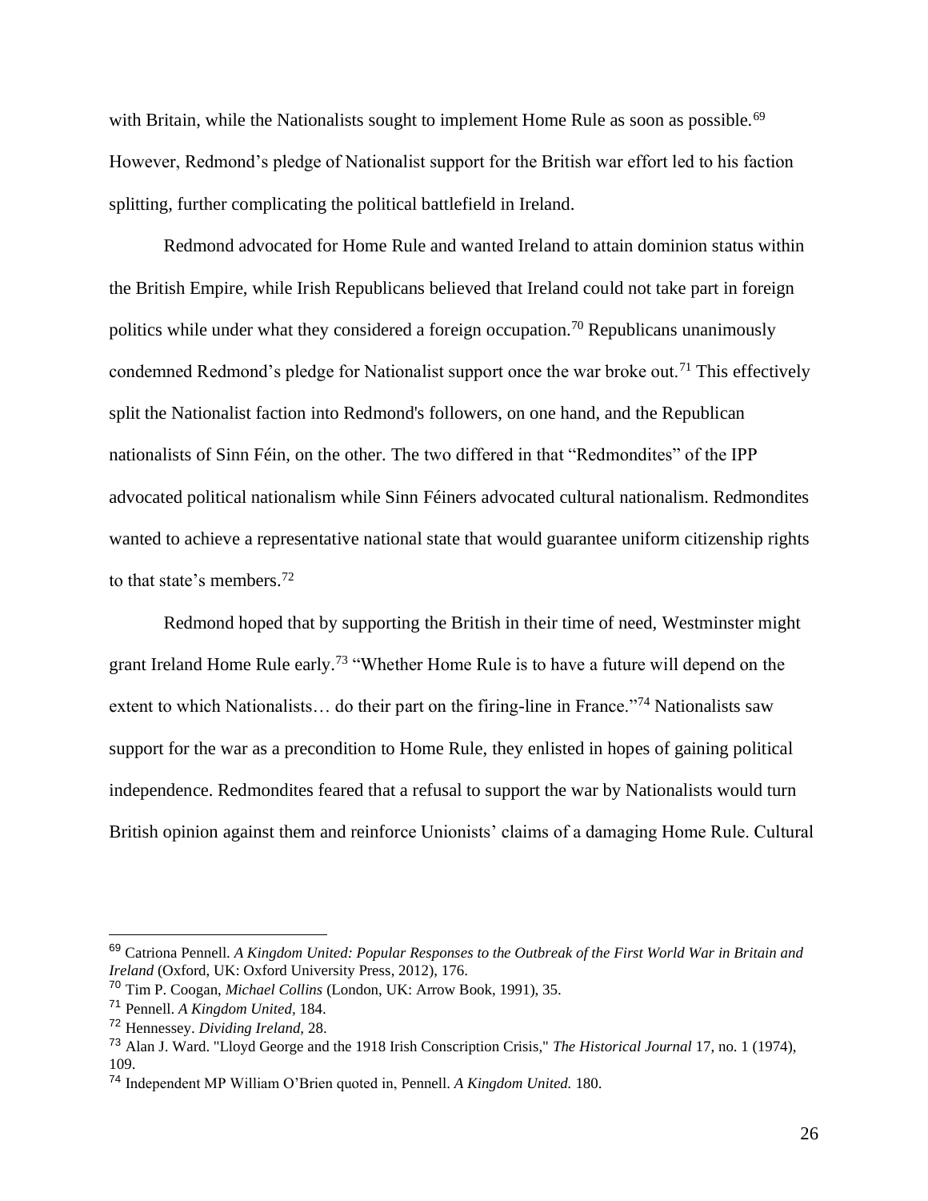with Britain, while the Nationalists sought to implement Home Rule as soon as possible.[69] However, Redmond's pledge of Nationalist support for the British war effort led to his faction splitting, further complicating the political battlefield in Ireland.

Redmond advocated for Home Rule and wanted Ireland to attain dominion status within the British Empire, while Irish Republicans believed that Ireland could not take part in foreign politics while under what they considered a foreign occupation.[70] Republicans unanimously condemned Redmond's pledge for Nationalist support once the war broke out.[71] This effectively split the Nationalist faction into Redmond's followers, on one hand, and the Republican nationalists of Sinn Féin, on the other. The two differed in that "Redmondites" of the IPP advocated political nationalism while Sinn Féiners advocated cultural nationalism. Redmondites wanted to achieve a representative national state that would guarantee uniform citizenship rights to that state's members.[72]

Redmond hoped that by supporting the British in their time of need, Westminster might grant Ireland Home Rule early.[73] "Whether Home Rule is to have a future will depend on the extent to which Nationalists… do their part on the firing-line in France."[74] Nationalists saw support for the war as a precondition to Home Rule, they enlisted in hopes of gaining political independence. Redmondites feared that a refusal to support the war by Nationalists would turn British opinion against them and reinforce Unionists' claims of a damaging Home Rule. Cultural

---

[69] Catriona Pennell. *A Kingdom United: Popular Responses to the Outbreak of the First World War in Britain and Ireland* (Oxford, UK: Oxford University Press, 2012), 176.

[70] Tim P. Coogan, *Michael Collins* (London, UK: Arrow Book, 1991), 35.

[71] Pennell. *A Kingdom United,* 184.

[72] Hennessey. *Dividing Ireland,* 28.

[73] Alan J. Ward. "Lloyd George and the 1918 Irish Conscription Crisis," *The Historical Journal* 17, no. 1 (1974), 109.

[74] Independent MP William O'Brien quoted in, Pennell. *A Kingdom United.* 180.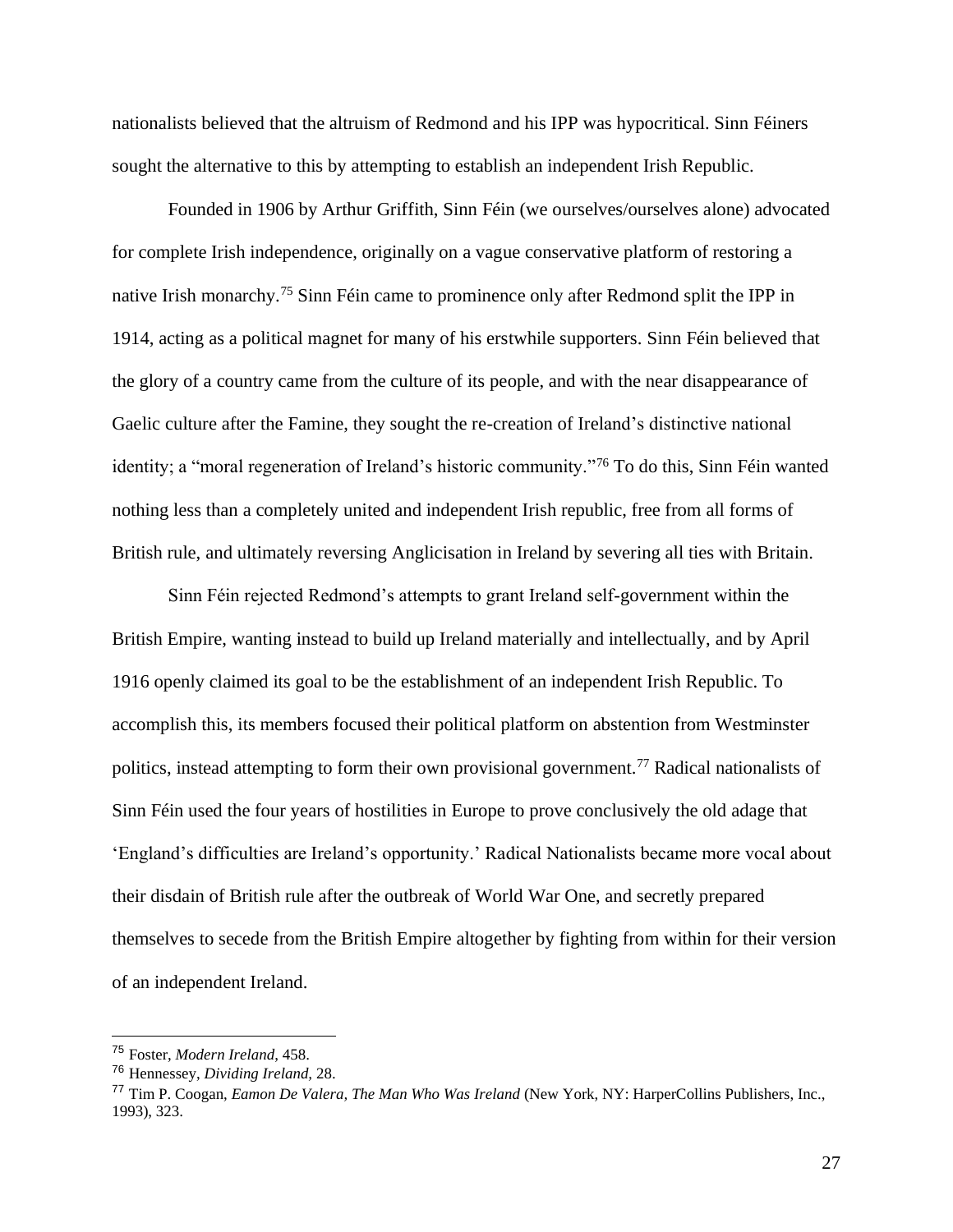nationalists believed that the altruism of Redmond and his IPP was hypocritical. Sinn Féiners sought the alternative to this by attempting to establish an independent Irish Republic.

Founded in 1906 by Arthur Griffith, Sinn Féin (we ourselves/ourselves alone) advocated for complete Irish independence, originally on a vague conservative platform of restoring a native Irish monarchy.[75] Sinn Féin came to prominence only after Redmond split the IPP in 1914, acting as a political magnet for many of his erstwhile supporters. Sinn Féin believed that the glory of a country came from the culture of its people, and with the near disappearance of Gaelic culture after the Famine, they sought the re-creation of Ireland's distinctive national identity; a "moral regeneration of Ireland's historic community."[76] To do this, Sinn Féin wanted nothing less than a completely united and independent Irish republic, free from all forms of British rule, and ultimately reversing Anglicisation in Ireland by severing all ties with Britain.

Sinn Féin rejected Redmond's attempts to grant Ireland self-government within the British Empire, wanting instead to build up Ireland materially and intellectually, and by April 1916 openly claimed its goal to be the establishment of an independent Irish Republic. To accomplish this, its members focused their political platform on abstention from Westminster politics, instead attempting to form their own provisional government.[77] Radical nationalists of Sinn Féin used the four years of hostilities in Europe to prove conclusively the old adage that 'England's difficulties are Ireland's opportunity.' Radical Nationalists became more vocal about their disdain of British rule after the outbreak of World War One, and secretly prepared themselves to secede from the British Empire altogether by fighting from within for their version of an independent Ireland.

---

[75] Foster, *Modern Ireland*, 458.

[76] Hennessey, *Dividing Ireland*, 28.

[77] Tim P. Coogan, *Eamon De Valera, The Man Who Was Ireland* (New York, NY: HarperCollins Publishers, Inc., 1993), 323.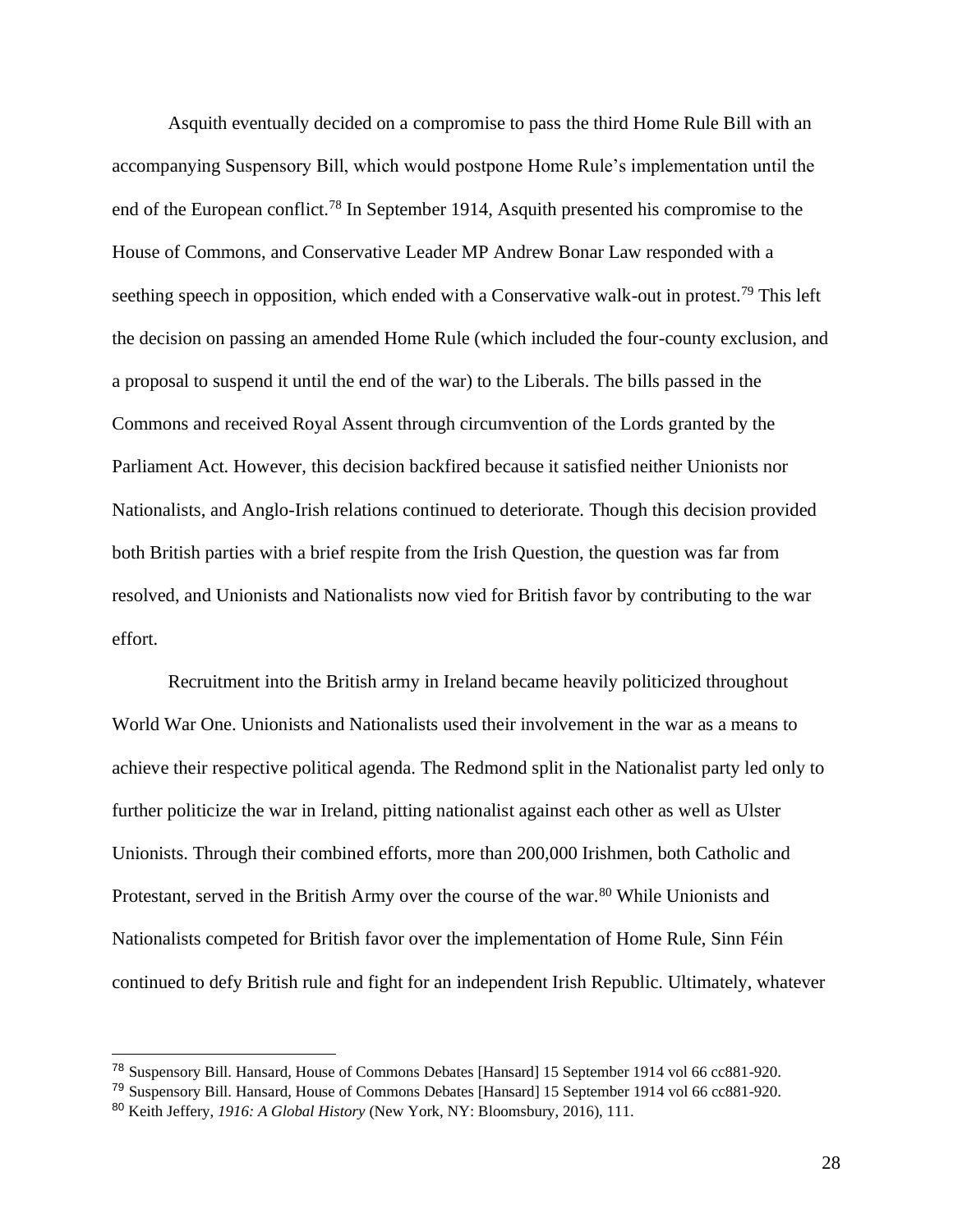Asquith eventually decided on a compromise to pass the third Home Rule Bill with an accompanying Suspensory Bill, which would postpone Home Rule's implementation until the end of the European conflict.[78] In September 1914, Asquith presented his compromise to the House of Commons, and Conservative Leader MP Andrew Bonar Law responded with a seething speech in opposition, which ended with a Conservative walk-out in protest.[79] This left the decision on passing an amended Home Rule (which included the four-county exclusion, and a proposal to suspend it until the end of the war) to the Liberals. The bills passed in the Commons and received Royal Assent through circumvention of the Lords granted by the Parliament Act. However, this decision backfired because it satisfied neither Unionists nor Nationalists, and Anglo-Irish relations continued to deteriorate. Though this decision provided both British parties with a brief respite from the Irish Question, the question was far from resolved, and Unionists and Nationalists now vied for British favor by contributing to the war effort.

Recruitment into the British army in Ireland became heavily politicized throughout World War One. Unionists and Nationalists used their involvement in the war as a means to achieve their respective political agenda. The Redmond split in the Nationalist party led only to further politicize the war in Ireland, pitting nationalist against each other as well as Ulster Unionists. Through their combined efforts, more than 200,000 Irishmen, both Catholic and Protestant, served in the British Army over the course of the war.[80] While Unionists and Nationalists competed for British favor over the implementation of Home Rule, Sinn Féin continued to defy British rule and fight for an independent Irish Republic. Ultimately, whatever

---

[78] Suspensory Bill. Hansard, House of Commons Debates [Hansard] 15 September 1914 vol 66 cc881-920.

[79] Suspensory Bill. Hansard, House of Commons Debates [Hansard] 15 September 1914 vol 66 cc881-920.

[80] Keith Jeffery, *1916: A Global History* (New York, NY: Bloomsbury, 2016), 111.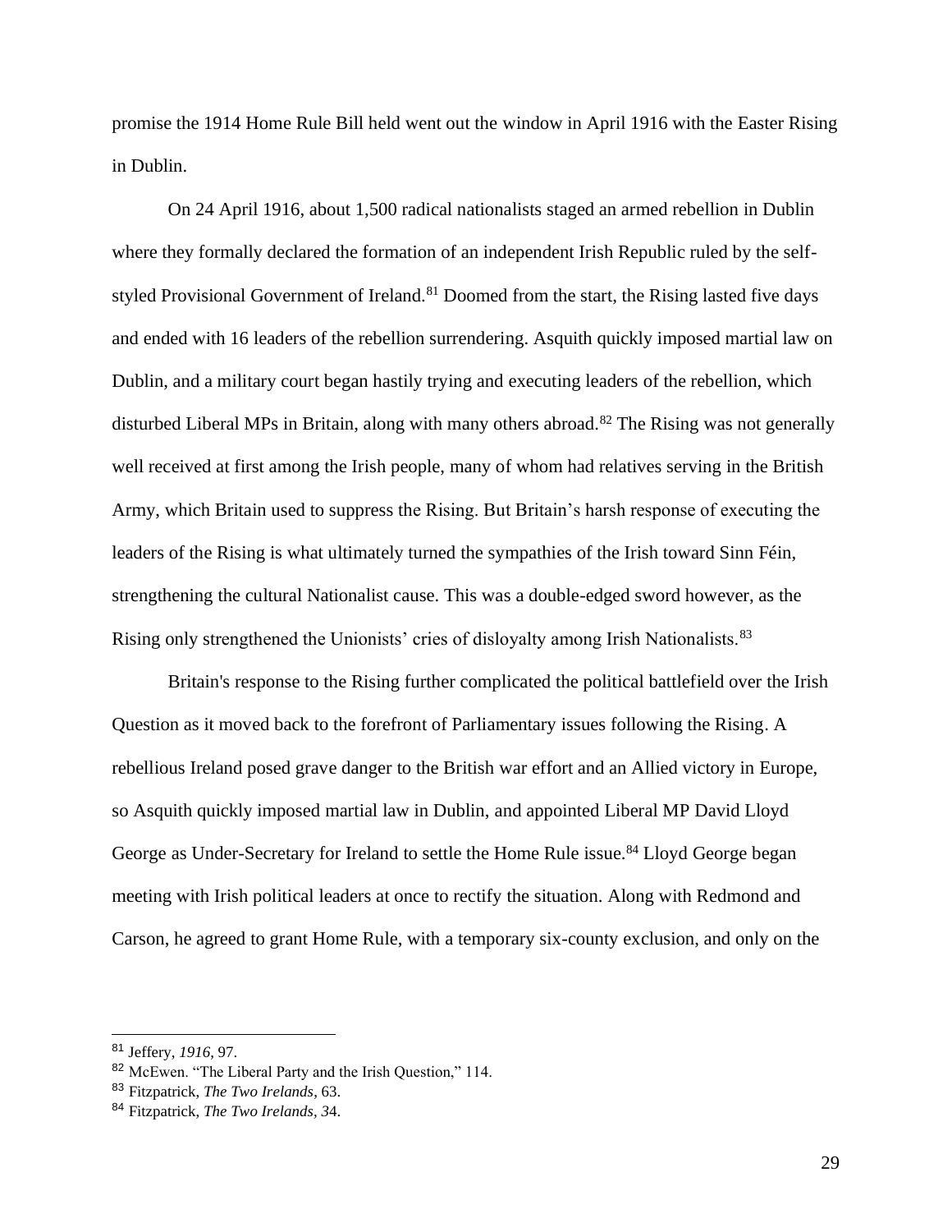promise the 1914 Home Rule Bill held went out the window in April 1916 with the Easter Rising in Dublin.

On 24 April 1916, about 1,500 radical nationalists staged an armed rebellion in Dublin where they formally declared the formation of an independent Irish Republic ruled by the self-styled Provisional Government of Ireland.[81] Doomed from the start, the Rising lasted five days and ended with 16 leaders of the rebellion surrendering. Asquith quickly imposed martial law on Dublin, and a military court began hastily trying and executing leaders of the rebellion, which disturbed Liberal MPs in Britain, along with many others abroad.[82] The Rising was not generally well received at first among the Irish people, many of whom had relatives serving in the British Army, which Britain used to suppress the Rising. But Britain's harsh response of executing the leaders of the Rising is what ultimately turned the sympathies of the Irish toward Sinn Féin, strengthening the cultural Nationalist cause. This was a double-edged sword however, as the Rising only strengthened the Unionists' cries of disloyalty among Irish Nationalists.[83]

Britain's response to the Rising further complicated the political battlefield over the Irish Question as it moved back to the forefront of Parliamentary issues following the Rising. A rebellious Ireland posed grave danger to the British war effort and an Allied victory in Europe, so Asquith quickly imposed martial law in Dublin, and appointed Liberal MP David Lloyd George as Under-Secretary for Ireland to settle the Home Rule issue.[84] Lloyd George began meeting with Irish political leaders at once to rectify the situation. Along with Redmond and Carson, he agreed to grant Home Rule, with a temporary six-county exclusion, and only on the

---

[81] Jeffery, *1916*, 97.

[82] McEwen. "The Liberal Party and the Irish Question," 114.

[83] Fitzpatrick, *The Two Irelands*, 63.

[84] Fitzpatrick, *The Two Irelands, 3*4.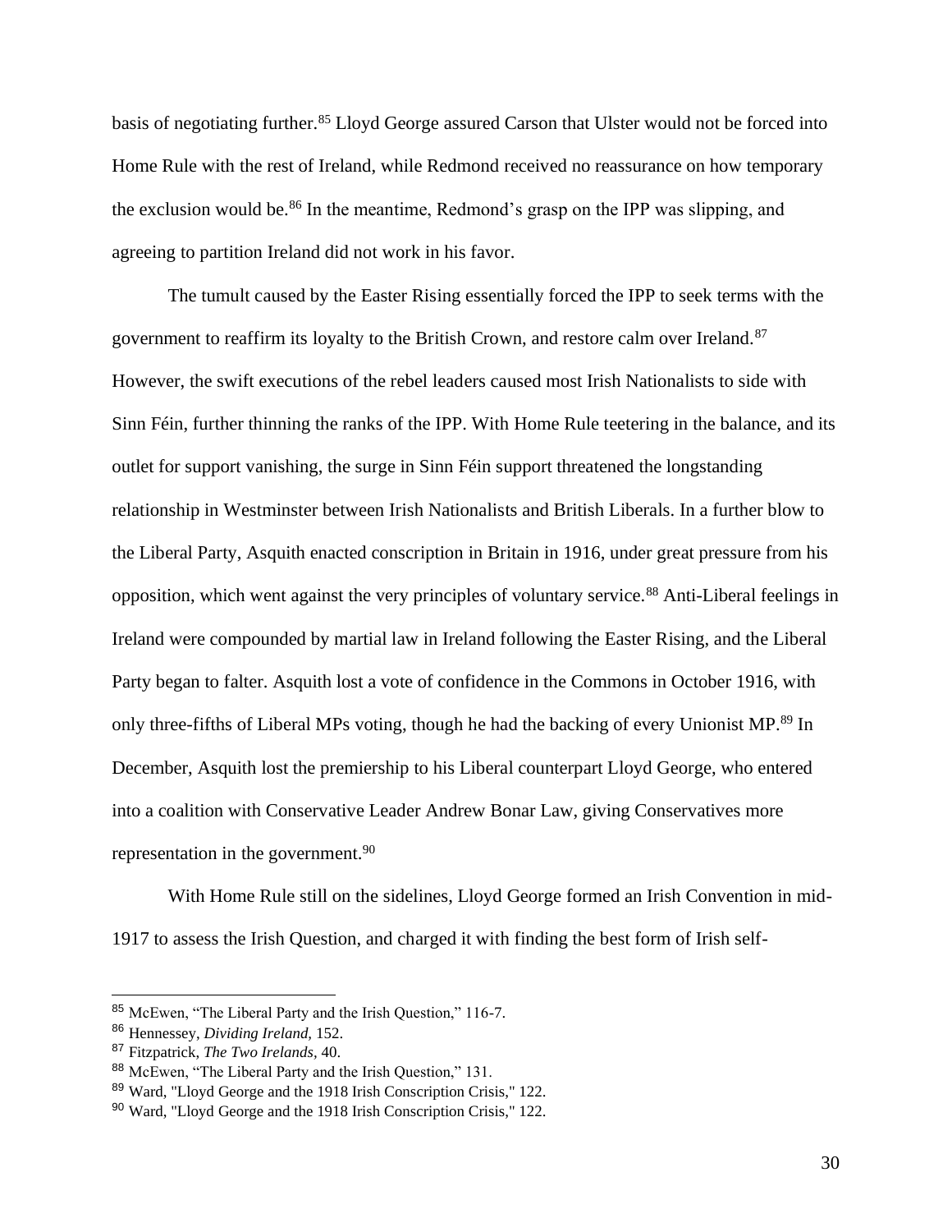basis of negotiating further.[85] Lloyd George assured Carson that Ulster would not be forced into Home Rule with the rest of Ireland, while Redmond received no reassurance on how temporary the exclusion would be.[86] In the meantime, Redmond's grasp on the IPP was slipping, and agreeing to partition Ireland did not work in his favor.

The tumult caused by the Easter Rising essentially forced the IPP to seek terms with the government to reaffirm its loyalty to the British Crown, and restore calm over Ireland.[87] However, the swift executions of the rebel leaders caused most Irish Nationalists to side with Sinn Féin, further thinning the ranks of the IPP. With Home Rule teetering in the balance, and its outlet for support vanishing, the surge in Sinn Féin support threatened the longstanding relationship in Westminster between Irish Nationalists and British Liberals. In a further blow to the Liberal Party, Asquith enacted conscription in Britain in 1916, under great pressure from his opposition, which went against the very principles of voluntary service.[88] Anti-Liberal feelings in Ireland were compounded by martial law in Ireland following the Easter Rising, and the Liberal Party began to falter. Asquith lost a vote of confidence in the Commons in October 1916, with only three-fifths of Liberal MPs voting, though he had the backing of every Unionist MP.[89] In December, Asquith lost the premiership to his Liberal counterpart Lloyd George, who entered into a coalition with Conservative Leader Andrew Bonar Law, giving Conservatives more representation in the government.[90]

With Home Rule still on the sidelines, Lloyd George formed an Irish Convention in mid-1917 to assess the Irish Question, and charged it with finding the best form of Irish self-

---

[85] McEwen, "The Liberal Party and the Irish Question," 116-7.

[86] Hennessey, *Dividing Ireland,* 152.

[87] Fitzpatrick, *The Two Irelands,* 40.

[88] McEwen, "The Liberal Party and the Irish Question," 131.

[89] Ward, "Lloyd George and the 1918 Irish Conscription Crisis," 122.

[90] Ward, "Lloyd George and the 1918 Irish Conscription Crisis," 122.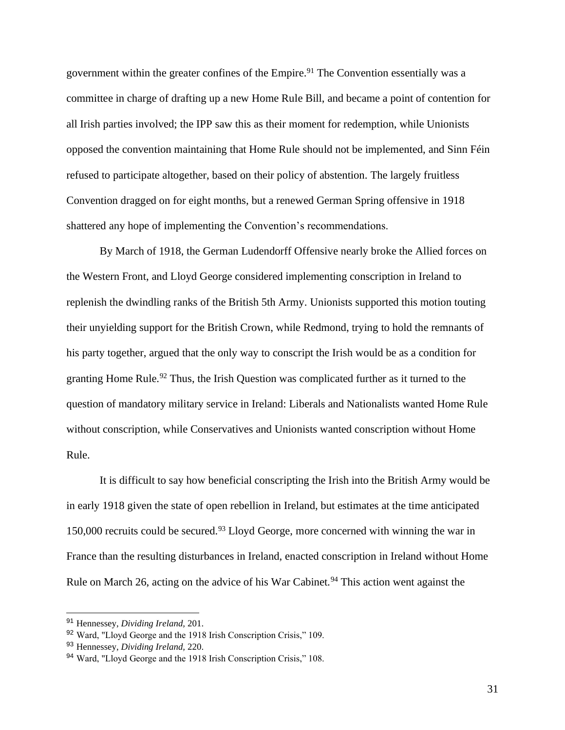government within the greater confines of the Empire.[91] The Convention essentially was a committee in charge of drafting up a new Home Rule Bill, and became a point of contention for all Irish parties involved; the IPP saw this as their moment for redemption, while Unionists opposed the convention maintaining that Home Rule should not be implemented, and Sinn Féin refused to participate altogether, based on their policy of abstention. The largely fruitless Convention dragged on for eight months, but a renewed German Spring offensive in 1918 shattered any hope of implementing the Convention's recommendations.

By March of 1918, the German Ludendorff Offensive nearly broke the Allied forces on the Western Front, and Lloyd George considered implementing conscription in Ireland to replenish the dwindling ranks of the British 5th Army. Unionists supported this motion touting their unyielding support for the British Crown, while Redmond, trying to hold the remnants of his party together, argued that the only way to conscript the Irish would be as a condition for granting Home Rule.[92] Thus, the Irish Question was complicated further as it turned to the question of mandatory military service in Ireland: Liberals and Nationalists wanted Home Rule without conscription, while Conservatives and Unionists wanted conscription without Home Rule.

It is difficult to say how beneficial conscripting the Irish into the British Army would be in early 1918 given the state of open rebellion in Ireland, but estimates at the time anticipated 150,000 recruits could be secured.[93] Lloyd George, more concerned with winning the war in France than the resulting disturbances in Ireland, enacted conscription in Ireland without Home Rule on March 26, acting on the advice of his War Cabinet.[94] This action went against the

[91] Hennessey, *Dividing Ireland,* 201.
[92] Ward, "Lloyd George and the 1918 Irish Conscription Crisis," 109.
[93] Hennessey, *Dividing Ireland,* 220.
[94] Ward, "Lloyd George and the 1918 Irish Conscription Crisis," 108.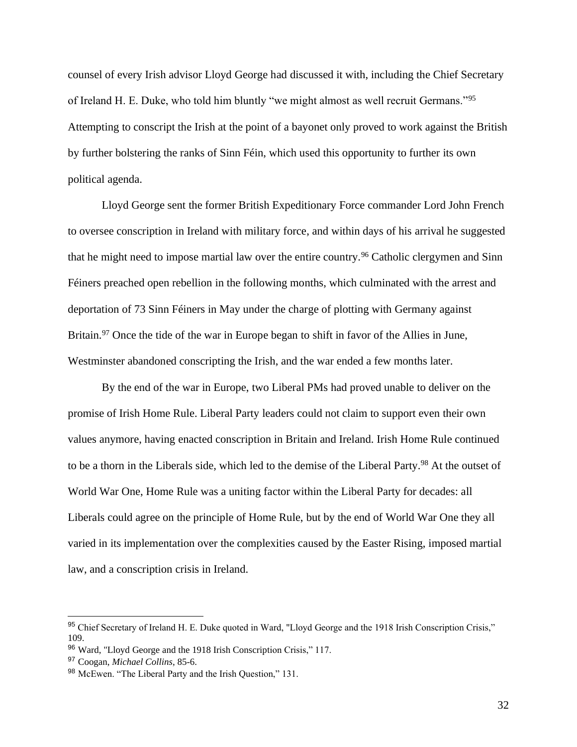counsel of every Irish advisor Lloyd George had discussed it with, including the Chief Secretary of Ireland H. E. Duke, who told him bluntly "we might almost as well recruit Germans."[95] Attempting to conscript the Irish at the point of a bayonet only proved to work against the British by further bolstering the ranks of Sinn Féin, which used this opportunity to further its own political agenda.

Lloyd George sent the former British Expeditionary Force commander Lord John French to oversee conscription in Ireland with military force, and within days of his arrival he suggested that he might need to impose martial law over the entire country.[96] Catholic clergymen and Sinn Féiners preached open rebellion in the following months, which culminated with the arrest and deportation of 73 Sinn Féiners in May under the charge of plotting with Germany against Britain.[97] Once the tide of the war in Europe began to shift in favor of the Allies in June, Westminster abandoned conscripting the Irish, and the war ended a few months later.

By the end of the war in Europe, two Liberal PMs had proved unable to deliver on the promise of Irish Home Rule. Liberal Party leaders could not claim to support even their own values anymore, having enacted conscription in Britain and Ireland. Irish Home Rule continued to be a thorn in the Liberals side, which led to the demise of the Liberal Party.[98] At the outset of World War One, Home Rule was a uniting factor within the Liberal Party for decades: all Liberals could agree on the principle of Home Rule, but by the end of World War One they all varied in its implementation over the complexities caused by the Easter Rising, imposed martial law, and a conscription crisis in Ireland.

---

[95] Chief Secretary of Ireland H. E. Duke quoted in Ward, "Lloyd George and the 1918 Irish Conscription Crisis," 109.

[96] Ward, "Lloyd George and the 1918 Irish Conscription Crisis," 117.

[97] Coogan, *Michael Collins*, 85-6.

[98] McEwen. "The Liberal Party and the Irish Question," 131.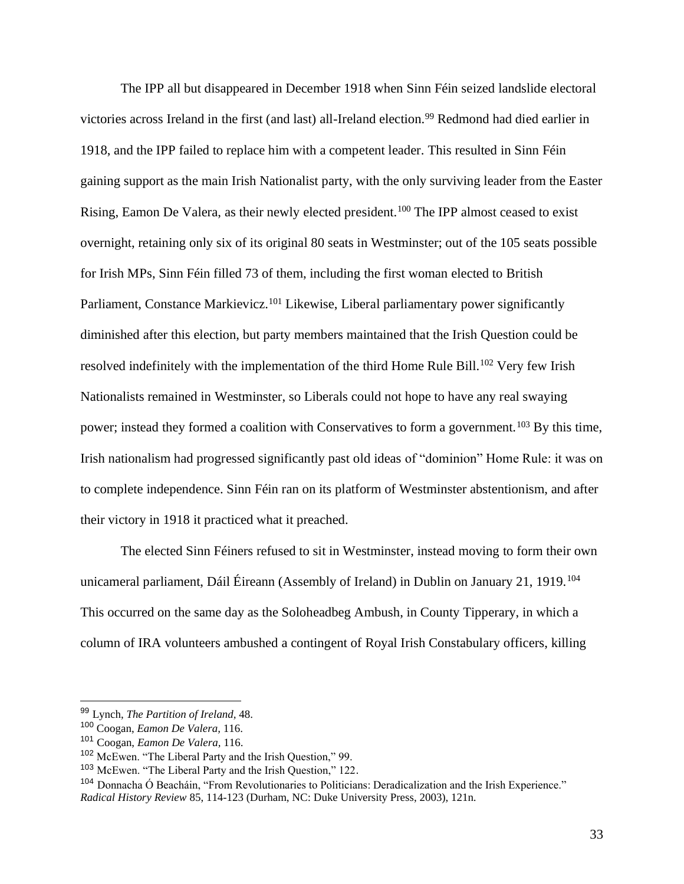The IPP all but disappeared in December 1918 when Sinn Féin seized landslide electoral victories across Ireland in the first (and last) all-Ireland election.[99] Redmond had died earlier in 1918, and the IPP failed to replace him with a competent leader. This resulted in Sinn Féin gaining support as the main Irish Nationalist party, with the only surviving leader from the Easter Rising, Eamon De Valera, as their newly elected president.[100] The IPP almost ceased to exist overnight, retaining only six of its original 80 seats in Westminster; out of the 105 seats possible for Irish MPs, Sinn Féin filled 73 of them, including the first woman elected to British Parliament, Constance Markievicz.[101] Likewise, Liberal parliamentary power significantly diminished after this election, but party members maintained that the Irish Question could be resolved indefinitely with the implementation of the third Home Rule Bill.[102] Very few Irish Nationalists remained in Westminster, so Liberals could not hope to have any real swaying power; instead they formed a coalition with Conservatives to form a government.[103] By this time, Irish nationalism had progressed significantly past old ideas of "dominion" Home Rule: it was on to complete independence. Sinn Féin ran on its platform of Westminster abstentionism, and after their victory in 1918 it practiced what it preached.

The elected Sinn Féiners refused to sit in Westminster, instead moving to form their own unicameral parliament, Dáil Éireann (Assembly of Ireland) in Dublin on January 21, 1919.[104] This occurred on the same day as the Soloheadbeg Ambush, in County Tipperary, in which a column of IRA volunteers ambushed a contingent of Royal Irish Constabulary officers, killing

---

[99] Lynch, *The Partition of Ireland,* 48.

[100] Coogan, *Eamon De Valera,* 116.

[101] Coogan, *Eamon De Valera,* 116.

[102] McEwen. "The Liberal Party and the Irish Question," 99.

[103] McEwen. "The Liberal Party and the Irish Question," 122.

[104] Donnacha Ó Beacháin, "From Revolutionaries to Politicians: Deradicalization and the Irish Experience." *Radical History Review* 85, 114-123 (Durham, NC: Duke University Press, 2003), 121n.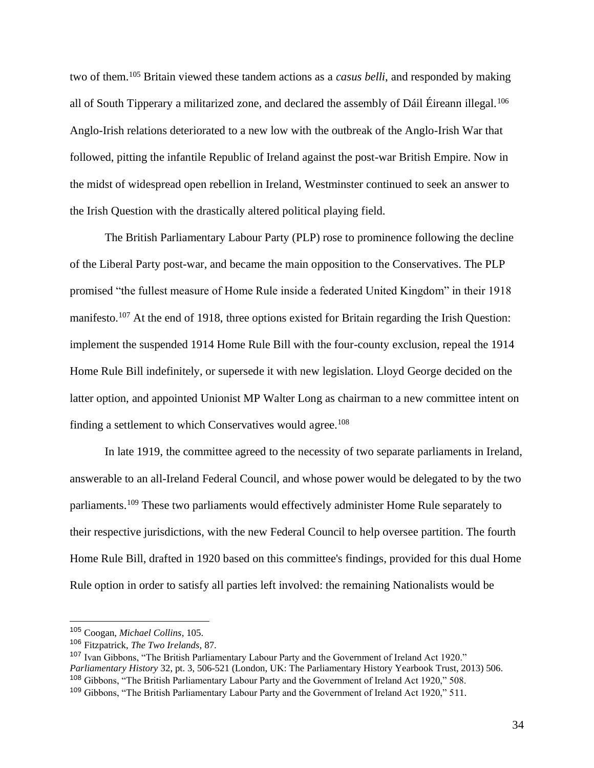two of them.[105] Britain viewed these tandem actions as a *casus belli*, and responded by making all of South Tipperary a militarized zone, and declared the assembly of Dáil Éireann illegal.[106] Anglo-Irish relations deteriorated to a new low with the outbreak of the Anglo-Irish War that followed, pitting the infantile Republic of Ireland against the post-war British Empire. Now in the midst of widespread open rebellion in Ireland, Westminster continued to seek an answer to the Irish Question with the drastically altered political playing field.

The British Parliamentary Labour Party (PLP) rose to prominence following the decline of the Liberal Party post-war, and became the main opposition to the Conservatives. The PLP promised "the fullest measure of Home Rule inside a federated United Kingdom" in their 1918 manifesto.[107] At the end of 1918, three options existed for Britain regarding the Irish Question: implement the suspended 1914 Home Rule Bill with the four-county exclusion, repeal the 1914 Home Rule Bill indefinitely, or supersede it with new legislation. Lloyd George decided on the latter option, and appointed Unionist MP Walter Long as chairman to a new committee intent on finding a settlement to which Conservatives would agree.[108]

In late 1919, the committee agreed to the necessity of two separate parliaments in Ireland, answerable to an all-Ireland Federal Council, and whose power would be delegated to by the two parliaments.[109] These two parliaments would effectively administer Home Rule separately to their respective jurisdictions, with the new Federal Council to help oversee partition. The fourth Home Rule Bill, drafted in 1920 based on this committee's findings, provided for this dual Home Rule option in order to satisfy all parties left involved: the remaining Nationalists would be

---

[105] Coogan, *Michael Collins*, 105.

[106] Fitzpatrick, *The Two Irelands,* 87.

[107] Ivan Gibbons, "The British Parliamentary Labour Party and the Government of Ireland Act 1920." *Parliamentary History* 32, pt. 3, 506-521 (London, UK: The Parliamentary History Yearbook Trust, 2013) 506.

[108] Gibbons, "The British Parliamentary Labour Party and the Government of Ireland Act 1920," 508.

[109] Gibbons, "The British Parliamentary Labour Party and the Government of Ireland Act 1920," 511.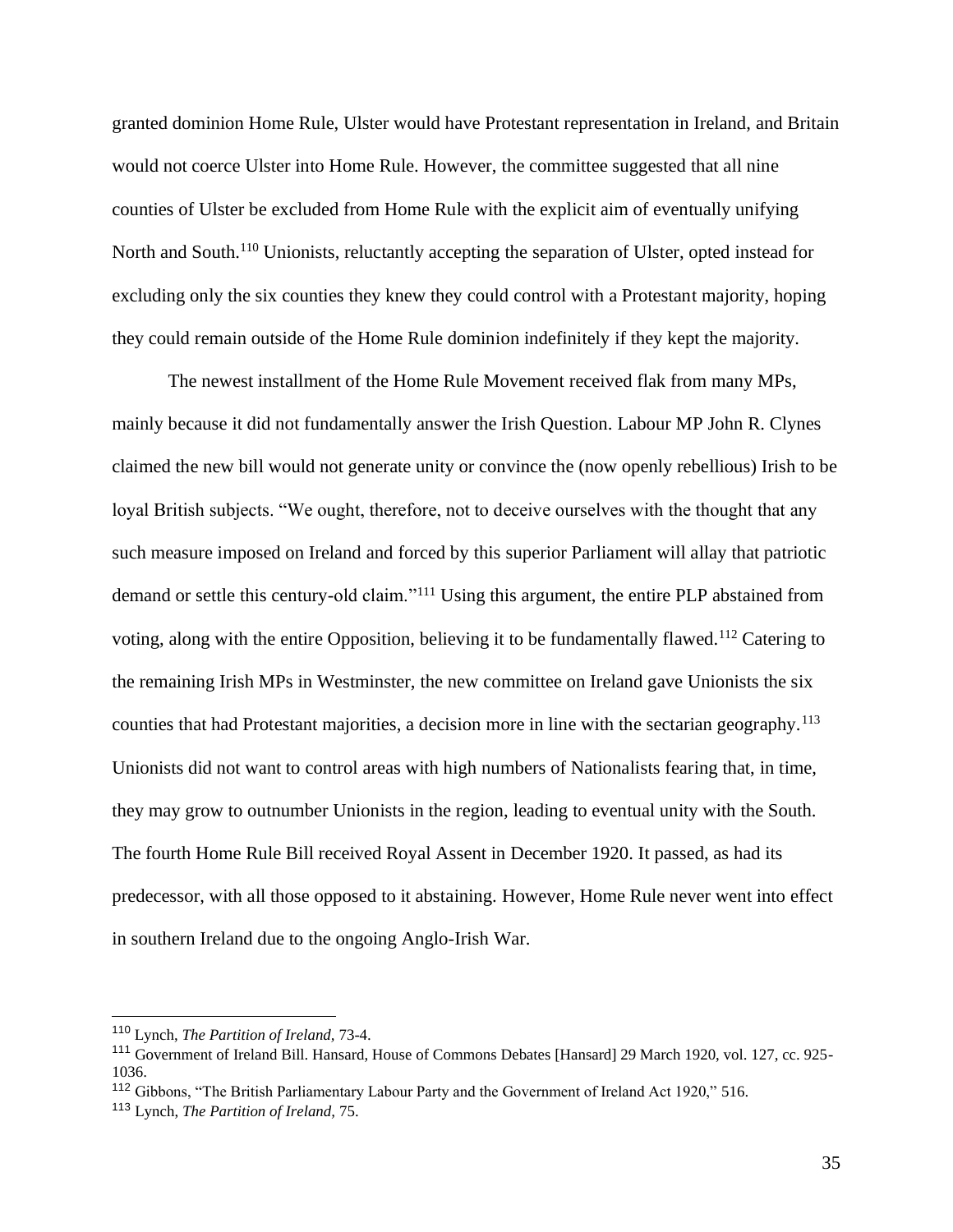granted dominion Home Rule, Ulster would have Protestant representation in Ireland, and Britain would not coerce Ulster into Home Rule. However, the committee suggested that all nine counties of Ulster be excluded from Home Rule with the explicit aim of eventually unifying North and South.[110] Unionists, reluctantly accepting the separation of Ulster, opted instead for excluding only the six counties they knew they could control with a Protestant majority, hoping they could remain outside of the Home Rule dominion indefinitely if they kept the majority.

The newest installment of the Home Rule Movement received flak from many MPs, mainly because it did not fundamentally answer the Irish Question. Labour MP John R. Clynes claimed the new bill would not generate unity or convince the (now openly rebellious) Irish to be loyal British subjects. "We ought, therefore, not to deceive ourselves with the thought that any such measure imposed on Ireland and forced by this superior Parliament will allay that patriotic demand or settle this century-old claim."[111] Using this argument, the entire PLP abstained from voting, along with the entire Opposition, believing it to be fundamentally flawed.[112] Catering to the remaining Irish MPs in Westminster, the new committee on Ireland gave Unionists the six counties that had Protestant majorities, a decision more in line with the sectarian geography.[113] Unionists did not want to control areas with high numbers of Nationalists fearing that, in time, they may grow to outnumber Unionists in the region, leading to eventual unity with the South. The fourth Home Rule Bill received Royal Assent in December 1920. It passed, as had its predecessor, with all those opposed to it abstaining. However, Home Rule never went into effect in southern Ireland due to the ongoing Anglo-Irish War.

---

[110] Lynch, *The Partition of Ireland,* 73-4.

[111] Government of Ireland Bill. Hansard, House of Commons Debates [Hansard] 29 March 1920, vol. 127, cc. 925-1036.

[112] Gibbons, "The British Parliamentary Labour Party and the Government of Ireland Act 1920," 516.

[113] Lynch, *The Partition of Ireland,* 75.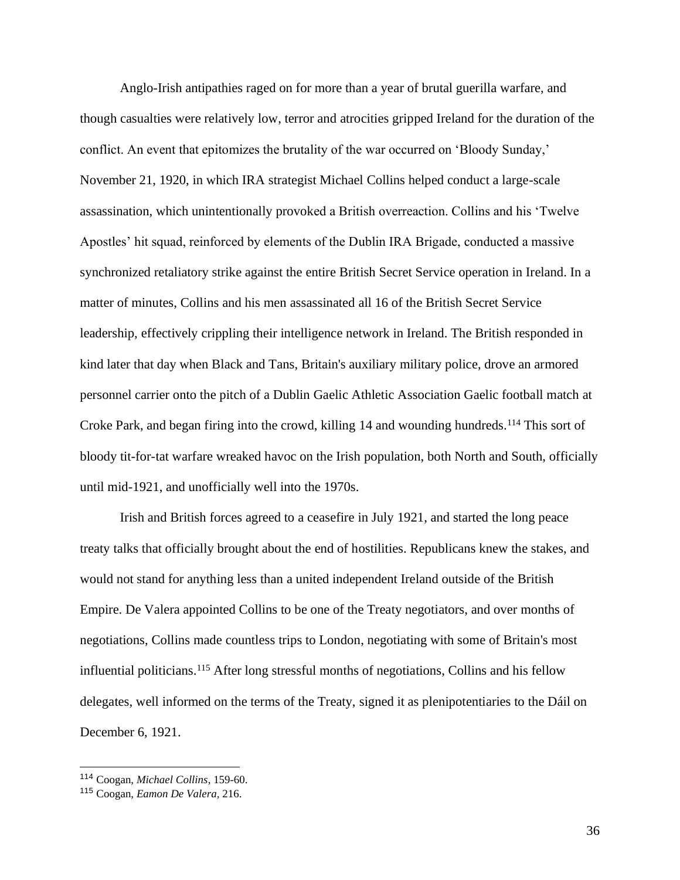Anglo-Irish antipathies raged on for more than a year of brutal guerilla warfare, and though casualties were relatively low, terror and atrocities gripped Ireland for the duration of the conflict. An event that epitomizes the brutality of the war occurred on 'Bloody Sunday,' November 21, 1920, in which IRA strategist Michael Collins helped conduct a large-scale assassination, which unintentionally provoked a British overreaction. Collins and his 'Twelve Apostles' hit squad, reinforced by elements of the Dublin IRA Brigade, conducted a massive synchronized retaliatory strike against the entire British Secret Service operation in Ireland. In a matter of minutes, Collins and his men assassinated all 16 of the British Secret Service leadership, effectively crippling their intelligence network in Ireland. The British responded in kind later that day when Black and Tans, Britain's auxiliary military police, drove an armored personnel carrier onto the pitch of a Dublin Gaelic Athletic Association Gaelic football match at Croke Park, and began firing into the crowd, killing 14 and wounding hundreds.[114] This sort of bloody tit-for-tat warfare wreaked havoc on the Irish population, both North and South, officially until mid-1921, and unofficially well into the 1970s.

Irish and British forces agreed to a ceasefire in July 1921, and started the long peace treaty talks that officially brought about the end of hostilities. Republicans knew the stakes, and would not stand for anything less than a united independent Ireland outside of the British Empire. De Valera appointed Collins to be one of the Treaty negotiators, and over months of negotiations, Collins made countless trips to London, negotiating with some of Britain's most influential politicians.[115] After long stressful months of negotiations, Collins and his fellow delegates, well informed on the terms of the Treaty, signed it as plenipotentiaries to the Dáil on December 6, 1921.

---

[114] Coogan, *Michael Collins*, 159-60.

[115] Coogan, *Eamon De Valera*, 216.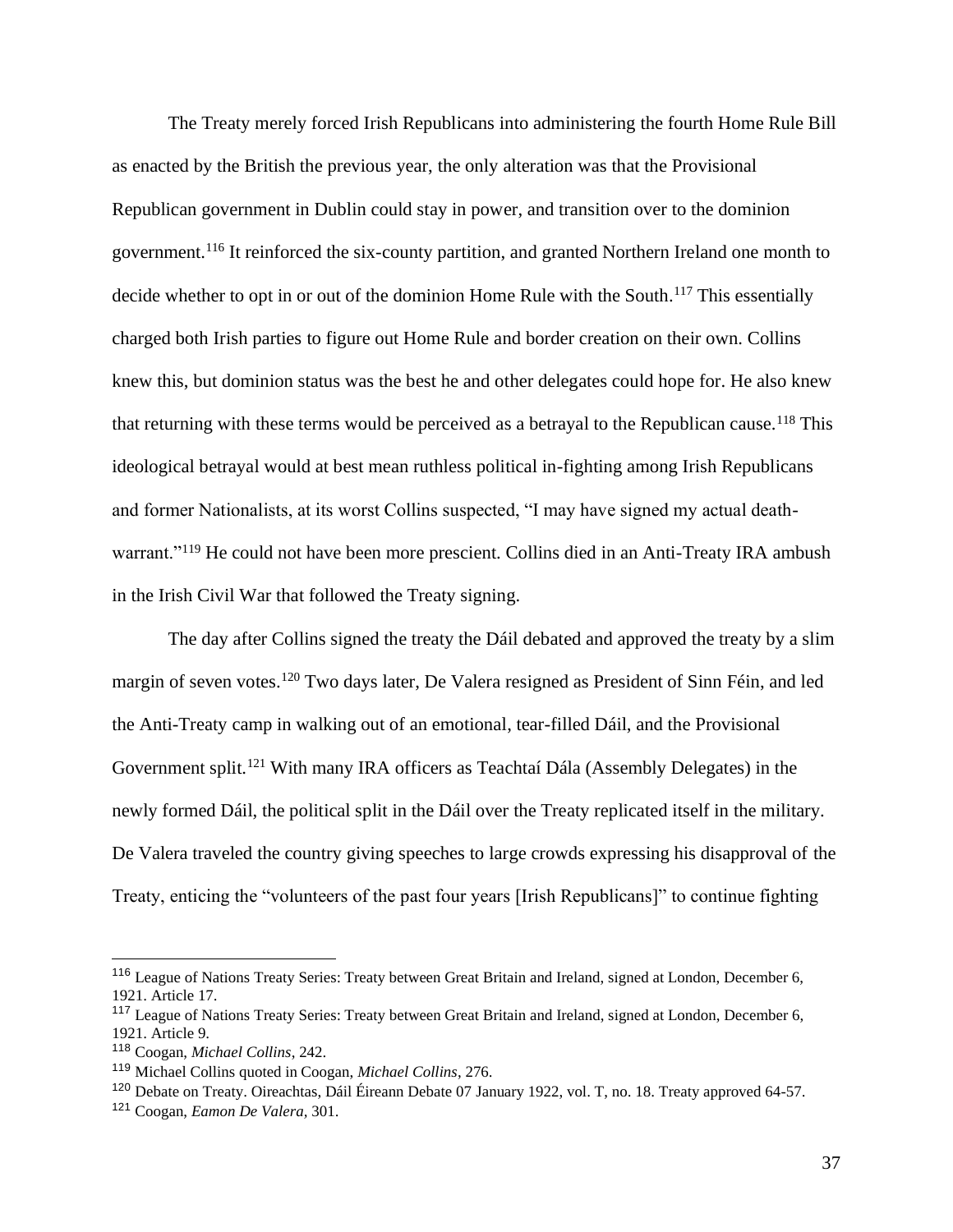The Treaty merely forced Irish Republicans into administering the fourth Home Rule Bill as enacted by the British the previous year, the only alteration was that the Provisional Republican government in Dublin could stay in power, and transition over to the dominion government.[116] It reinforced the six-county partition, and granted Northern Ireland one month to decide whether to opt in or out of the dominion Home Rule with the South.[117] This essentially charged both Irish parties to figure out Home Rule and border creation on their own. Collins knew this, but dominion status was the best he and other delegates could hope for. He also knew that returning with these terms would be perceived as a betrayal to the Republican cause.[118] This ideological betrayal would at best mean ruthless political in-fighting among Irish Republicans and former Nationalists, at its worst Collins suspected, "I may have signed my actual death-warrant."[119] He could not have been more prescient. Collins died in an Anti-Treaty IRA ambush in the Irish Civil War that followed the Treaty signing.

The day after Collins signed the treaty the Dáil debated and approved the treaty by a slim margin of seven votes.[120] Two days later, De Valera resigned as President of Sinn Féin, and led the Anti-Treaty camp in walking out of an emotional, tear-filled Dáil, and the Provisional Government split.[121] With many IRA officers as Teachtaí Dála (Assembly Delegates) in the newly formed Dáil, the political split in the Dáil over the Treaty replicated itself in the military. De Valera traveled the country giving speeches to large crowds expressing his disapproval of the Treaty, enticing the "volunteers of the past four years [Irish Republicans]" to continue fighting

---

[116] League of Nations Treaty Series: Treaty between Great Britain and Ireland, signed at London, December 6, 1921. Article 17.

[117] League of Nations Treaty Series: Treaty between Great Britain and Ireland, signed at London, December 6, 1921. Article 9.

[118] Coogan, *Michael Collins,* 242.

[119] Michael Collins quoted in Coogan, *Michael Collins,* 276.

[120] Debate on Treaty. Oireachtas, Dáil Éireann Debate 07 January 1922, vol. T, no. 18. Treaty approved 64-57.

[121] Coogan, *Eamon De Valera,* 301.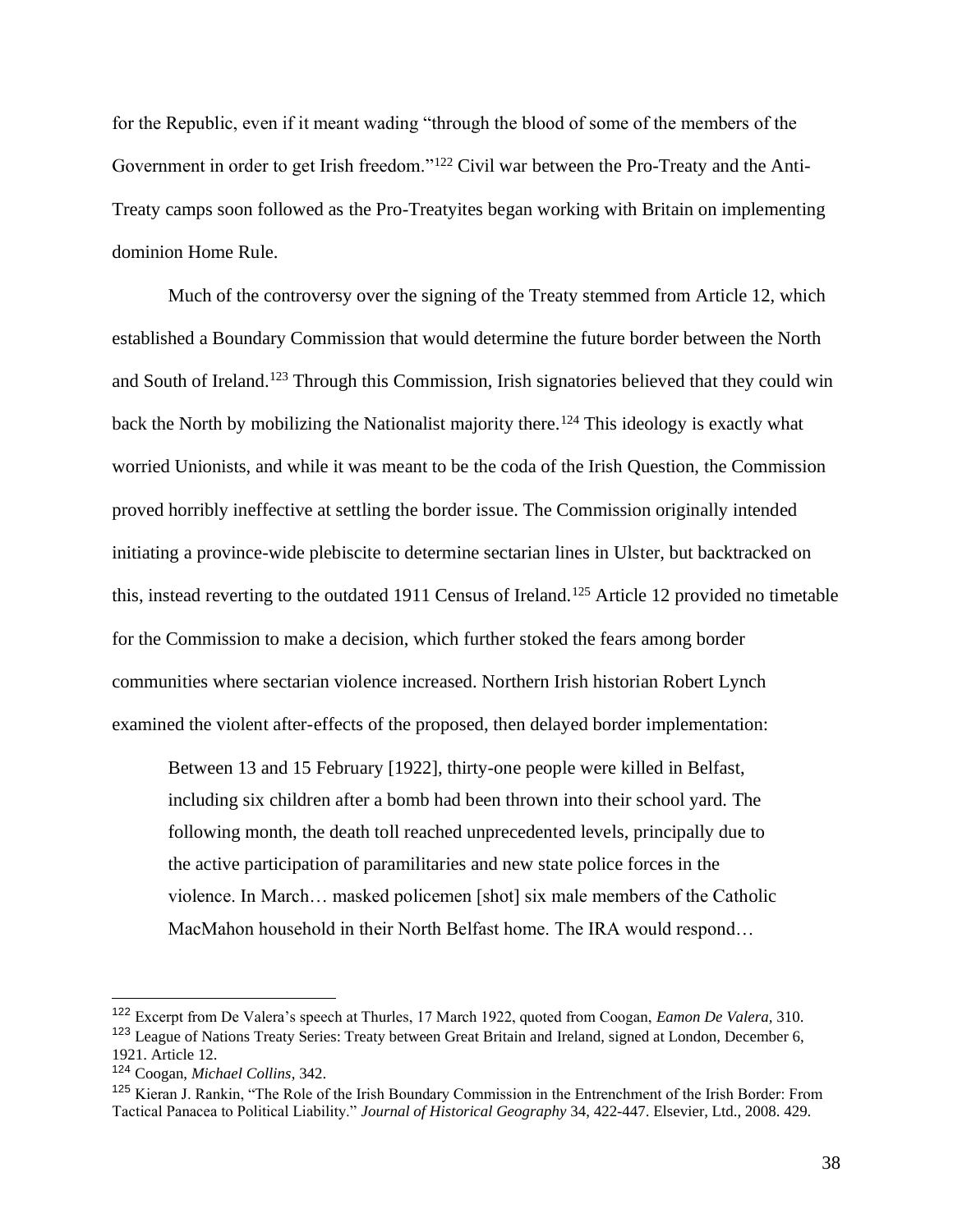for the Republic, even if it meant wading "through the blood of some of the members of the Government in order to get Irish freedom."[122] Civil war between the Pro-Treaty and the Anti-Treaty camps soon followed as the Pro-Treatyites began working with Britain on implementing dominion Home Rule.

Much of the controversy over the signing of the Treaty stemmed from Article 12, which established a Boundary Commission that would determine the future border between the North and South of Ireland.[123] Through this Commission, Irish signatories believed that they could win back the North by mobilizing the Nationalist majority there.[124] This ideology is exactly what worried Unionists, and while it was meant to be the coda of the Irish Question, the Commission proved horribly ineffective at settling the border issue. The Commission originally intended initiating a province-wide plebiscite to determine sectarian lines in Ulster, but backtracked on this, instead reverting to the outdated 1911 Census of Ireland.[125] Article 12 provided no timetable for the Commission to make a decision, which further stoked the fears among border communities where sectarian violence increased. Northern Irish historian Robert Lynch examined the violent after-effects of the proposed, then delayed border implementation:

> Between 13 and 15 February [1922], thirty-one people were killed in Belfast, including six children after a bomb had been thrown into their school yard. The following month, the death toll reached unprecedented levels, principally due to the active participation of paramilitaries and new state police forces in the violence. In March… masked policemen [shot] six male members of the Catholic MacMahon household in their North Belfast home. The IRA would respond…

---

[122] Excerpt from De Valera's speech at Thurles, 17 March 1922, quoted from Coogan, *Eamon De Valera*, 310.

[123] League of Nations Treaty Series: Treaty between Great Britain and Ireland, signed at London, December 6, 1921. Article 12.

[124] Coogan, *Michael Collins*, 342.

[125] Kieran J. Rankin, "The Role of the Irish Boundary Commission in the Entrenchment of the Irish Border: From Tactical Panacea to Political Liability." *Journal of Historical Geography* 34, 422-447. Elsevier, Ltd., 2008. 429.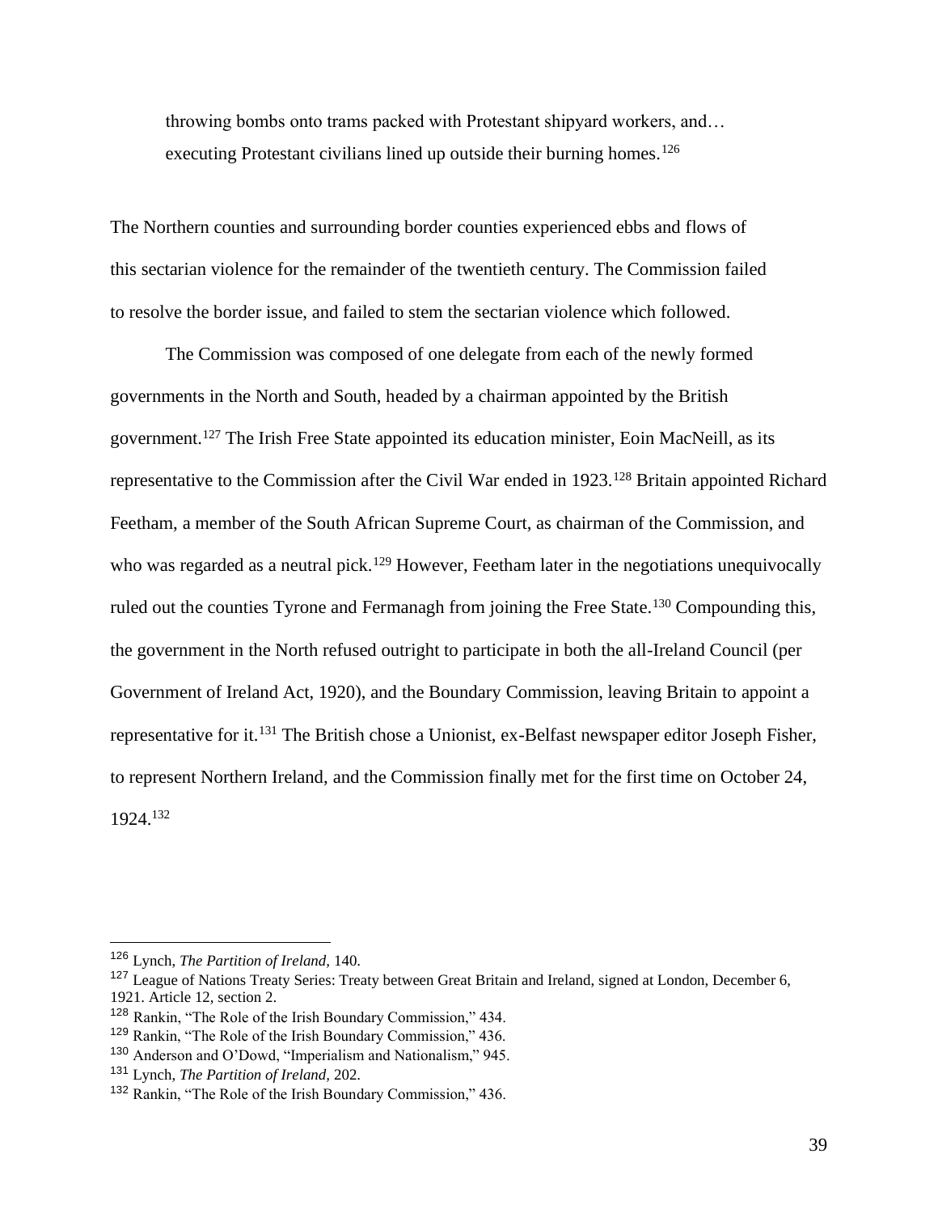> throwing bombs onto trams packed with Protestant shipyard workers, and… executing Protestant civilians lined up outside their burning homes.[126]

The Northern counties and surrounding border counties experienced ebbs and flows of this sectarian violence for the remainder of the twentieth century. The Commission failed to resolve the border issue, and failed to stem the sectarian violence which followed.

The Commission was composed of one delegate from each of the newly formed governments in the North and South, headed by a chairman appointed by the British government.[127] The Irish Free State appointed its education minister, Eoin MacNeill, as its representative to the Commission after the Civil War ended in 1923.[128] Britain appointed Richard Feetham, a member of the South African Supreme Court, as chairman of the Commission, and who was regarded as a neutral pick.[129] However, Feetham later in the negotiations unequivocally ruled out the counties Tyrone and Fermanagh from joining the Free State.[130] Compounding this, the government in the North refused outright to participate in both the all-Ireland Council (per Government of Ireland Act, 1920), and the Boundary Commission, leaving Britain to appoint a representative for it.[131] The British chose a Unionist, ex-Belfast newspaper editor Joseph Fisher, to represent Northern Ireland, and the Commission finally met for the first time on October 24, 1924.[132]

---

[126] Lynch, *The Partition of Ireland,* 140.

[127] League of Nations Treaty Series: Treaty between Great Britain and Ireland, signed at London, December 6, 1921. Article 12, section 2.

[128] Rankin, "The Role of the Irish Boundary Commission," 434.

[129] Rankin, "The Role of the Irish Boundary Commission," 436.

[130] Anderson and O'Dowd, "Imperialism and Nationalism," 945.

[131] Lynch, *The Partition of Ireland,* 202.

[132] Rankin, "The Role of the Irish Boundary Commission," 436.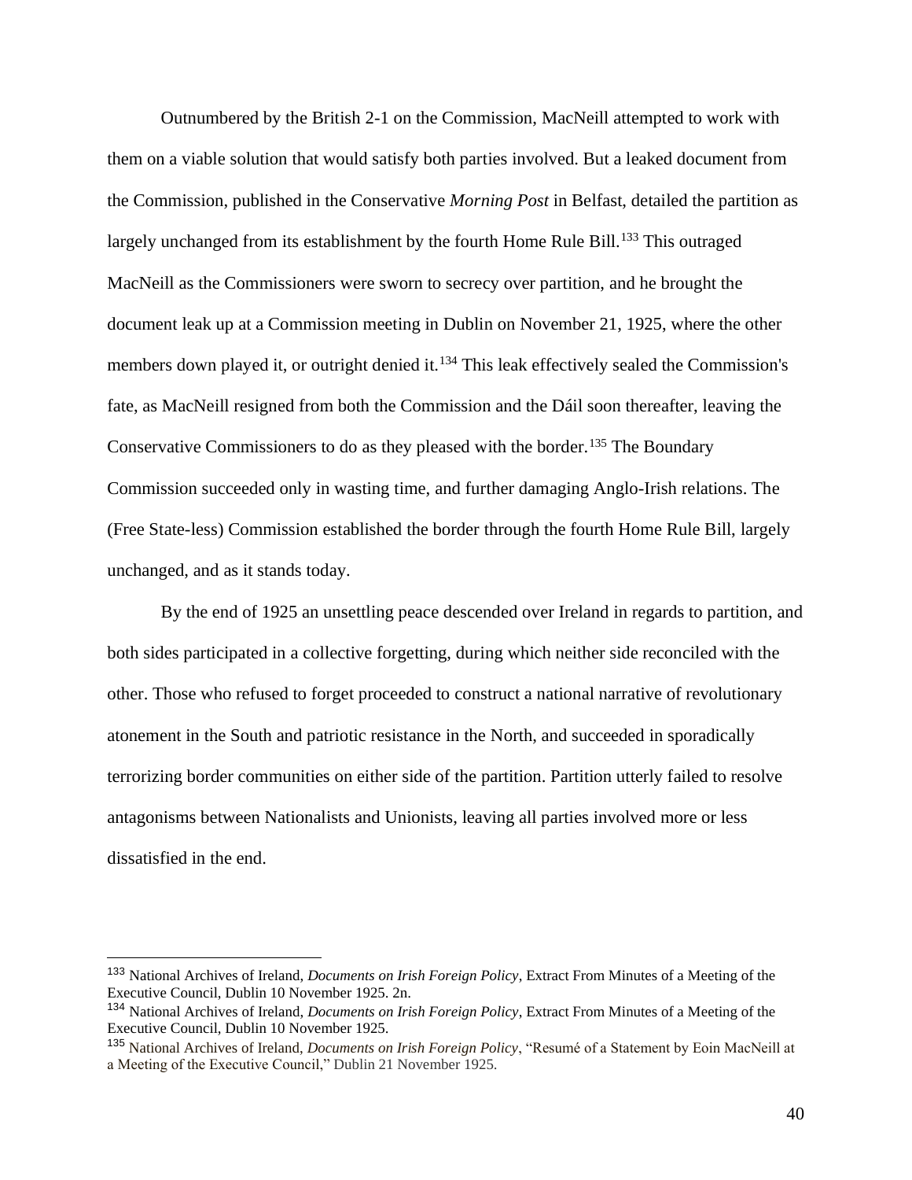Outnumbered by the British 2-1 on the Commission, MacNeill attempted to work with them on a viable solution that would satisfy both parties involved. But a leaked document from the Commission, published in the Conservative *Morning Post* in Belfast, detailed the partition as largely unchanged from its establishment by the fourth Home Rule Bill.[133] This outraged MacNeill as the Commissioners were sworn to secrecy over partition, and he brought the document leak up at a Commission meeting in Dublin on November 21, 1925, where the other members down played it, or outright denied it.[134] This leak effectively sealed the Commission's fate, as MacNeill resigned from both the Commission and the Dáil soon thereafter, leaving the Conservative Commissioners to do as they pleased with the border.[135] The Boundary Commission succeeded only in wasting time, and further damaging Anglo-Irish relations. The (Free State-less) Commission established the border through the fourth Home Rule Bill, largely unchanged, and as it stands today.

By the end of 1925 an unsettling peace descended over Ireland in regards to partition, and both sides participated in a collective forgetting, during which neither side reconciled with the other. Those who refused to forget proceeded to construct a national narrative of revolutionary atonement in the South and patriotic resistance in the North, and succeeded in sporadically terrorizing border communities on either side of the partition. Partition utterly failed to resolve antagonisms between Nationalists and Unionists, leaving all parties involved more or less dissatisfied in the end.

---

[133] National Archives of Ireland, *Documents on Irish Foreign Policy*, Extract From Minutes of a Meeting of the Executive Council, Dublin 10 November 1925. 2n.

[134] National Archives of Ireland, *Documents on Irish Foreign Policy*, Extract From Minutes of a Meeting of the Executive Council, Dublin 10 November 1925.

[135] National Archives of Ireland, *Documents on Irish Foreign Policy*, "Resumé of a Statement by Eoin MacNeill at a Meeting of the Executive Council," Dublin 21 November 1925.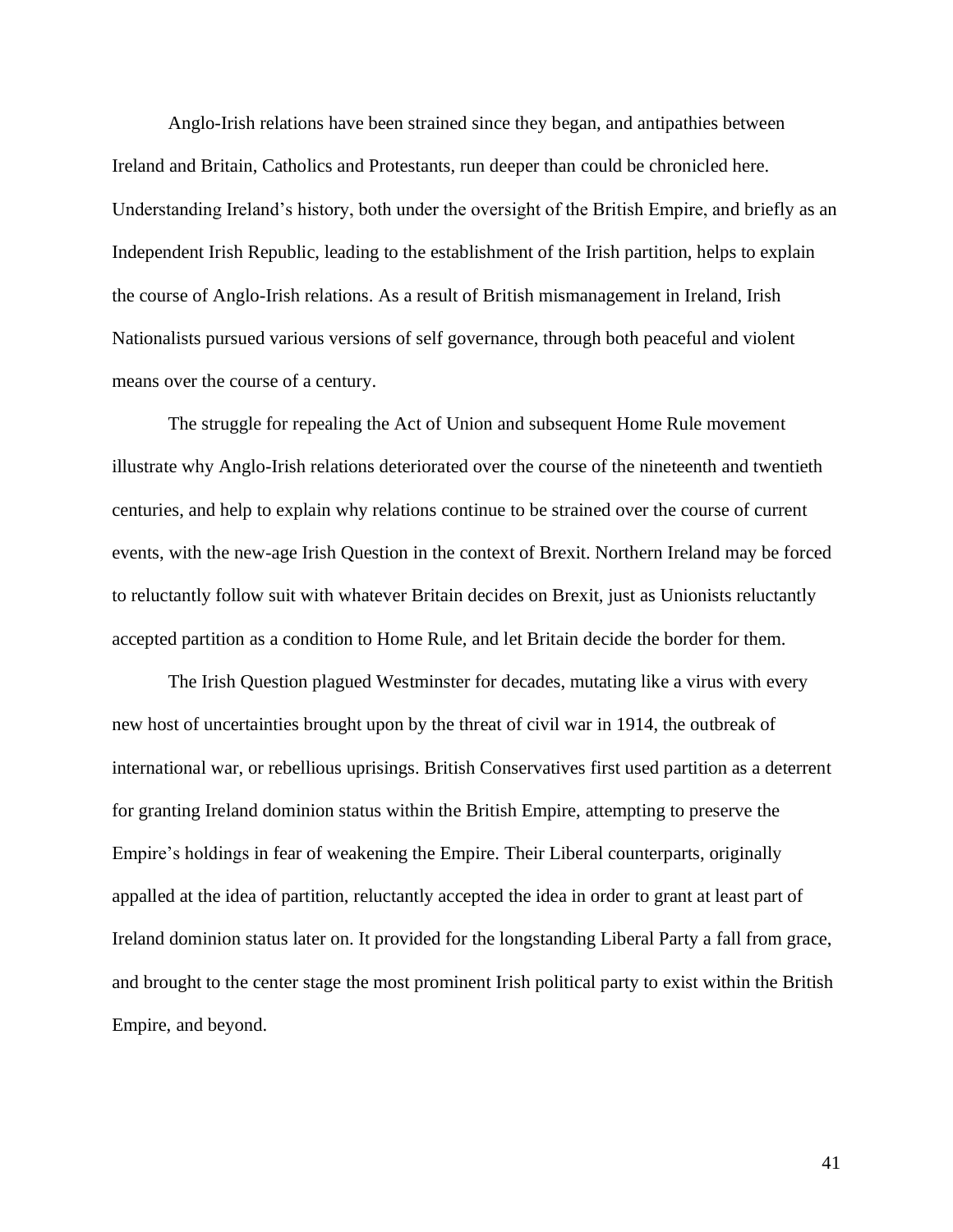Anglo-Irish relations have been strained since they began, and antipathies between Ireland and Britain, Catholics and Protestants, run deeper than could be chronicled here. Understanding Ireland's history, both under the oversight of the British Empire, and briefly as an Independent Irish Republic, leading to the establishment of the Irish partition, helps to explain the course of Anglo-Irish relations. As a result of British mismanagement in Ireland, Irish Nationalists pursued various versions of self governance, through both peaceful and violent means over the course of a century.

The struggle for repealing the Act of Union and subsequent Home Rule movement illustrate why Anglo-Irish relations deteriorated over the course of the nineteenth and twentieth centuries, and help to explain why relations continue to be strained over the course of current events, with the new-age Irish Question in the context of Brexit. Northern Ireland may be forced to reluctantly follow suit with whatever Britain decides on Brexit, just as Unionists reluctantly accepted partition as a condition to Home Rule, and let Britain decide the border for them.

The Irish Question plagued Westminster for decades, mutating like a virus with every new host of uncertainties brought upon by the threat of civil war in 1914, the outbreak of international war, or rebellious uprisings. British Conservatives first used partition as a deterrent for granting Ireland dominion status within the British Empire, attempting to preserve the Empire's holdings in fear of weakening the Empire. Their Liberal counterparts, originally appalled at the idea of partition, reluctantly accepted the idea in order to grant at least part of Ireland dominion status later on. It provided for the longstanding Liberal Party a fall from grace, and brought to the center stage the most prominent Irish political party to exist within the British Empire, and beyond.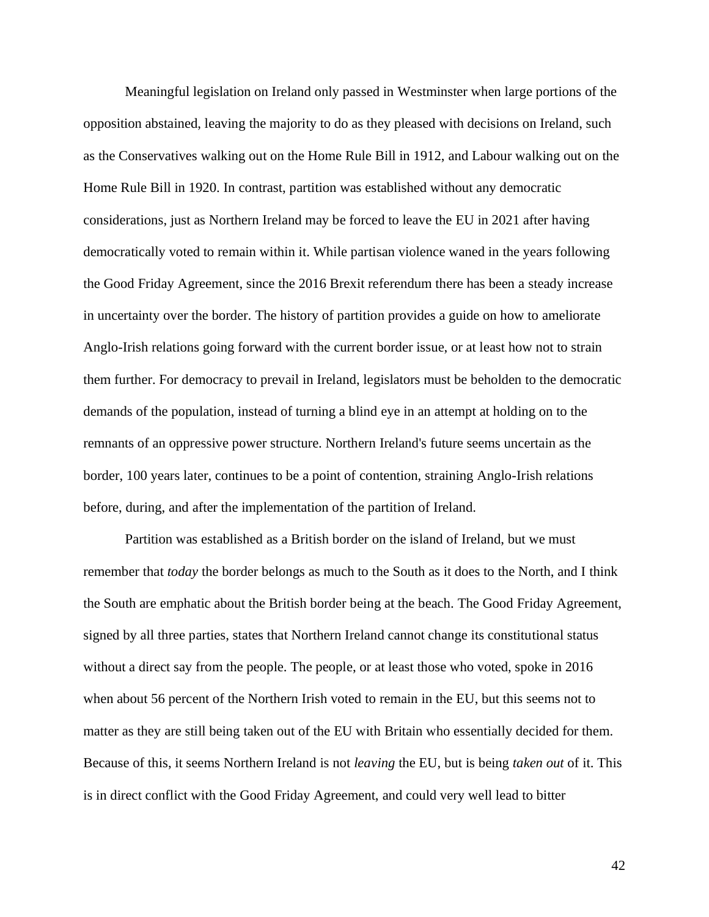Meaningful legislation on Ireland only passed in Westminster when large portions of the opposition abstained, leaving the majority to do as they pleased with decisions on Ireland, such as the Conservatives walking out on the Home Rule Bill in 1912, and Labour walking out on the Home Rule Bill in 1920. In contrast, partition was established without any democratic considerations, just as Northern Ireland may be forced to leave the EU in 2021 after having democratically voted to remain within it. While partisan violence waned in the years following the Good Friday Agreement, since the 2016 Brexit referendum there has been a steady increase in uncertainty over the border. The history of partition provides a guide on how to ameliorate Anglo-Irish relations going forward with the current border issue, or at least how not to strain them further. For democracy to prevail in Ireland, legislators must be beholden to the democratic demands of the population, instead of turning a blind eye in an attempt at holding on to the remnants of an oppressive power structure. Northern Ireland's future seems uncertain as the border, 100 years later, continues to be a point of contention, straining Anglo-Irish relations before, during, and after the implementation of the partition of Ireland.

Partition was established as a British border on the island of Ireland, but we must remember that *today* the border belongs as much to the South as it does to the North, and I think the South are emphatic about the British border being at the beach. The Good Friday Agreement, signed by all three parties, states that Northern Ireland cannot change its constitutional status without a direct say from the people. The people, or at least those who voted, spoke in 2016 when about 56 percent of the Northern Irish voted to remain in the EU, but this seems not to matter as they are still being taken out of the EU with Britain who essentially decided for them. Because of this, it seems Northern Ireland is not *leaving* the EU, but is being *taken out* of it. This is in direct conflict with the Good Friday Agreement, and could very well lead to bitter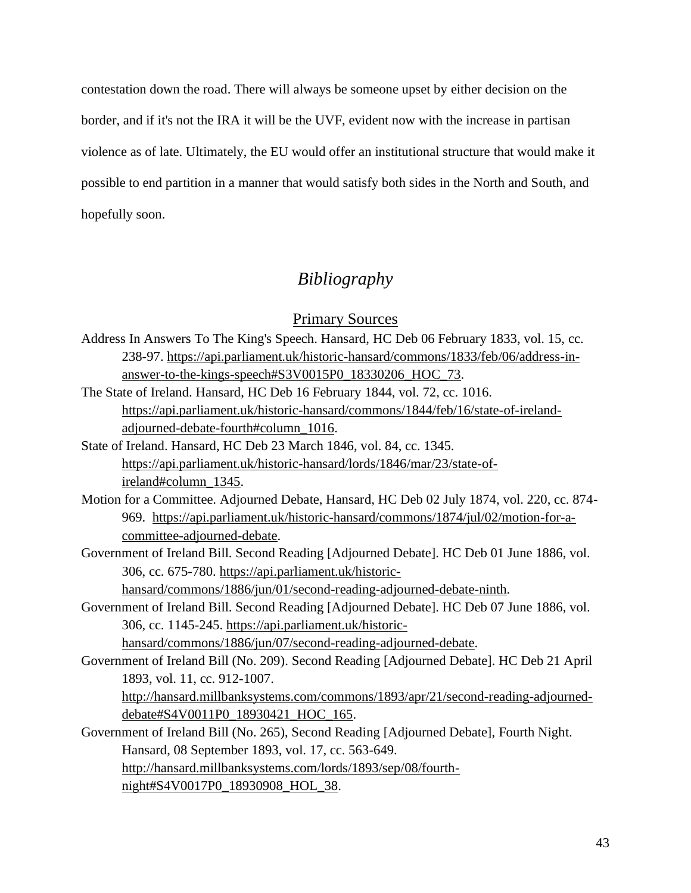contestation down the road. There will always be someone upset by either decision on the border, and if it's not the IRA it will be the UVF, evident now with the increase in partisan violence as of late. Ultimately, the EU would offer an institutional structure that would make it possible to end partition in a manner that would satisfy both sides in the North and South, and hopefully soon.

# *Bibliography*

## Primary Sources

Address In Answers To The King's Speech. Hansard, HC Deb 06 February 1833, vol. 15, cc. 238-97. https://api.parliament.uk/historic-hansard/commons/1833/feb/06/address-in-answer-to-the-kings-speech#S3V0015P0_18330206_HOC_73.

The State of Ireland. Hansard, HC Deb 16 February 1844, vol. 72, cc. 1016. https://api.parliament.uk/historic-hansard/commons/1844/feb/16/state-of-ireland-adjourned-debate-fourth#column_1016.

State of Ireland. Hansard, HC Deb 23 March 1846, vol. 84, cc. 1345. https://api.parliament.uk/historic-hansard/lords/1846/mar/23/state-of-ireland#column_1345.

Motion for a Committee. Adjourned Debate, Hansard, HC Deb 02 July 1874, vol. 220, cc. 874-969. https://api.parliament.uk/historic-hansard/commons/1874/jul/02/motion-for-a-committee-adjourned-debate.

Government of Ireland Bill. Second Reading [Adjourned Debate]. HC Deb 01 June 1886, vol. 306, cc. 675-780. https://api.parliament.uk/historic-hansard/commons/1886/jun/01/second-reading-adjourned-debate-ninth.

Government of Ireland Bill. Second Reading [Adjourned Debate]. HC Deb 07 June 1886, vol. 306, cc. 1145-245. https://api.parliament.uk/historic-hansard/commons/1886/jun/07/second-reading-adjourned-debate.

Government of Ireland Bill (No. 209). Second Reading [Adjourned Debate]. HC Deb 21 April 1893, vol. 11, cc. 912-1007. http://hansard.millbanksystems.com/commons/1893/apr/21/second-reading-adjourned-debate#S4V0011P0_18930421_HOC_165.

Government of Ireland Bill (No. 265), Second Reading [Adjourned Debate], Fourth Night. Hansard, 08 September 1893, vol. 17, cc. 563-649. http://hansard.millbanksystems.com/lords/1893/sep/08/fourth-night#S4V0017P0_18930908_HOL_38.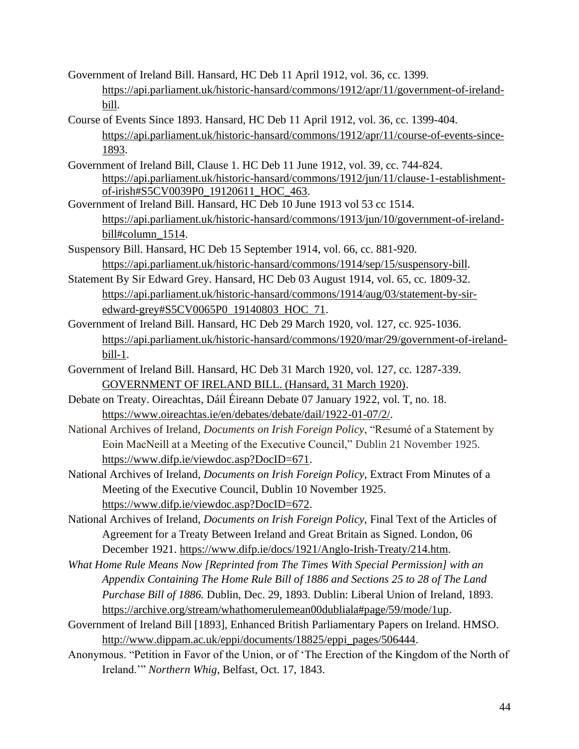Government of Ireland Bill. Hansard, HC Deb 11 April 1912, vol. 36, cc. 1399. https://api.parliament.uk/historic-hansard/commons/1912/apr/11/government-of-ireland-bill.

Course of Events Since 1893. Hansard, HC Deb 11 April 1912, vol. 36, cc. 1399-404. https://api.parliament.uk/historic-hansard/commons/1912/apr/11/course-of-events-since-1893.

Government of Ireland Bill, Clause 1. HC Deb 11 June 1912, vol. 39, cc. 744-824. https://api.parliament.uk/historic-hansard/commons/1912/jun/11/clause-1-establishment-of-irish#S5CV0039P0_19120611_HOC_463.

Government of Ireland Bill. Hansard, HC Deb 10 June 1913 vol 53 cc 1514. https://api.parliament.uk/historic-hansard/commons/1913/jun/10/government-of-ireland-bill#column_1514.

Suspensory Bill. Hansard, HC Deb 15 September 1914, vol. 66, cc. 881-920. https://api.parliament.uk/historic-hansard/commons/1914/sep/15/suspensory-bill.

Statement By Sir Edward Grey. Hansard, HC Deb 03 August 1914, vol. 65, cc. 1809-32. https://api.parliament.uk/historic-hansard/commons/1914/aug/03/statement-by-sir-edward-grey#S5CV0065P0_19140803_HOC_71.

Government of Ireland Bill. Hansard, HC Deb 29 March 1920, vol. 127, cc. 925-1036. https://api.parliament.uk/historic-hansard/commons/1920/mar/29/government-of-ireland-bill-1.

Government of Ireland Bill. Hansard, HC Deb 31 March 1920, vol. 127, cc. 1287-339. GOVERNMENT OF IRELAND BILL. (Hansard, 31 March 1920).

Debate on Treaty. Oireachtas, Dáil Éireann Debate 07 January 1922, vol. T, no. 18. https://www.oireachtas.ie/en/debates/debate/dail/1922-01-07/2/.

National Archives of Ireland, *Documents on Irish Foreign Policy*, "Resumé of a Statement by Eoin MacNeill at a Meeting of the Executive Council," Dublin 21 November 1925. https://www.difp.ie/viewdoc.asp?DocID=671.

National Archives of Ireland, *Documents on Irish Foreign Policy*, Extract From Minutes of a Meeting of the Executive Council, Dublin 10 November 1925. https://www.difp.ie/viewdoc.asp?DocID=672.

National Archives of Ireland, *Documents on Irish Foreign Policy*, Final Text of the Articles of Agreement for a Treaty Between Ireland and Great Britain as Signed. London, 06 December 1921. https://www.difp.ie/docs/1921/Anglo-Irish-Treaty/214.htm.

*What Home Rule Means Now [Reprinted from The Times With Special Permission] with an Appendix Containing The Home Rule Bill of 1886 and Sections 25 to 28 of The Land Purchase Bill of 1886.* Dublin, Dec. 29, 1893. Dublin: Liberal Union of Ireland, 1893. https://archive.org/stream/whathomerulemean00dubliala#page/59/mode/1up.

Government of Ireland Bill [1893], Enhanced British Parliamentary Papers on Ireland. HMSO. http://www.dippam.ac.uk/eppi/documents/18825/eppi_pages/506444.

Anonymous. "Petition in Favor of the Union, or of 'The Erection of the Kingdom of the North of Ireland.'" *Northern Whig*, Belfast, Oct. 17, 1843.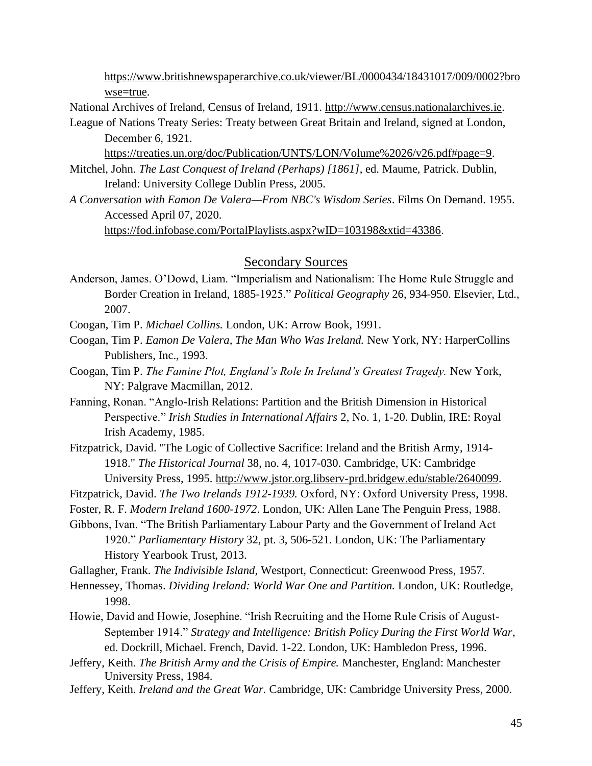https://www.britishnewspaperarchive.co.uk/viewer/BL/0000434/18431017/009/0002?browse=true.

National Archives of Ireland, Census of Ireland, 1911. http://www.census.nationalarchives.ie.

League of Nations Treaty Series: Treaty between Great Britain and Ireland, signed at London, December 6, 1921. https://treaties.un.org/doc/Publication/UNTS/LON/Volume%2026/v26.pdf#page=9.

Mitchel, John. *The Last Conquest of Ireland (Perhaps) [1861]*, ed. Maume, Patrick. Dublin, Ireland: University College Dublin Press, 2005.

*A Conversation with Eamon De Valera—From NBC's Wisdom Series*. Films On Demand. 1955. Accessed April 07, 2020. https://fod.infobase.com/PortalPlaylists.aspx?wID=103198&xtid=43386.

## Secondary Sources

Anderson, James. O'Dowd, Liam. "Imperialism and Nationalism: The Home Rule Struggle and Border Creation in Ireland, 1885-1925." *Political Geography* 26, 934-950. Elsevier, Ltd., 2007.

Coogan, Tim P. *Michael Collins.* London, UK: Arrow Book, 1991.

Coogan, Tim P. *Eamon De Valera, The Man Who Was Ireland.* New York, NY: HarperCollins Publishers, Inc., 1993.

Coogan, Tim P. *The Famine Plot, England's Role In Ireland's Greatest Tragedy.* New York, NY: Palgrave Macmillan, 2012.

Fanning, Ronan. "Anglo-Irish Relations: Partition and the British Dimension in Historical Perspective." *Irish Studies in International Affairs* 2, No. 1, 1-20. Dublin, IRE: Royal Irish Academy, 1985.

Fitzpatrick, David. "The Logic of Collective Sacrifice: Ireland and the British Army, 1914-1918." *The Historical Journal* 38, no. 4, 1017-030. Cambridge, UK: Cambridge University Press, 1995. http://www.jstor.org.libserv-prd.bridgew.edu/stable/2640099.

Fitzpatrick, David. *The Two Irelands 1912-1939.* Oxford, NY: Oxford University Press, 1998.

Foster, R. F. *Modern Ireland 1600-1972*. London, UK: Allen Lane The Penguin Press, 1988.

Gibbons, Ivan. "The British Parliamentary Labour Party and the Government of Ireland Act 1920." *Parliamentary History* 32, pt. 3, 506-521. London, UK: The Parliamentary History Yearbook Trust, 2013.

Gallagher, Frank. *The Indivisible Island*, Westport, Connecticut: Greenwood Press, 1957.

Hennessey, Thomas. *Dividing Ireland: World War One and Partition.* London, UK: Routledge, 1998.

Howie, David and Howie, Josephine. "Irish Recruiting and the Home Rule Crisis of August-September 1914." *Strategy and Intelligence: British Policy During the First World War*, ed. Dockrill, Michael. French, David. 1-22. London, UK: Hambledon Press, 1996.

Jeffery, Keith. *The British Army and the Crisis of Empire.* Manchester, England: Manchester University Press, 1984.

Jeffery, Keith. *Ireland and the Great War.* Cambridge, UK: Cambridge University Press, 2000.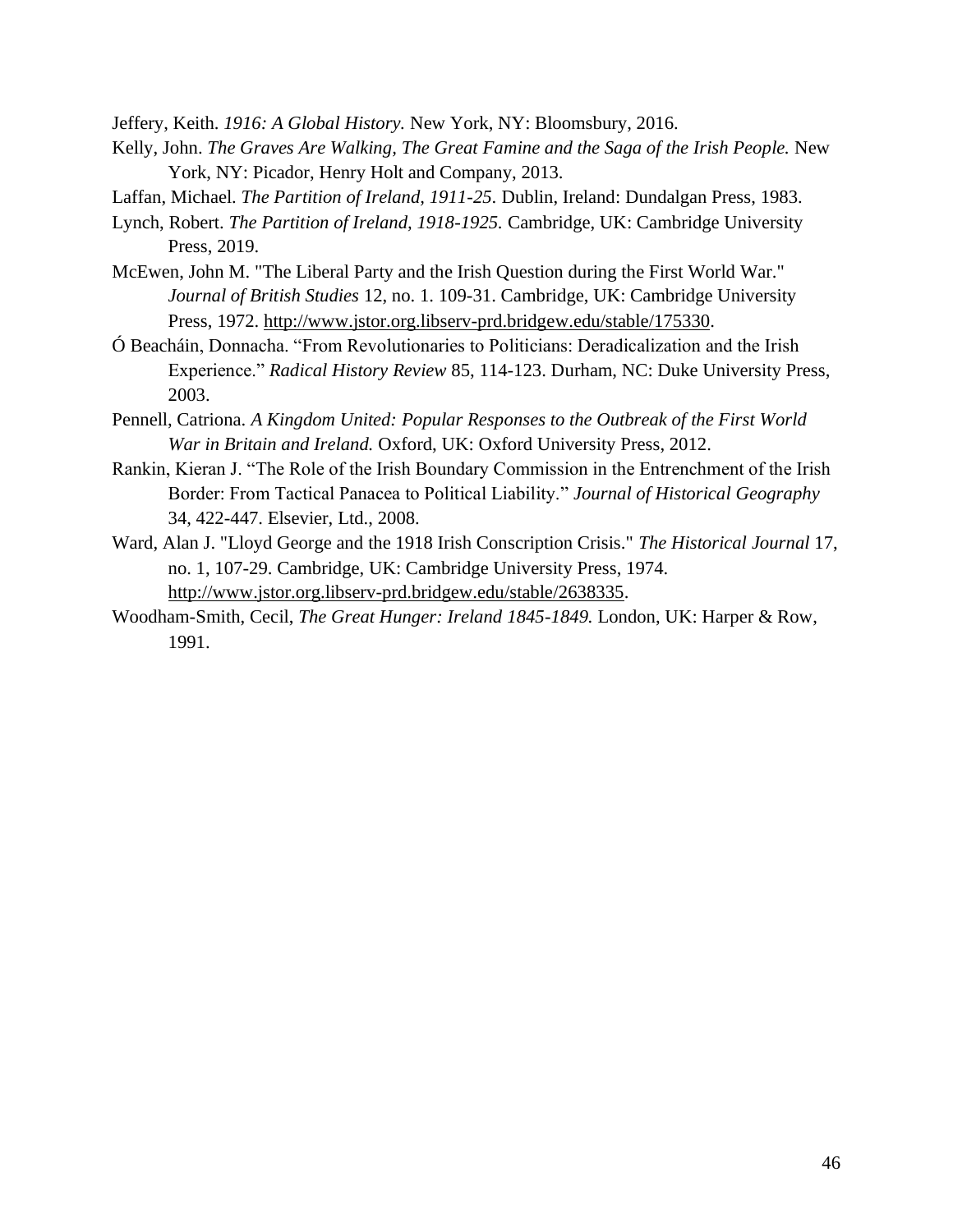Jeffery, Keith. *1916: A Global History.* New York, NY: Bloomsbury, 2016.

Kelly, John. *The Graves Are Walking, The Great Famine and the Saga of the Irish People.* New York, NY: Picador, Henry Holt and Company, 2013.

Laffan, Michael. *The Partition of Ireland, 1911-25.* Dublin, Ireland: Dundalgan Press, 1983.

Lynch, Robert. *The Partition of Ireland, 1918-1925.* Cambridge, UK: Cambridge University Press, 2019.

McEwen, John M. "The Liberal Party and the Irish Question during the First World War." *Journal of British Studies* 12, no. 1. 109-31. Cambridge, UK: Cambridge University Press, 1972. http://www.jstor.org.libserv-prd.bridgew.edu/stable/175330.

Ó Beacháin, Donnacha. "From Revolutionaries to Politicians: Deradicalization and the Irish Experience." *Radical History Review* 85, 114-123. Durham, NC: Duke University Press, 2003.

Pennell, Catriona. *A Kingdom United: Popular Responses to the Outbreak of the First World War in Britain and Ireland.* Oxford, UK: Oxford University Press, 2012.

Rankin, Kieran J. "The Role of the Irish Boundary Commission in the Entrenchment of the Irish Border: From Tactical Panacea to Political Liability." *Journal of Historical Geography* 34, 422-447. Elsevier, Ltd., 2008.

Ward, Alan J. "Lloyd George and the 1918 Irish Conscription Crisis." *The Historical Journal* 17, no. 1, 107-29. Cambridge, UK: Cambridge University Press, 1974. http://www.jstor.org.libserv-prd.bridgew.edu/stable/2638335.

Woodham-Smith, Cecil, *The Great Hunger: Ireland 1845-1849.* London, UK: Harper & Row, 1991.